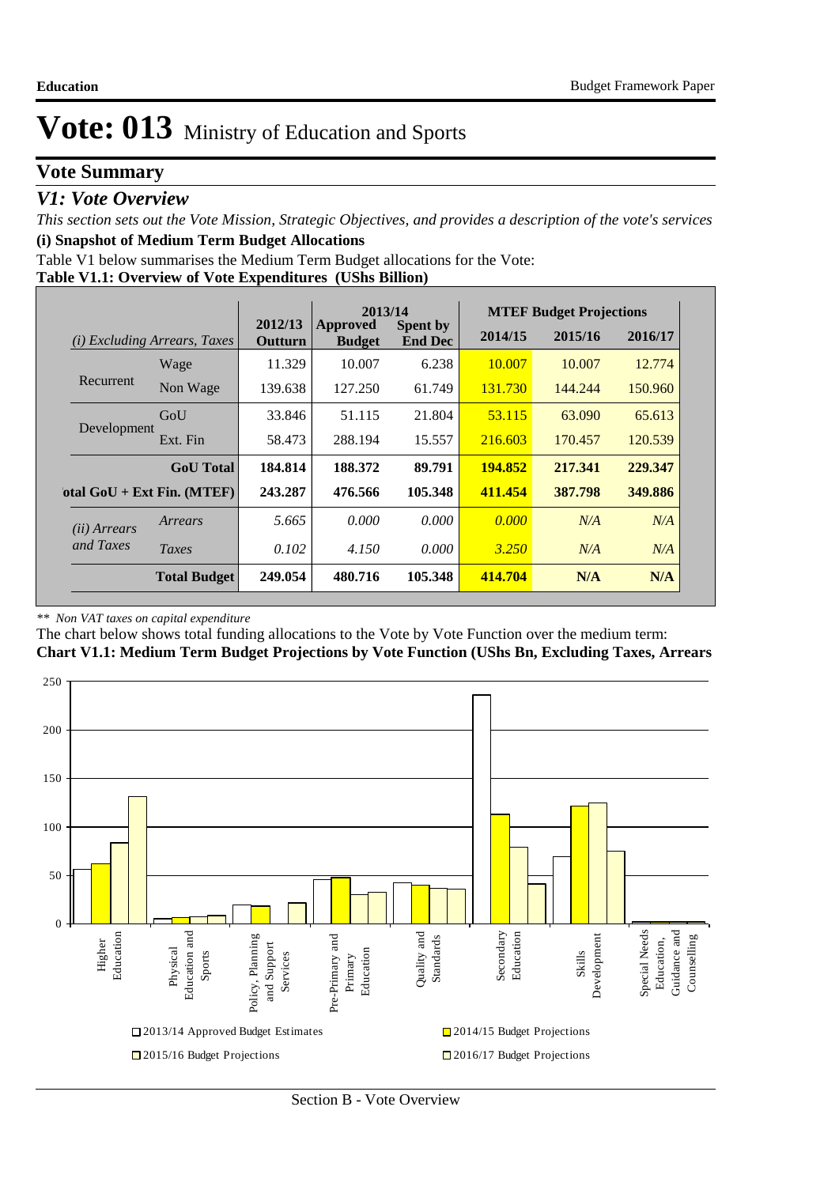# Vote: 013 Ministry of Education and Sports

## Vote Summary

### *V1: Vote Overview*

*This section sets out the Vote Mission, Strategic Objectives, and provides a description of the vote's services*

**(i) Snapshot of Medium Term Budget Allocations**

Table V1 below summarises the Medium Term Budget allocations for the Vote:

**Table V1.1: Overview of Vote Expenditures (UShs Billion)**

| *(i) Excluding Arrears, Taxes* | | 2012/13 Outturn | 2013/14 Approved Budget | 2013/14 Spent by End Dec | MTEF Budget Projections 2014/15 | 2015/16 | 2016/17 |
|---|---|---|---|---|---|---|---|
| Recurrent | Wage | 11.329 | 10.007 | 6.238 | 10.007 | 10.007 | 12.774 |
| | Non Wage | 139.638 | 127.250 | 61.749 | 131.730 | 144.244 | 150.960 |
| Development | GoU | 33.846 | 51.115 | 21.804 | 53.115 | 63.090 | 65.613 |
| | Ext. Fin | 58.473 | 288.194 | 15.557 | 216.603 | 170.457 | 120.539 |
| | **GoU Total** | **184.814** | **188.372** | **89.791** | **194.852** | **217.341** | **229.347** |
| **Total GoU + Ext Fin. (MTEF)** | | **243.287** | **476.566** | **105.348** | **411.454** | **387.798** | **349.886** |
| *(ii) Arrears and Taxes* | *Arrears* | *5.665* | *0.000* | *0.000* | *0.000* | *N/A* | *N/A* |
| | *Taxes* | *0.102* | *4.150* | *0.000* | *3.250* | *N/A* | *N/A* |
| | **Total Budget** | **249.054** | **480.716** | **105.348** | **414.704** | **N/A** | **N/A** |

*\*\* Non VAT taxes on capital expenditure*

The chart below shows total funding allocations to the Vote by Vote Function over the medium term:

**Chart V1.1: Medium Term Budget Projections by Vote Function (UShs Bn, Excluding Taxes, Arrears**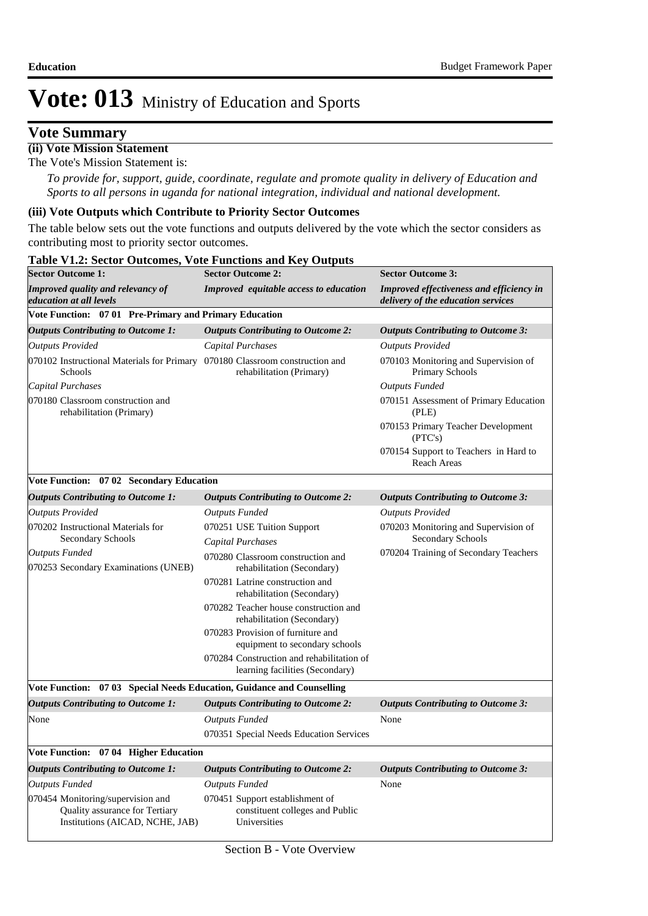# Vote: 013 Ministry of Education and Sports

## Vote Summary

### (ii) Vote Mission Statement

The Vote's Mission Statement is:

*To provide for, support, guide, coordinate, regulate and promote quality in delivery of Education and Sports to all persons in uganda for national integration, individual and national development.*

### (iii) Vote Outputs which Contribute to Priority Sector Outcomes

The table below sets out the vote functions and outputs delivered by the vote which the sector considers as contributing most to priority sector outcomes.

**Table V1.2: Sector Outcomes, Vote Functions and Key Outputs**

| Sector Outcome 1: | Sector Outcome 2: | Sector Outcome 3: |
|---|---|---|
| ***Improved quality and relevancy of education at all levels*** | ***Improved equitable access to education*** | ***Improved effectiveness and efficiency in delivery of the education services*** |
| **Vote Function: 07 01 Pre-Primary and Primary Education** | | |
| ***Outputs Contributing to Outcome 1:*** | ***Outputs Contributing to Outcome 2:*** | ***Outputs Contributing to Outcome 3:*** |
| *Outputs Provided*<br>070102 Instructional Materials for Primary Schools<br>*Capital Purchases*<br>070180 Classroom construction and rehabilitation (Primary) | *Capital Purchases*<br>070180 Classroom construction and rehabilitation (Primary) | *Outputs Provided*<br>070103 Monitoring and Supervision of Primary Schools<br>*Outputs Funded*<br>070151 Assessment of Primary Education (PLE)<br>070153 Primary Teacher Development (PTC's)<br>070154 Support to Teachers in Hard to Reach Areas |
| **Vote Function: 07 02 Secondary Education** | | |
| ***Outputs Contributing to Outcome 1:*** | ***Outputs Contributing to Outcome 2:*** | ***Outputs Contributing to Outcome 3:*** |
| *Outputs Provided*<br>070202 Instructional Materials for Secondary Schools<br>*Outputs Funded*<br>070253 Secondary Examinations (UNEB) | *Outputs Funded*<br>070251 USE Tuition Support<br>*Capital Purchases*<br>070280 Classroom construction and rehabilitation (Secondary)<br>070281 Latrine construction and rehabilitation (Secondary)<br>070282 Teacher house construction and rehabilitation (Secondary)<br>070283 Provision of furniture and equipment to secondary schools<br>070284 Construction and rehabilitation of learning facilities (Secondary) | *Outputs Provided*<br>070203 Monitoring and Supervision of Secondary Schools<br>070204 Training of Secondary Teachers |
| **Vote Function: 07 03 Special Needs Education, Guidance and Counselling** | | |
| ***Outputs Contributing to Outcome 1:*** | ***Outputs Contributing to Outcome 2:*** | ***Outputs Contributing to Outcome 3:*** |
| None | *Outputs Funded*<br>070351 Special Needs Education Services | None |
| **Vote Function: 07 04 Higher Education** | | |
| ***Outputs Contributing to Outcome 1:*** | ***Outputs Contributing to Outcome 2:*** | ***Outputs Contributing to Outcome 3:*** |
| *Outputs Funded*<br>070454 Monitoring/supervision and Quality assurance for Tertiary Institutions (AICAD, NCHE, JAB) | *Outputs Funded*<br>070451 Support establishment of constituent colleges and Public Universities | None |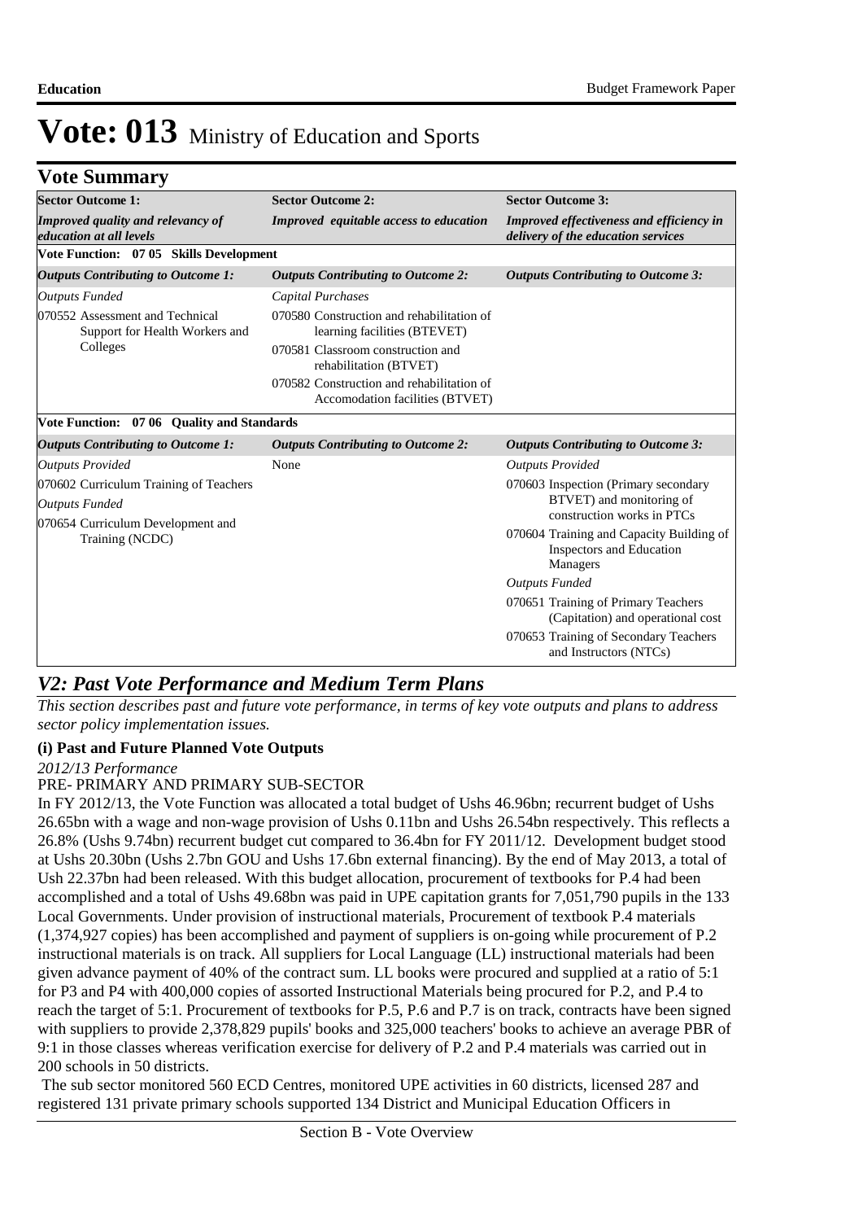# Vote: 013 Ministry of Education and Sports

## Vote Summary

| Sector Outcome 1: | Sector Outcome 2: | Sector Outcome 3: |
|---|---|---|
| ***Improved quality and relevancy of education at all levels*** | ***Improved equitable access to education*** | ***Improved effectiveness and efficiency in delivery of the education services*** |
| **Vote Function: 07 05 Skills Development** | | |
| ***Outputs Contributing to Outcome 1:*** | ***Outputs Contributing to Outcome 2:*** | ***Outputs Contributing to Outcome 3:*** |
| *Outputs Funded*<br>070552 Assessment and Technical Support for Health Workers and Colleges | *Capital Purchases*<br>070580 Construction and rehabilitation of learning facilities (BTEVET)<br>070581 Classroom construction and rehabilitation (BTVET)<br>070582 Construction and rehabilitation of Accomodation facilities (BTVET) | |
| **Vote Function: 07 06 Quality and Standards** | | |
| ***Outputs Contributing to Outcome 1:*** | ***Outputs Contributing to Outcome 2:*** | ***Outputs Contributing to Outcome 3:*** |
| *Outputs Provided*<br>070602 Curriculum Training of Teachers<br>*Outputs Funded*<br>070654 Curriculum Development and Training (NCDC) | None | *Outputs Provided*<br>070603 Inspection (Primary secondary BTVET) and monitoring of construction works in PTCs<br>070604 Training and Capacity Building of Inspectors and Education Managers<br>*Outputs Funded*<br>070651 Training of Primary Teachers (Capitation) and operational cost<br>070653 Training of Secondary Teachers and Instructors (NTCs) |

## *V2: Past Vote Performance and Medium Term Plans*

*This section describes past and future vote performance, in terms of key vote outputs and plans to address sector policy implementation issues.*

### (i) Past and Future Planned Vote Outputs

*2012/13 Performance*

PRE- PRIMARY AND PRIMARY SUB-SECTOR

In FY 2012/13, the Vote Function was allocated a total budget of Ushs 46.96bn; recurrent budget of Ushs 26.65bn with a wage and non-wage provision of Ushs 0.11bn and Ushs 26.54bn respectively. This reflects a 26.8% (Ushs 9.74bn) recurrent budget cut compared to 36.4bn for FY 2011/12. Development budget stood at Ushs 20.30bn (Ushs 2.7bn GOU and Ushs 17.6bn external financing). By the end of May 2013, a total of Ush 22.37bn had been released. With this budget allocation, procurement of textbooks for P.4 had been accomplished and a total of Ushs 49.68bn was paid in UPE capitation grants for 7,051,790 pupils in the 133 Local Governments. Under provision of instructional materials, Procurement of textbook P.4 materials (1,374,927 copies) has been accomplished and payment of suppliers is on-going while procurement of P.2 instructional materials is on track. All suppliers for Local Language (LL) instructional materials had been given advance payment of 40% of the contract sum. LL books were procured and supplied at a ratio of 5:1 for P3 and P4 with 400,000 copies of assorted Instructional Materials being procured for P.2, and P.4 to reach the target of 5:1. Procurement of textbooks for P.5, P.6 and P.7 is on track, contracts have been signed with suppliers to provide 2,378,829 pupils' books and 325,000 teachers' books to achieve an average PBR of 9:1 in those classes whereas verification exercise for delivery of P.2 and P.4 materials was carried out in 200 schools in 50 districts.

The sub sector monitored 560 ECD Centres, monitored UPE activities in 60 districts, licensed 287 and registered 131 private primary schools supported 134 District and Municipal Education Officers in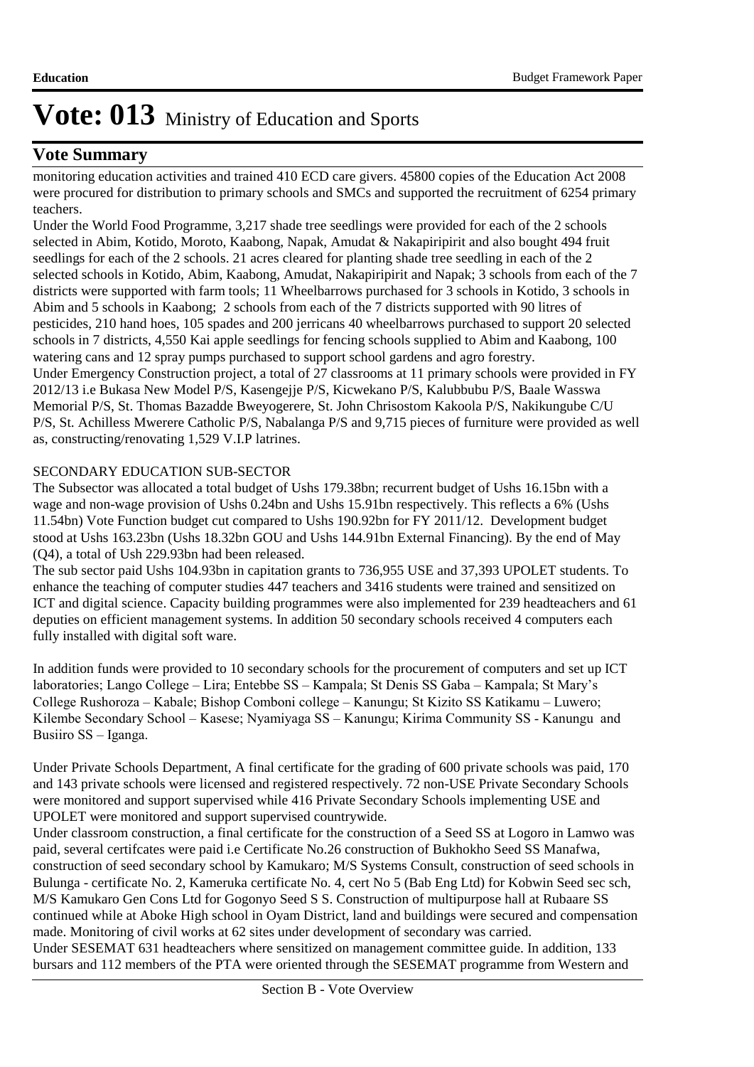# Vote: 013 Ministry of Education and Sports

## Vote Summary

monitoring education activities and trained 410 ECD care givers. 45800 copies of the Education Act 2008 were procured for distribution to primary schools and SMCs and supported the recruitment of 6254 primary teachers.

Under the World Food Programme, 3,217 shade tree seedlings were provided for each of the 2 schools selected in Abim, Kotido, Moroto, Kaabong, Napak, Amudat & Nakapiripirit and also bought 494 fruit seedlings for each of the 2 schools. 21 acres cleared for planting shade tree seedling in each of the 2 selected schools in Kotido, Abim, Kaabong, Amudat, Nakapiripirit and Napak; 3 schools from each of the 7 districts were supported with farm tools; 11 Wheelbarrows purchased for 3 schools in Kotido, 3 schools in Abim and 5 schools in Kaabong; 2 schools from each of the 7 districts supported with 90 litres of pesticides, 210 hand hoes, 105 spades and 200 jerricans 40 wheelbarrows purchased to support 20 selected schools in 7 districts, 4,550 Kai apple seedlings for fencing schools supplied to Abim and Kaabong, 100 watering cans and 12 spray pumps purchased to support school gardens and agro forestry.

Under Emergency Construction project, a total of 27 classrooms at 11 primary schools were provided in FY 2012/13 i.e Bukasa New Model P/S, Kasengejje P/S, Kicwekano P/S, Kalubbubu P/S, Baale Wasswa Memorial P/S, St. Thomas Bazadde Bweyogerere, St. John Chrisostom Kakoola P/S, Nakikungube C/U P/S, St. Achilless Mwerere Catholic P/S, Nabalanga P/S and 9,715 pieces of furniture were provided as well as, constructing/renovating 1,529 V.I.P latrines.

SECONDARY EDUCATION SUB-SECTOR

The Subsector was allocated a total budget of Ushs 179.38bn; recurrent budget of Ushs 16.15bn with a wage and non-wage provision of Ushs 0.24bn and Ushs 15.91bn respectively. This reflects a 6% (Ushs 11.54bn) Vote Function budget cut compared to Ushs 190.92bn for FY 2011/12. Development budget stood at Ushs 163.23bn (Ushs 18.32bn GOU and Ushs 144.91bn External Financing). By the end of May (Q4), a total of Ush 229.93bn had been released.

The sub sector paid Ushs 104.93bn in capitation grants to 736,955 USE and 37,393 UPOLET students. To enhance the teaching of computer studies 447 teachers and 3416 students were trained and sensitized on ICT and digital science. Capacity building programmes were also implemented for 239 headteachers and 61 deputies on efficient management systems. In addition 50 secondary schools received 4 computers each fully installed with digital soft ware.

In addition funds were provided to 10 secondary schools for the procurement of computers and set up ICT laboratories; Lango College – Lira; Entebbe SS – Kampala; St Denis SS Gaba – Kampala; St Mary's College Rushoroza – Kabale; Bishop Comboni college – Kanungu; St Kizito SS Katikamu – Luwero; Kilembe Secondary School – Kasese; Nyamiyaga SS – Kanungu; Kirima Community SS - Kanungu and Busiiro SS – Iganga.

Under Private Schools Department, A final certificate for the grading of 600 private schools was paid, 170 and 143 private schools were licensed and registered respectively. 72 non-USE Private Secondary Schools were monitored and support supervised while 416 Private Secondary Schools implementing USE and UPOLET were monitored and support supervised countrywide.

Under classroom construction, a final certificate for the construction of a Seed SS at Logoro in Lamwo was paid, several certifcates were paid i.e Certificate No.26 construction of Bukhokho Seed SS Manafwa, construction of seed secondary school by Kamukaro; M/S Systems Consult, construction of seed schools in Bulunga - certificate No. 2, Kameruka certificate No. 4, cert No 5 (Bab Eng Ltd) for Kobwin Seed sec sch, M/S Kamukaro Gen Cons Ltd for Gogonyo Seed S S. Construction of multipurpose hall at Rubaare SS continued while at Aboke High school in Oyam District, land and buildings were secured and compensation made. Monitoring of civil works at 62 sites under development of secondary was carried.

Under SESEMAT 631 headteachers where sensitized on management committee guide. In addition, 133 bursars and 112 members of the PTA were oriented through the SESEMAT programme from Western and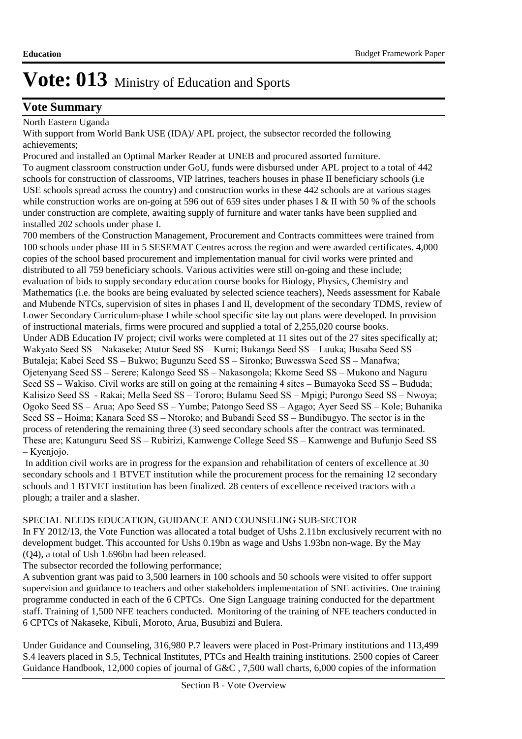# Vote: 013 Ministry of Education and Sports

## Vote Summary

North Eastern Uganda

With support from World Bank USE (IDA)/ APL project, the subsector recorded the following achievements;

Procured and installed an Optimal Marker Reader at UNEB and procured assorted furniture.

To augment classroom construction under GoU, funds were disbursed under APL project to a total of 442 schools for construction of classrooms, VIP latrines, teachers houses in phase II beneficiary schools (i.e USE schools spread across the country) and construction works in these 442 schools are at various stages while construction works are on-going at 596 out of 659 sites under phases I & II with 50 % of the schools under construction are complete, awaiting supply of furniture and water tanks have been supplied and installed 202 schools under phase I.

700 members of the Construction Management, Procurement and Contracts committees were trained from 100 schools under phase III in 5 SESEMAT Centres across the region and were awarded certificates. 4,000 copies of the school based procurement and implementation manual for civil works were printed and distributed to all 759 beneficiary schools. Various activities were still on-going and these include; evaluation of bids to supply secondary education course books for Biology, Physics, Chemistry and Mathematics (i.e. the books are being evaluated by selected science teachers), Needs assessment for Kabale and Mubende NTCs, supervision of sites in phases I and II, development of the secondary TDMS, review of Lower Secondary Curriculum-phase I while school specific site lay out plans were developed. In provision of instructional materials, firms were procured and supplied a total of 2,255,020 course books.

Under ADB Education IV project; civil works were completed at 11 sites out of the 27 sites specifically at; Wakyato Seed SS – Nakaseke; Atutur Seed SS – Kumi; Bukanga Seed SS – Luuka; Busaba Seed SS – Butaleja; Kabei Seed SS – Bukwo; Bugunzu Seed SS – Sironko; Buwesswa Seed SS – Manafwa; Ojetenyang Seed SS – Serere; Kalongo Seed SS – Nakasongola; Kkome Seed SS – Mukono and Naguru Seed SS – Wakiso. Civil works are still on going at the remaining 4 sites – Bumayoka Seed SS – Bududa; Kalisizo Seed SS - Rakai; Mella Seed SS – Tororo; Bulamu Seed SS – Mpigi; Purongo Seed SS – Nwoya; Ogoko Seed SS – Arua; Apo Seed SS – Yumbe; Patongo Seed SS – Agago; Ayer Seed SS – Kole; Buhanika Seed SS – Hoima; Kanara Seed SS – Ntoroko; and Bubandi Seed SS – Bundibugyo. The sector is in the process of retendering the remaining three (3) seed secondary schools after the contract was terminated. These are; Katunguru Seed SS – Rubirizi, Kamwenge College Seed SS – Kamwenge and Bufunjo Seed SS – Kyenjojo.

In addition civil works are in progress for the expansion and rehabilitation of centers of excellence at 30 secondary schools and 1 BTVET institution while the procurement process for the remaining 12 secondary schools and 1 BTVET institution has been finalized. 28 centers of excellence received tractors with a plough; a trailer and a slasher.

SPECIAL NEEDS EDUCATION, GUIDANCE AND COUNSELING SUB-SECTOR

In FY 2012/13, the Vote Function was allocated a total budget of Ushs 2.11bn exclusively recurrent with no development budget. This accounted for Ushs 0.19bn as wage and Ushs 1.93bn non-wage. By the May (Q4), a total of Ush 1.696bn had been released.

The subsector recorded the following performance;

A subvention grant was paid to 3,500 learners in 100 schools and 50 schools were visited to offer support supervision and guidance to teachers and other stakeholders implementation of SNE activities. One training programme conducted in each of the 6 CPTCs. One Sign Language training conducted for the department staff. Training of 1,500 NFE teachers conducted. Monitoring of the training of NFE teachers conducted in 6 CPTCs of Nakaseke, Kibuli, Moroto, Arua, Busubizi and Bulera.

Under Guidance and Counseling, 316,980 P.7 leavers were placed in Post-Primary institutions and 113,499 S.4 leavers placed in S.5, Technical Institutes, PTCs and Health training institutions. 2500 copies of Career Guidance Handbook, 12,000 copies of journal of G&C , 7,500 wall charts, 6,000 copies of the information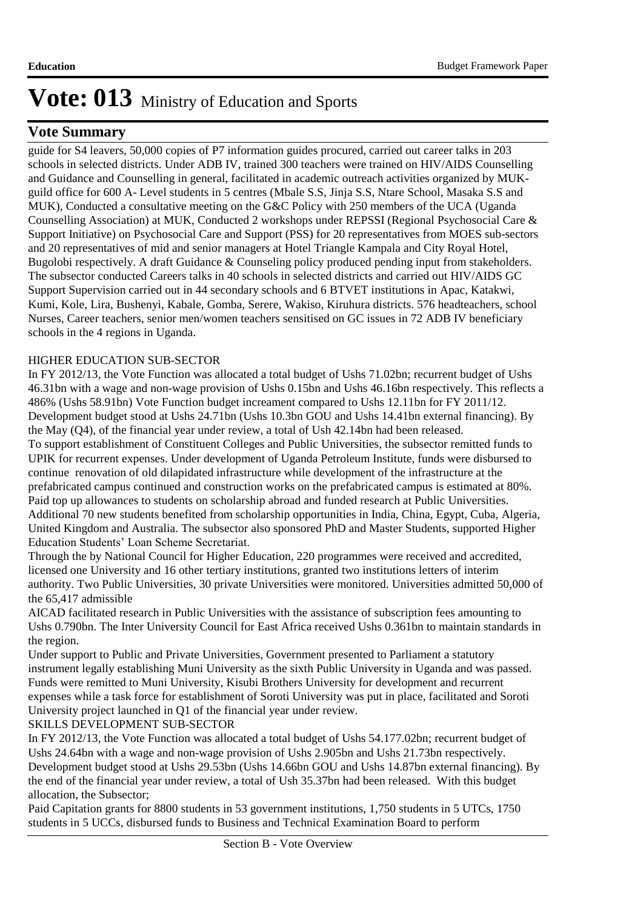# Vote: 013 Ministry of Education and Sports

## Vote Summary

guide for S4 leavers, 50,000 copies of P7 information guides procured, carried out career talks in 203 schools in selected districts. Under ADB IV, trained 300 teachers were trained on HIV/AIDS Counselling and Guidance and Counselling in general, facilitated in academic outreach activities organized by MUK-guild office for 600 A- Level students in 5 centres (Mbale S.S, Jinja S.S, Ntare School, Masaka S.S and MUK), Conducted a consultative meeting on the G&C Policy with 250 members of the UCA (Uganda Counselling Association) at MUK, Conducted 2 workshops under REPSSI (Regional Psychosocial Care & Support Initiative) on Psychosocial Care and Support (PSS) for 20 representatives from MOES sub-sectors and 20 representatives of mid and senior managers at Hotel Triangle Kampala and City Royal Hotel, Bugolobi respectively. A draft Guidance & Counseling policy produced pending input from stakeholders. The subsector conducted Careers talks in 40 schools in selected districts and carried out HIV/AIDS GC Support Supervision carried out in 44 secondary schools and 6 BTVET institutions in Apac, Katakwi, Kumi, Kole, Lira, Bushenyi, Kabale, Gomba, Serere, Wakiso, Kiruhura districts. 576 headteachers, school Nurses, Career teachers, senior men/women teachers sensitised on GC issues in 72 ADB IV beneficiary schools in the 4 regions in Uganda.

HIGHER EDUCATION SUB-SECTOR

In FY 2012/13, the Vote Function was allocated a total budget of Ushs 71.02bn; recurrent budget of Ushs 46.31bn with a wage and non-wage provision of Ushs 0.15bn and Ushs 46.16bn respectively. This reflects a 486% (Ushs 58.91bn) Vote Function budget increament compared to Ushs 12.11bn for FY 2011/12. Development budget stood at Ushs 24.71bn (Ushs 10.3bn GOU and Ushs 14.41bn external financing). By the May (Q4), of the financial year under review, a total of Ush 42.14bn had been released.

To support establishment of Constituent Colleges and Public Universities, the subsector remitted funds to UPIK for recurrent expenses. Under development of Uganda Petroleum Institute, funds were disbursed to continue renovation of old dilapidated infrastructure while development of the infrastructure at the prefabricated campus continued and construction works on the prefabricated campus is estimated at 80%. Paid top up allowances to students on scholarship abroad and funded research at Public Universities. Additional 70 new students benefited from scholarship opportunities in India, China, Egypt, Cuba, Algeria, United Kingdom and Australia. The subsector also sponsored PhD and Master Students, supported Higher Education Students' Loan Scheme Secretariat.

Through the by National Council for Higher Education, 220 programmes were received and accredited, licensed one University and 16 other tertiary institutions, granted two institutions letters of interim authority. Two Public Universities, 30 private Universities were monitored. Universities admitted 50,000 of the 65,417 admissible

AICAD facilitated research in Public Universities with the assistance of subscription fees amounting to Ushs 0.790bn. The Inter University Council for East Africa received Ushs 0.361bn to maintain standards in the region.

Under support to Public and Private Universities, Government presented to Parliament a statutory instrument legally establishing Muni University as the sixth Public University in Uganda and was passed. Funds were remitted to Muni University, Kisubi Brothers University for development and recurrent expenses while a task force for establishment of Soroti University was put in place, facilitated and Soroti University project launched in Q1 of the financial year under review.

SKILLS DEVELOPMENT SUB-SECTOR

In FY 2012/13, the Vote Function was allocated a total budget of Ushs 54.177.02bn; recurrent budget of Ushs 24.64bn with a wage and non-wage provision of Ushs 2.905bn and Ushs 21.73bn respectively. Development budget stood at Ushs 29.53bn (Ushs 14.66bn GOU and Ushs 14.87bn external financing). By the end of the financial year under review, a total of Ush 35.37bn had been released. With this budget allocation, the Subsector;

Paid Capitation grants for 8800 students in 53 government institutions, 1,750 students in 5 UTCs, 1750 students in 5 UCCs, disbursed funds to Business and Technical Examination Board to perform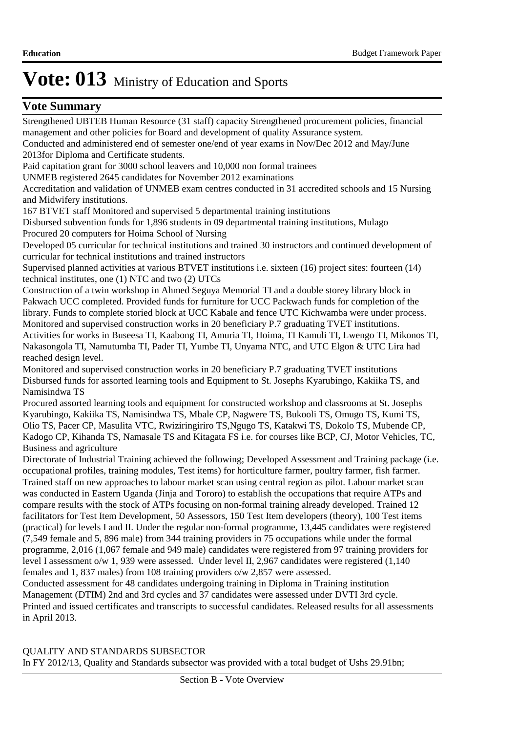# Vote: 013 Ministry of Education and Sports

## Vote Summary

Strengthened UBTEB Human Resource (31 staff) capacity Strengthened procurement policies, financial management and other policies for Board and development of quality Assurance system.

Conducted and administered end of semester one/end of year exams in Nov/Dec 2012 and May/June 2013for Diploma and Certificate students.

Paid capitation grant for 3000 school leavers and 10,000 non formal trainees

UNMEB registered 2645 candidates for November 2012 examinations

Accreditation and validation of UNMEB exam centres conducted in 31 accredited schools and 15 Nursing and Midwifery institutions.

167 BTVET staff Monitored and supervised 5 departmental training institutions

Disbursed subvention funds for 1,896 students in 09 departmental training institutions, Mulago

Procured 20 computers for Hoima School of Nursing

Developed 05 curricular for technical institutions and trained 30 instructors and continued development of curricular for technical institutions and trained instructors

Supervised planned activities at various BTVET institutions i.e. sixteen (16) project sites: fourteen (14) technical institutes, one (1) NTC and two (2) UTCs

Construction of a twin workshop in Ahmed Seguya Memorial TI and a double storey library block in Pakwach UCC completed. Provided funds for furniture for UCC Packwach funds for completion of the library. Funds to complete storied block at UCC Kabale and fence UTC Kichwamba were under process.

Monitored and supervised construction works in 20 beneficiary P.7 graduating TVET institutions.

Activities for works in Buseesa TI, Kaabong TI, Amuria TI, Hoima, TI Kamuli TI, Lwengo TI, Mikonos TI, Nakasongola TI, Namutumba TI, Pader TI, Yumbe TI, Unyama NTC, and UTC Elgon & UTC Lira had reached design level.

Monitored and supervised construction works in 20 beneficiary P.7 graduating TVET institutions

Disbursed funds for assorted learning tools and Equipment to St. Josephs Kyarubingo, Kakiika TS, and Namisindwa TS

Procured assorted learning tools and equipment for constructed workshop and classrooms at St. Josephs Kyarubingo, Kakiika TS, Namisindwa TS, Mbale CP, Nagwere TS, Bukooli TS, Omugo TS, Kumi TS, Olio TS, Pacer CP, Masulita VTC, Rwiziringiriro TS,Ngugo TS, Katakwi TS, Dokolo TS, Mubende CP, Kadogo CP, Kihanda TS, Namasale TS and Kitagata FS i.e. for courses like BCP, CJ, Motor Vehicles, TC, Business and agriculture

Directorate of Industrial Training achieved the following; Developed Assessment and Training package (i.e. occupational profiles, training modules, Test items) for horticulture farmer, poultry farmer, fish farmer. Trained staff on new approaches to labour market scan using central region as pilot. Labour market scan was conducted in Eastern Uganda (Jinja and Tororo) to establish the occupations that require ATPs and compare results with the stock of ATPs focusing on non-formal training already developed. Trained 12 facilitators for Test Item Development, 50 Assessors, 150 Test Item developers (theory), 100 Test items (practical) for levels I and II. Under the regular non-formal programme, 13,445 candidates were registered (7,549 female and 5, 896 male) from 344 training providers in 75 occupations while under the formal programme, 2,016 (1,067 female and 949 male) candidates were registered from 97 training providers for level I assessment o/w 1, 939 were assessed. Under level II, 2,967 candidates were registered (1,140 females and 1, 837 males) from 108 training providers o/w 2,857 were assessed.

Conducted assessment for 48 candidates undergoing training in Diploma in Training institution Management (DTIM) 2nd and 3rd cycles and 37 candidates were assessed under DVTI 3rd cycle.

Printed and issued certificates and transcripts to successful candidates. Released results for all assessments in April 2013.

QUALITY AND STANDARDS SUBSECTOR

In FY 2012/13, Quality and Standards subsector was provided with a total budget of Ushs 29.91bn;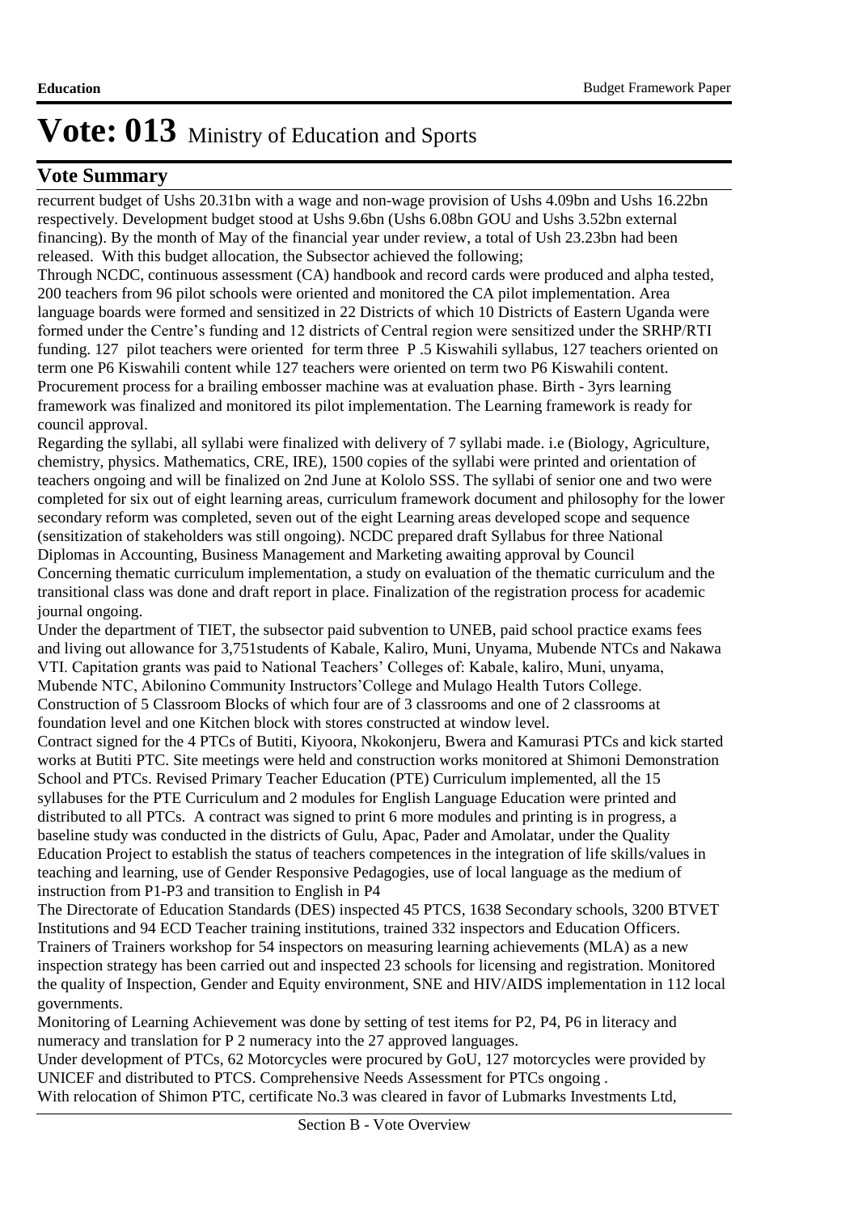# Vote: 013 Ministry of Education and Sports

## Vote Summary

recurrent budget of Ushs 20.31bn with a wage and non-wage provision of Ushs 4.09bn and Ushs 16.22bn respectively. Development budget stood at Ushs 9.6bn (Ushs 6.08bn GOU and Ushs 3.52bn external financing). By the month of May of the financial year under review, a total of Ush 23.23bn had been released. With this budget allocation, the Subsector achieved the following;

Through NCDC, continuous assessment (CA) handbook and record cards were produced and alpha tested, 200 teachers from 96 pilot schools were oriented and monitored the CA pilot implementation. Area language boards were formed and sensitized in 22 Districts of which 10 Districts of Eastern Uganda were formed under the Centre's funding and 12 districts of Central region were sensitized under the SRHP/RTI funding. 127 pilot teachers were oriented for term three P .5 Kiswahili syllabus, 127 teachers oriented on term one P6 Kiswahili content while 127 teachers were oriented on term two P6 Kiswahili content. Procurement process for a brailing embosser machine was at evaluation phase. Birth - 3yrs learning framework was finalized and monitored its pilot implementation. The Learning framework is ready for council approval.

Regarding the syllabi, all syllabi were finalized with delivery of 7 syllabi made. i.e (Biology, Agriculture, chemistry, physics. Mathematics, CRE, IRE), 1500 copies of the syllabi were printed and orientation of teachers ongoing and will be finalized on 2nd June at Kololo SSS. The syllabi of senior one and two were completed for six out of eight learning areas, curriculum framework document and philosophy for the lower secondary reform was completed, seven out of the eight Learning areas developed scope and sequence (sensitization of stakeholders was still ongoing). NCDC prepared draft Syllabus for three National Diplomas in Accounting, Business Management and Marketing awaiting approval by Council

Concerning thematic curriculum implementation, a study on evaluation of the thematic curriculum and the transitional class was done and draft report in place. Finalization of the registration process for academic journal ongoing.

Under the department of TIET, the subsector paid subvention to UNEB, paid school practice exams fees and living out allowance for 3,751students of Kabale, Kaliro, Muni, Unyama, Mubende NTCs and Nakawa VTI. Capitation grants was paid to National Teachers' Colleges of: Kabale, kaliro, Muni, unyama, Mubende NTC, Abilonino Community Instructors'College and Mulago Health Tutors College.

Construction of 5 Classroom Blocks of which four are of 3 classrooms and one of 2 classrooms at foundation level and one Kitchen block with stores constructed at window level.

Contract signed for the 4 PTCs of Butiti, Kiyoora, Nkokonjeru, Bwera and Kamurasi PTCs and kick started works at Butiti PTC. Site meetings were held and construction works monitored at Shimoni Demonstration School and PTCs. Revised Primary Teacher Education (PTE) Curriculum implemented, all the 15 syllabuses for the PTE Curriculum and 2 modules for English Language Education were printed and distributed to all PTCs. A contract was signed to print 6 more modules and printing is in progress, a baseline study was conducted in the districts of Gulu, Apac, Pader and Amolatar, under the Quality Education Project to establish the status of teachers competences in the integration of life skills/values in teaching and learning, use of Gender Responsive Pedagogies, use of local language as the medium of instruction from P1-P3 and transition to English in P4

The Directorate of Education Standards (DES) inspected 45 PTCS, 1638 Secondary schools, 3200 BTVET Institutions and 94 ECD Teacher training institutions, trained 332 inspectors and Education Officers. Trainers of Trainers workshop for 54 inspectors on measuring learning achievements (MLA) as a new inspection strategy has been carried out and inspected 23 schools for licensing and registration. Monitored the quality of Inspection, Gender and Equity environment, SNE and HIV/AIDS implementation in 112 local governments.

Monitoring of Learning Achievement was done by setting of test items for P2, P4, P6 in literacy and numeracy and translation for P 2 numeracy into the 27 approved languages.

Under development of PTCs, 62 Motorcycles were procured by GoU, 127 motorcycles were provided by UNICEF and distributed to PTCS. Comprehensive Needs Assessment for PTCs ongoing .

With relocation of Shimon PTC, certificate No.3 was cleared in favor of Lubmarks Investments Ltd,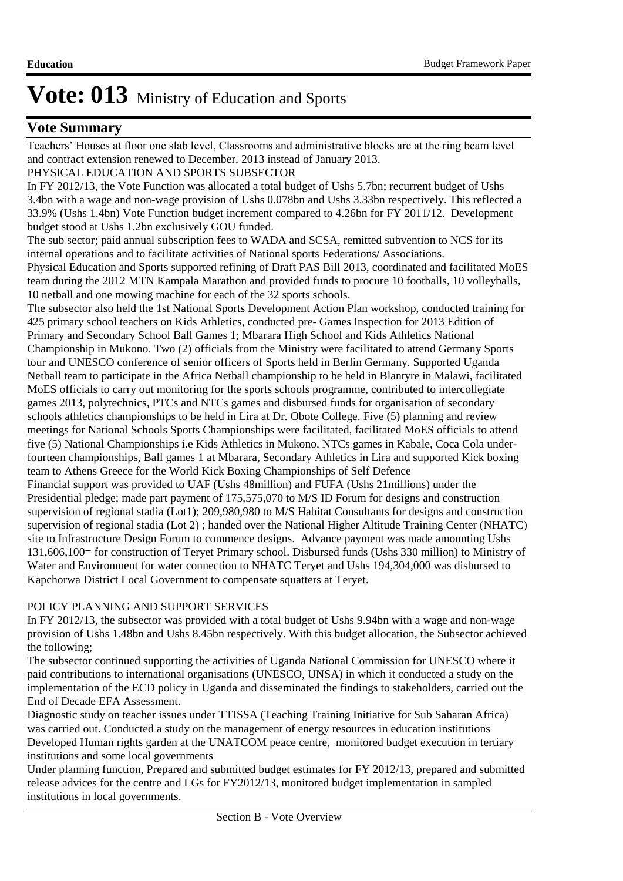# Vote: 013 Ministry of Education and Sports

## Vote Summary

Teachers' Houses at floor one slab level, Classrooms and administrative blocks are at the ring beam level and contract extension renewed to December, 2013 instead of January 2013.

PHYSICAL EDUCATION AND SPORTS SUBSECTOR

In FY 2012/13, the Vote Function was allocated a total budget of Ushs 5.7bn; recurrent budget of Ushs 3.4bn with a wage and non-wage provision of Ushs 0.078bn and Ushs 3.33bn respectively. This reflected a 33.9% (Ushs 1.4bn) Vote Function budget increment compared to 4.26bn for FY 2011/12. Development budget stood at Ushs 1.2bn exclusively GOU funded.

The sub sector; paid annual subscription fees to WADA and SCSA, remitted subvention to NCS for its internal operations and to facilitate activities of National sports Federations/ Associations.

Physical Education and Sports supported refining of Draft PAS Bill 2013, coordinated and facilitated MoES team during the 2012 MTN Kampala Marathon and provided funds to procure 10 footballs, 10 volleyballs, 10 netball and one mowing machine for each of the 32 sports schools.

The subsector also held the 1st National Sports Development Action Plan workshop, conducted training for 425 primary school teachers on Kids Athletics, conducted pre- Games Inspection for 2013 Edition of Primary and Secondary School Ball Games 1; Mbarara High School and Kids Athletics National Championship in Mukono. Two (2) officials from the Ministry were facilitated to attend Germany Sports tour and UNESCO conference of senior officers of Sports held in Berlin Germany. Supported Uganda Netball team to participate in the Africa Netball championship to be held in Blantyre in Malawi, facilitated MoES officials to carry out monitoring for the sports schools programme, contributed to intercollegiate games 2013, polytechnics, PTCs and NTCs games and disbursed funds for organisation of secondary schools athletics championships to be held in Lira at Dr. Obote College. Five (5) planning and review meetings for National Schools Sports Championships were facilitated, facilitated MoES officials to attend five (5) National Championships i.e Kids Athletics in Mukono, NTCs games in Kabale, Coca Cola under-fourteen championships, Ball games 1 at Mbarara, Secondary Athletics in Lira and supported Kick boxing team to Athens Greece for the World Kick Boxing Championships of Self Defence

Financial support was provided to UAF (Ushs 48million) and FUFA (Ushs 21millions) under the Presidential pledge; made part payment of 175,575,070 to M/S ID Forum for designs and construction supervision of regional stadia (Lot1); 209,980,980 to M/S Habitat Consultants for designs and construction supervision of regional stadia (Lot 2) ; handed over the National Higher Altitude Training Center (NHATC) site to Infrastructure Design Forum to commence designs. Advance payment was made amounting Ushs 131,606,100= for construction of Teryet Primary school. Disbursed funds (Ushs 330 million) to Ministry of Water and Environment for water connection to NHATC Teryet and Ushs 194,304,000 was disbursed to Kapchorwa District Local Government to compensate squatters at Teryet.

POLICY PLANNING AND SUPPORT SERVICES

In FY 2012/13, the subsector was provided with a total budget of Ushs 9.94bn with a wage and non-wage provision of Ushs 1.48bn and Ushs 8.45bn respectively. With this budget allocation, the Subsector achieved the following;

The subsector continued supporting the activities of Uganda National Commission for UNESCO where it paid contributions to international organisations (UNESCO, UNSA) in which it conducted a study on the implementation of the ECD policy in Uganda and disseminated the findings to stakeholders, carried out the End of Decade EFA Assessment.

Diagnostic study on teacher issues under TTISSA (Teaching Training Initiative for Sub Saharan Africa) was carried out. Conducted a study on the management of energy resources in education institutions Developed Human rights garden at the UNATCOM peace centre, monitored budget execution in tertiary institutions and some local governments

Under planning function, Prepared and submitted budget estimates for FY 2012/13, prepared and submitted release advices for the centre and LGs for FY2012/13, monitored budget implementation in sampled institutions in local governments.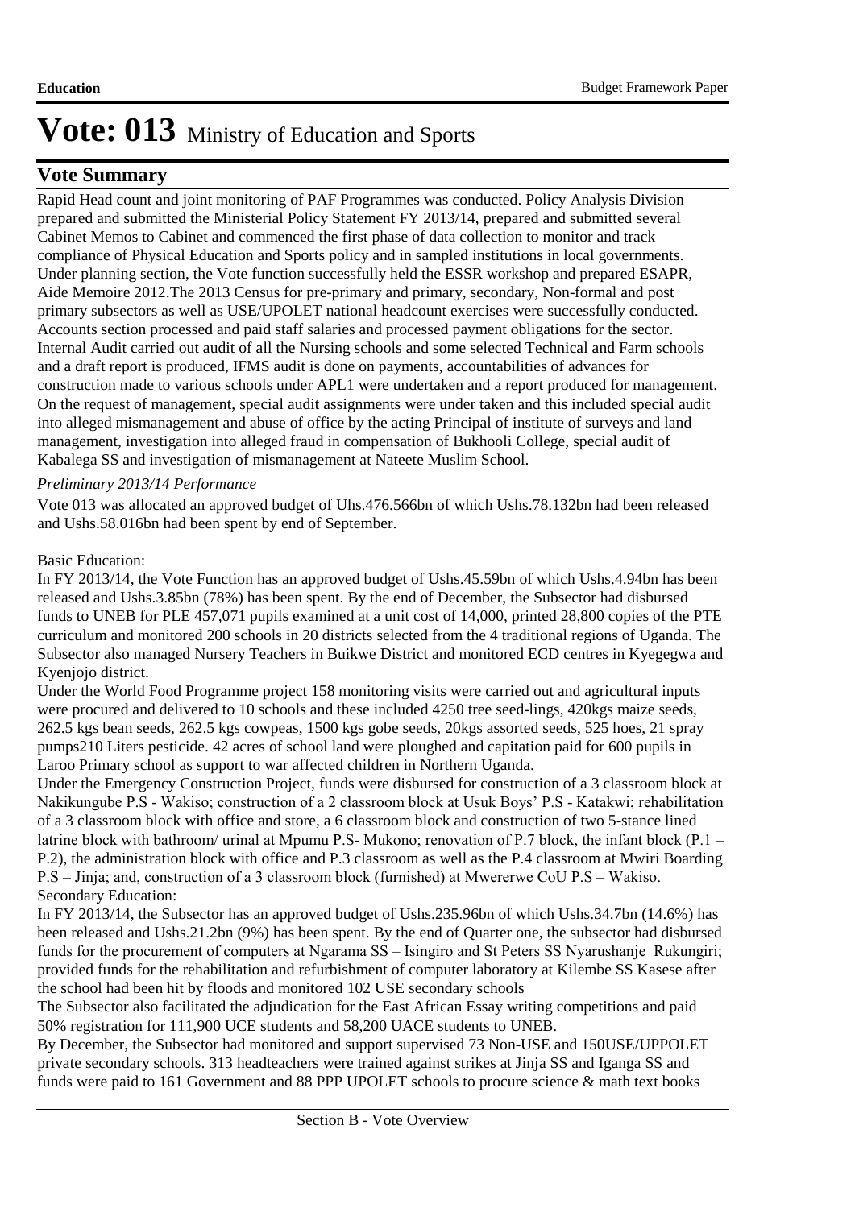# Vote: 013 Ministry of Education and Sports

## Vote Summary

Rapid Head count and joint monitoring of PAF Programmes was conducted. Policy Analysis Division prepared and submitted the Ministerial Policy Statement FY 2013/14, prepared and submitted several Cabinet Memos to Cabinet and commenced the first phase of data collection to monitor and track compliance of Physical Education and Sports policy and in sampled institutions in local governments. Under planning section, the Vote function successfully held the ESSR workshop and prepared ESAPR, Aide Memoire 2012.The 2013 Census for pre-primary and primary, secondary, Non-formal and post primary subsectors as well as USE/UPOLET national headcount exercises were successfully conducted. Accounts section processed and paid staff salaries and processed payment obligations for the sector. Internal Audit carried out audit of all the Nursing schools and some selected Technical and Farm schools and a draft report is produced, IFMS audit is done on payments, accountabilities of advances for construction made to various schools under APL1 were undertaken and a report produced for management. On the request of management, special audit assignments were under taken and this included special audit into alleged mismanagement and abuse of office by the acting Principal of institute of surveys and land management, investigation into alleged fraud in compensation of Bukhooli College, special audit of Kabalega SS and investigation of mismanagement at Nateete Muslim School.

*Preliminary 2013/14 Performance*

Vote 013 was allocated an approved budget of Uhs.476.566bn of which Ushs.78.132bn had been released and Ushs.58.016bn had been spent by end of September.

Basic Education:
In FY 2013/14, the Vote Function has an approved budget of Ushs.45.59bn of which Ushs.4.94bn has been released and Ushs.3.85bn (78%) has been spent. By the end of December, the Subsector had disbursed funds to UNEB for PLE 457,071 pupils examined at a unit cost of 14,000, printed 28,800 copies of the PTE curriculum and monitored 200 schools in 20 districts selected from the 4 traditional regions of Uganda. The Subsector also managed Nursery Teachers in Buikwe District and monitored ECD centres in Kyegegwa and Kyenjojo district.
Under the World Food Programme project 158 monitoring visits were carried out and agricultural inputs were procured and delivered to 10 schools and these included 4250 tree seed-lings, 420kgs maize seeds, 262.5 kgs bean seeds, 262.5 kgs cowpeas, 1500 kgs gobe seeds, 20kgs assorted seeds, 525 hoes, 21 spray pumps210 Liters pesticide. 42 acres of school land were ploughed and capitation paid for 600 pupils in Laroo Primary school as support to war affected children in Northern Uganda.
Under the Emergency Construction Project, funds were disbursed for construction of a 3 classroom block at Nakikungube P.S - Wakiso; construction of a 2 classroom block at Usuk Boys' P.S - Katakwi; rehabilitation of a 3 classroom block with office and store, a 6 classroom block and construction of two 5-stance lined latrine block with bathroom/ urinal at Mpumu P.S- Mukono; renovation of P.7 block, the infant block (P.1 – P.2), the administration block with office and P.3 classroom as well as the P.4 classroom at Mwiri Boarding P.S – Jinja; and, construction of a 3 classroom block (furnished) at Mwererwe CoU P.S – Wakiso.
Secondary Education:
In FY 2013/14, the Subsector has an approved budget of Ushs.235.96bn of which Ushs.34.7bn (14.6%) has been released and Ushs.21.2bn (9%) has been spent. By the end of Quarter one, the subsector had disbursed funds for the procurement of computers at Ngarama SS – Isingiro and St Peters SS Nyarushanje Rukungiri; provided funds for the rehabilitation and refurbishment of computer laboratory at Kilembe SS Kasese after the school had been hit by floods and monitored 102 USE secondary schools
The Subsector also facilitated the adjudication for the East African Essay writing competitions and paid 50% registration for 111,900 UCE students and 58,200 UACE students to UNEB.
By December, the Subsector had monitored and support supervised 73 Non-USE and 150USE/UPPOLET private secondary schools. 313 headteachers were trained against strikes at Jinja SS and Iganga SS and funds were paid to 161 Government and 88 PPP UPOLET schools to procure science & math text books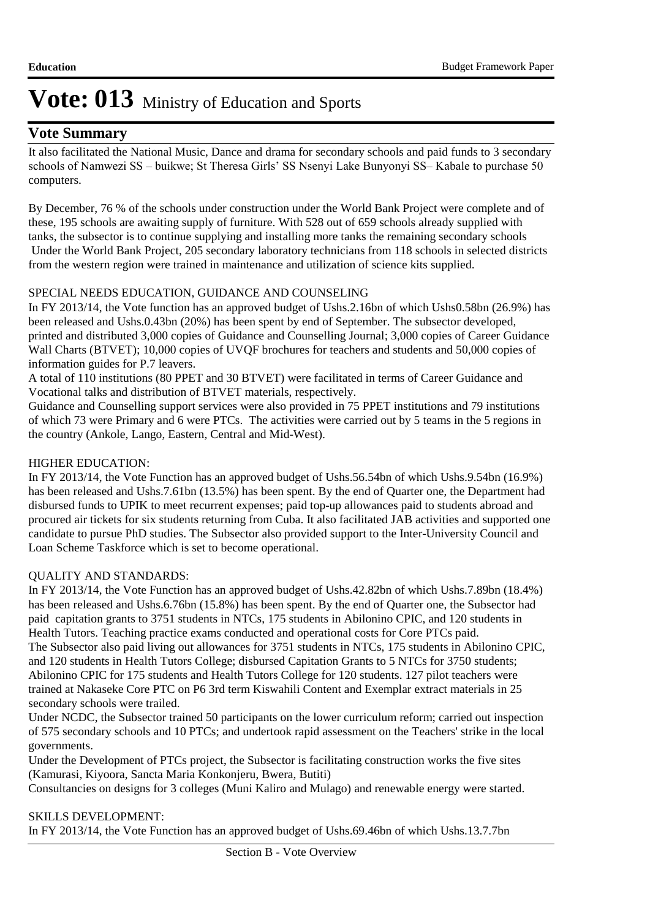# Vote: 013 Ministry of Education and Sports

## Vote Summary

It also facilitated the National Music, Dance and drama for secondary schools and paid funds to 3 secondary schools of Namwezi SS – buikwe; St Theresa Girls' SS Nsenyi Lake Bunyonyi SS– Kabale to purchase 50 computers.

By December, 76 % of the schools under construction under the World Bank Project were complete and of these, 195 schools are awaiting supply of furniture. With 528 out of 659 schools already supplied with tanks, the subsector is to continue supplying and installing more tanks the remaining secondary schools Under the World Bank Project, 205 secondary laboratory technicians from 118 schools in selected districts from the western region were trained in maintenance and utilization of science kits supplied.

SPECIAL NEEDS EDUCATION, GUIDANCE AND COUNSELING

In FY 2013/14, the Vote function has an approved budget of Ushs.2.16bn of which Ushs0.58bn (26.9%) has been released and Ushs.0.43bn (20%) has been spent by end of September. The subsector developed, printed and distributed 3,000 copies of Guidance and Counselling Journal; 3,000 copies of Career Guidance Wall Charts (BTVET); 10,000 copies of UVQF brochures for teachers and students and 50,000 copies of information guides for P.7 leavers.

A total of 110 institutions (80 PPET and 30 BTVET) were facilitated in terms of Career Guidance and Vocational talks and distribution of BTVET materials, respectively.

Guidance and Counselling support services were also provided in 75 PPET institutions and 79 institutions of which 73 were Primary and 6 were PTCs. The activities were carried out by 5 teams in the 5 regions in the country (Ankole, Lango, Eastern, Central and Mid-West).

HIGHER EDUCATION:

In FY 2013/14, the Vote Function has an approved budget of Ushs.56.54bn of which Ushs.9.54bn (16.9%) has been released and Ushs.7.61bn (13.5%) has been spent. By the end of Quarter one, the Department had disbursed funds to UPIK to meet recurrent expenses; paid top-up allowances paid to students abroad and procured air tickets for six students returning from Cuba. It also facilitated JAB activities and supported one candidate to pursue PhD studies. The Subsector also provided support to the Inter-University Council and Loan Scheme Taskforce which is set to become operational.

QUALITY AND STANDARDS:

In FY 2013/14, the Vote Function has an approved budget of Ushs.42.82bn of which Ushs.7.89bn (18.4%) has been released and Ushs.6.76bn (15.8%) has been spent. By the end of Quarter one, the Subsector had paid capitation grants to 3751 students in NTCs, 175 students in Abilonino CPIC, and 120 students in Health Tutors. Teaching practice exams conducted and operational costs for Core PTCs paid.

The Subsector also paid living out allowances for 3751 students in NTCs, 175 students in Abilonino CPIC, and 120 students in Health Tutors College; disbursed Capitation Grants to 5 NTCs for 3750 students; Abilonino CPIC for 175 students and Health Tutors College for 120 students. 127 pilot teachers were trained at Nakaseke Core PTC on P6 3rd term Kiswahili Content and Exemplar extract materials in 25 secondary schools were trailed.

Under NCDC, the Subsector trained 50 participants on the lower curriculum reform; carried out inspection of 575 secondary schools and 10 PTCs; and undertook rapid assessment on the Teachers' strike in the local governments.

Under the Development of PTCs project, the Subsector is facilitating construction works the five sites (Kamurasi, Kiyoora, Sancta Maria Konkonjeru, Bwera, Butiti)

Consultancies on designs for 3 colleges (Muni Kaliro and Mulago) and renewable energy were started.

SKILLS DEVELOPMENT:

In FY 2013/14, the Vote Function has an approved budget of Ushs.69.46bn of which Ushs.13.7.7bn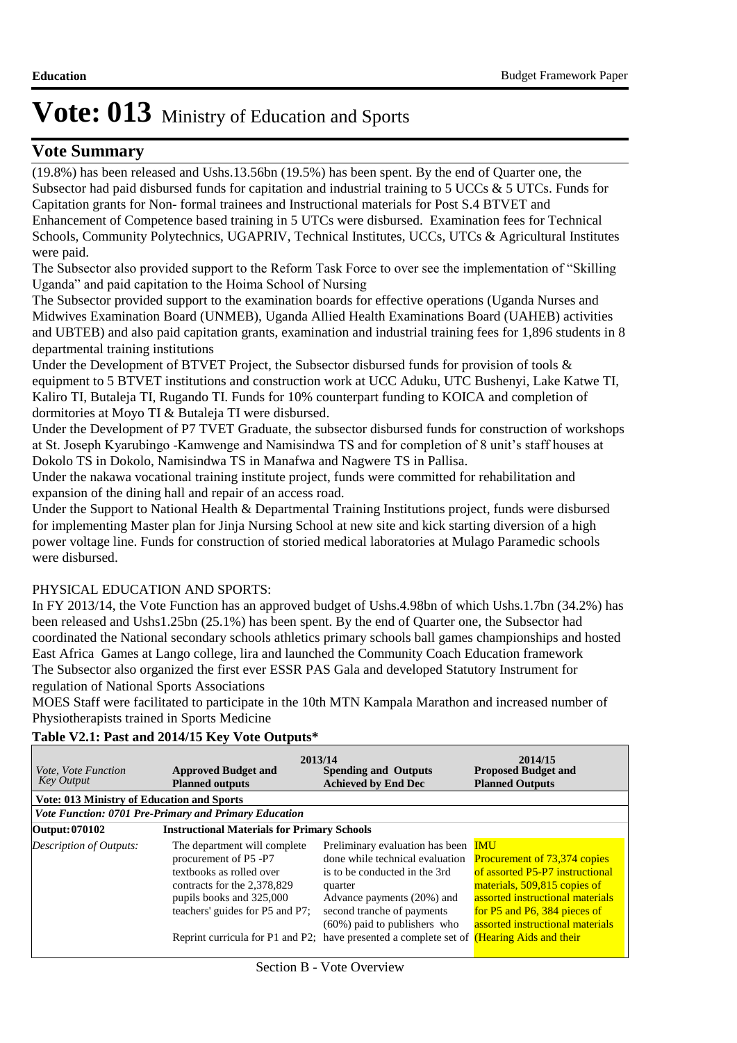# Vote: 013 Ministry of Education and Sports

## Vote Summary

(19.8%) has been released and Ushs.13.56bn (19.5%) has been spent. By the end of Quarter one, the Subsector had paid disbursed funds for capitation and industrial training to 5 UCCs & 5 UTCs. Funds for Capitation grants for Non- formal trainees and Instructional materials for Post S.4 BTVET and Enhancement of Competence based training in 5 UTCs were disbursed. Examination fees for Technical Schools, Community Polytechnics, UGAPRIV, Technical Institutes, UCCs, UTCs & Agricultural Institutes were paid.

The Subsector also provided support to the Reform Task Force to over see the implementation of "Skilling Uganda" and paid capitation to the Hoima School of Nursing

The Subsector provided support to the examination boards for effective operations (Uganda Nurses and Midwives Examination Board (UNMEB), Uganda Allied Health Examinations Board (UAHEB) activities and UBTEB) and also paid capitation grants, examination and industrial training fees for 1,896 students in 8 departmental training institutions

Under the Development of BTVET Project, the Subsector disbursed funds for provision of tools & equipment to 5 BTVET institutions and construction work at UCC Aduku, UTC Bushenyi, Lake Katwe TI, Kaliro TI, Butaleja TI, Rugando TI. Funds for 10% counterpart funding to KOICA and completion of dormitories at Moyo TI & Butaleja TI were disbursed.

Under the Development of P7 TVET Graduate, the subsector disbursed funds for construction of workshops at St. Joseph Kyarubingo -Kamwenge and Namisindwa TS and for completion of 8 unit's staff houses at Dokolo TS in Dokolo, Namisindwa TS in Manafwa and Nagwere TS in Pallisa.

Under the nakawa vocational training institute project, funds were committed for rehabilitation and expansion of the dining hall and repair of an access road.

Under the Support to National Health & Departmental Training Institutions project, funds were disbursed for implementing Master plan for Jinja Nursing School at new site and kick starting diversion of a high power voltage line. Funds for construction of storied medical laboratories at Mulago Paramedic schools were disbursed.

PHYSICAL EDUCATION AND SPORTS:

In FY 2013/14, the Vote Function has an approved budget of Ushs.4.98bn of which Ushs.1.7bn (34.2%) has been released and Ushs1.25bn (25.1%) has been spent. By the end of Quarter one, the Subsector had coordinated the National secondary schools athletics primary schools ball games championships and hosted East Africa Games at Lango college, lira and launched the Community Coach Education framework

The Subsector also organized the first ever ESSR PAS Gala and developed Statutory Instrument for regulation of National Sports Associations

MOES Staff were facilitated to participate in the 10th MTN Kampala Marathon and increased number of Physiotherapists trained in Sports Medicine

**Table V2.1: Past and 2014/15 Key Vote Outputs\***

| *Vote, Vote Function Key Output* | 2013/14 **Approved Budget and Planned outputs** | **Spending and Outputs Achieved by End Dec** | 2014/15 **Proposed Budget and Planned Outputs** |
|---|---|---|---|
| **Vote: 013 Ministry of Education and Sports** | | | |
| ***Vote Function: 0701 Pre-Primary and Primary Education*** | | | |
| **Output: 070102** | **Instructional Materials for Primary Schools** | | |
| *Description of Outputs:* | The department will complete procurement of P5 -P7 textbooks as rolled over contracts for the 2,378,829 pupils books and 325,000 teachers' guides for P5 and P7;<br><br>Reprint curricula for P1 and P2; | Preliminary evaluation has been done while technical evaluation is to be conducted in the 3rd quarter<br>Advance payments (20%) and second tranche of payments (60%) paid to publishers who have presented a complete set of | IMU<br>Procurement of 73,374 copies of assorted P5-P7 instructional materials, 509,815 copies of assorted instructional materials for P5 and P6, 384 pieces of assorted instructional materials (Hearing Aids and their |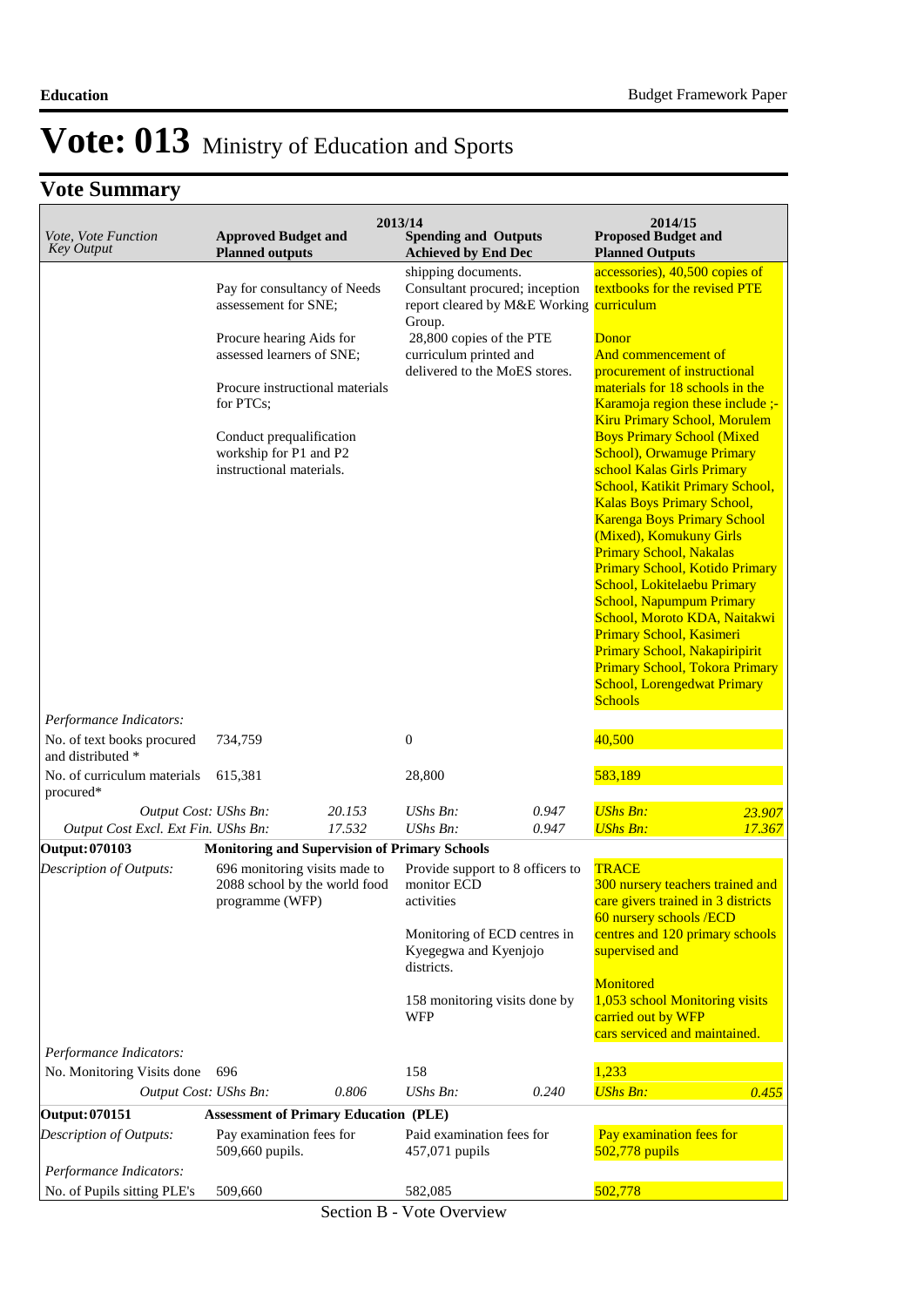# Vote: 013 Ministry of Education and Sports

## Vote Summary

| Vote, Vote Function Key Output | 2013/14 Approved Budget and Planned outputs | | 2013/14 Spending and Outputs Achieved by End Dec | | 2014/15 Proposed Budget and Planned Outputs | |
|---|---|---|---|---|---|---|
| | Pay for consultancy of Needs assessement for SNE;<br><br>Procure hearing Aids for assessed learners of SNE;<br><br>Procure instructional materials for PTCs;<br><br>Conduct prequalification workship for P1 and P2 instructional materials. | | shipping documents.<br>Consultant procured; inception report cleared by M&E Working Group.<br>28,800 copies of the PTE curriculum printed and delivered to the MoES stores. | | accessories), 40,500 copies of textbooks for the revised PTE curriculum<br><br>Donor<br>And commencement of procurement of instructional materials for 18 schools in the Karamoja region these include ;- Kiru Primary School, Morulem Boys Primary School (Mixed School), Orwamuge Primary school Kalas Girls Primary School, Katikit Primary School, Kalas Boys Primary School, Karenga Boys Primary School (Mixed), Komukuny Girls Primary School, Nakalas Primary School, Kotido Primary School, Lokitelaebu Primary School, Napumpum Primary School, Moroto KDA, Naitakwi Primary School, Kasimeri Primary School, Nakapiripirit Primary School, Tokora Primary School, Lorengedwat Primary Schools | |
| *Performance Indicators:* | | | | | | |
| No. of text books procured and distributed * | 734,759 | | 0 | | 40,500 | |
| No. of curriculum materials procured* | 615,381 | | 28,800 | | 583,189 | |
| *Output Cost:* | *UShs Bn:* | *20.153* | *UShs Bn:* | *0.947* | *UShs Bn:* | *23.907* |
| *Output Cost Excl. Ext Fin.* | *UShs Bn:* | *17.532* | *UShs Bn:* | *0.947* | *UShs Bn:* | *17.367* |
| **Output: 070103** | **Monitoring and Supervision of Primary Schools** | | | | | |
| *Description of Outputs:* | 696 monitoring visits made to 2088 school by the world food programme (WFP) | | Provide support to 8 officers to monitor ECD activities<br><br>Monitoring of ECD centres in Kyegegwa and Kyenjojo districts.<br><br>158 monitoring visits done by WFP | | TRACE<br>300 nursery teachers trained and care givers trained in 3 districts 60 nursery schools /ECD centres and 120 primary schools supervised and<br><br>Monitored<br>1,053 school Monitoring visits carried out by WFP<br>cars serviced and maintained. | |
| *Performance Indicators:* | | | | | | |
| No. Monitoring Visits done | 696 | | 158 | | 1,233 | |
| *Output Cost:* | *UShs Bn:* | *0.806* | *UShs Bn:* | *0.240* | *UShs Bn:* | *0.455* |
| **Output: 070151** | **Assessment of Primary Education (PLE)** | | | | | |
| *Description of Outputs:* | Pay examination fees for 509,660 pupils. | | Paid examination fees for 457,071 pupils | | Pay examination fees for 502,778 pupils | |
| *Performance Indicators:* | | | | | | |
| No. of Pupils sitting PLE's | 509,660 | | 582,085 | | 502,778 | |

Section B - Vote Overview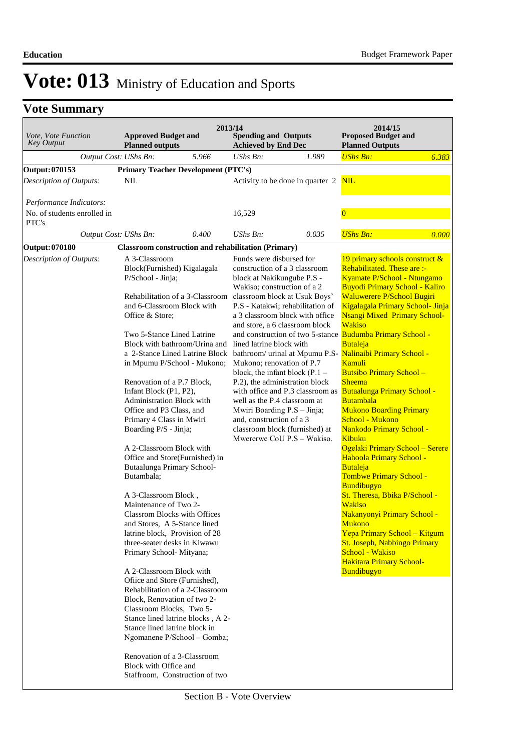# Vote: 013 Ministry of Education and Sports

## Vote Summary

| Vote, Vote Function Key Output | 2013/14 Approved Budget and Planned outputs | | 2013/14 Spending and Outputs Achieved by End Dec | | 2014/15 Proposed Budget and Planned Outputs | |
|---|---|---|---|---|---|---|
| *Output Cost: UShs Bn:* | | *5.966* | *UShs Bn:* | *1.989* | *UShs Bn:* | *6.383* |
| **Output: 070153** | **Primary Teacher Development (PTC's)** | | | | | |
| *Description of Outputs:* | NIL | | Activity to be done in quarter 2 | | NIL | |
| *Performance Indicators:* | | | | | | |
| No. of students enrolled in PTC's | | | 16,529 | | 0 | |
| *Output Cost: UShs Bn:* | | *0.400* | *UShs Bn:* | *0.035* | *UShs Bn:* | *0.000* |
| **Output: 070180** | **Classroom construction and rehabilitation (Primary)** | | | | | |
| *Description of Outputs:* | A 3-Classroom Block(Furnished) Kigalagala P/School - Jinja;<br><br>Rehabilitation of a 3-Classroom and 6-Classroom Block with Office & Store;<br><br>Two 5-Stance Lined Latrine Block with bathroom/Urina and a 2-Stance Lined Latrine Block in Mpumu P/School - Mukono;<br><br>Renovation of a P.7 Block, Infant Block (P1, P2), Administration Block with Office and P3 Class, and Primary 4 Class in Mwiri Boarding P/S - Jinja;<br><br>A 2-Classroom Block with Office and Store(Furnished) in Butaalunga Primary School-Butambala;<br><br>A 3-Classroom Block , Maintenance of Two 2-Classrom Blocks with Offices and Stores, A 5-Stance lined latrine block, Provision of 28 three-seater desks in Kiwawu Primary School- Mityana;<br><br>A 2-Classroom Block with Ofiice and Store (Furnished), Rehabilitation of a 2-Classroom Block, Renovation of two 2-Classroom Blocks, Two 5-Stance lined latrine blocks , A 2-Stance lined latrine block in Ngomanene P/School – Gomba;<br><br>Renovation of a 3-Classroom Block with Office and Staffroom, Construction of two | | Funds were disbursed for construction of a 3 classroom block at Nakikungube P.S - Wakiso; construction of a 2 classroom block at Usuk Boys' P.S - Katakwi; rehabilitation of a 3 classroom block with office and store, a 6 classroom block and construction of two 5-stance lined latrine block with bathroom/ urinal at Mpumu P.S- Mukono; renovation of P.7 block, the infant block (P.1 – P.2), the administration block with office and P.3 classroom as well as the P.4 classroom at Mwiri Boarding P.S – Jinja; and, construction of a 3 classroom block (furnished) at Mwererwe CoU P.S – Wakiso. | | 19 primary schools construct & Rehabilitated. These are :-<br>Kyamate P/School - Ntungamo<br>Buyodi Primary School - Kaliro<br>Waluwerere P/School Bugiri<br>Kigalagala Primary School- Jinja<br>Nsangi Mixed Primary School- Wakiso<br>Budumba Primary School - Butaleja<br>Nalinaibi Primary School - Kamuli<br>Butsibo Primary School – Sheema<br>Butaalunga Primary School - Butambala<br>Mukono Boarding Primary School - Mukono<br>Nankodo Primary School - Kibuku<br>Ogelaki Primary School – Serere<br>Hahoola Primary School - Butaleja<br>Tombwe Primary School - Bundibugyo<br>St. Theresa, Bbika P/School - Wakiso<br>Nakanyonyi Primary School - Mukono<br>Yepa Primary School – Kitgum<br>St. Joseph, Nabbingo Primary School - Wakiso<br>Hakitara Primary School-Bundibugyo | |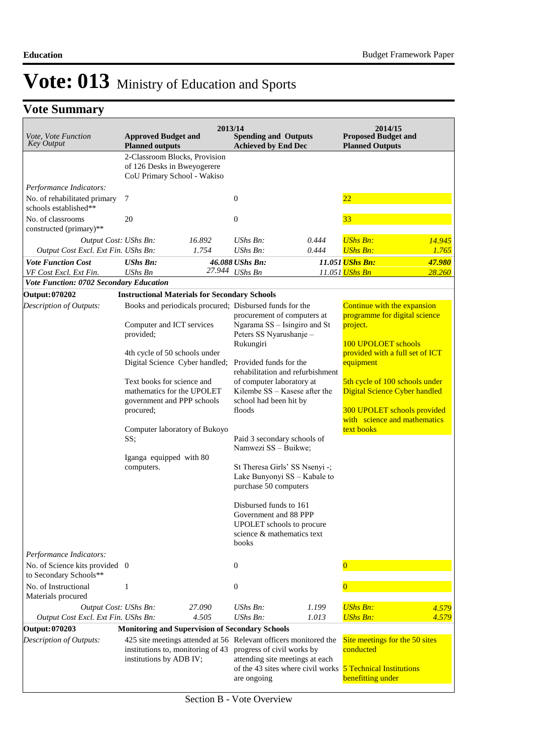# Vote: 013 Ministry of Education and Sports

## Vote Summary

| *Vote, Vote Function Key Output* | **2013/14 Approved Budget and Planned outputs** | | **2013/14 Spending and Outputs Achieved by End Dec** | | **2014/15 Proposed Budget and Planned Outputs** | |
|---|---|---|---|---|---|---|
| | 2-Classroom Blocks, Provision of 126 Desks in Bweyogerere CoU Primary School - Wakiso | | | | | |
| *Performance Indicators:* | | | | | | |
| No. of rehabilitated primary schools established** | 7 | | 0 | | 22 | |
| No. of classrooms constructed (primary)** | 20 | | 0 | | 33 | |
| *Output Cost:* | *UShs Bn:* | *16.892* | *UShs Bn:* | *0.444* | *UShs Bn:* | *14.945* |
| *Output Cost Excl. Ext Fin.* | *UShs Bn:* | *1.754* | *UShs Bn:* | *0.444* | *UShs Bn:* | *1.765* |
| ***Vote Function Cost*** | ***UShs Bn:*** | ***46.088*** | ***UShs Bn:*** | ***11.051*** | ***UShs Bn:*** | ***47.980*** |
| *VF Cost Excl. Ext Fin.* | *UShs Bn* | *27.944* | *UShs Bn* | *11.051* | *UShs Bn* | *28.260* |
| ***Vote Function: 0702 Secondary Education*** | | | | | | |
| **Output: 070202** | **Instructional Materials for Secondary Schools** | | | | | |
| *Description of Outputs:* | Books and periodicals procured;<br><br>Computer and ICT services provided;<br><br>4th cycle of 50 schools under Digital Science Cyber handled;<br><br>Text books for science and mathematics for the UPOLET government and PPP schools procured;<br><br>Computer laboratory of Bukoyo SS;<br><br>Iganga equipped with 80 computers. | | Disbursed funds for the procurement of computers at Ngarama SS – Isingiro and St Peters SS Nyarushanje – Rukungiri<br><br>Provided funds for the rehabilitation and refurbishment of computer laboratory at Kilembe SS – Kasese after the school had been hit by floods<br><br>Paid 3 secondary schools of Namwezi SS – Buikwe;<br><br>St Theresa Girls' SS Nsenyi -; Lake Bunyonyi SS – Kabale to purchase 50 computers<br><br>Disbursed funds to 161 Government and 88 PPP UPOLET schools to procure science & mathematics text books | | Continue with the expansion programme for digital science project.<br><br>100 UPOLOET schools provided with a full set of ICT equipment<br><br>5th cycle of 100 schools under Digital Science Cyber handled<br><br>300 UPOLET schools provided with science and mathematics text books | |
| *Performance Indicators:* | | | | | | |
| No. of Science kits provided to Secondary Schools** | 0 | | 0 | | 0 | |
| No. of Instructional Materials procured | 1 | | 0 | | 0 | |
| *Output Cost:* | *UShs Bn:* | *27.090* | *UShs Bn:* | *1.199* | *UShs Bn:* | *4.579* |
| *Output Cost Excl. Ext Fin.* | *UShs Bn:* | *4.505* | *UShs Bn:* | *1.013* | *UShs Bn:* | *4.579* |
| **Output: 070203** | **Monitoring and Supervision of Secondary Schools** | | | | | |
| *Description of Outputs:* | 425 site meetings attended at 56 institutions to, monitoring of 43 institutions by ADB IV; | | Relevant officers monitored the progress of civil works by attending site meetings at each of the 43 sites where civil works are ongoing | | Site meetings for the 50 sites conducted<br><br>5 Technical Institutions benefitting under | |

Section B - Vote Overview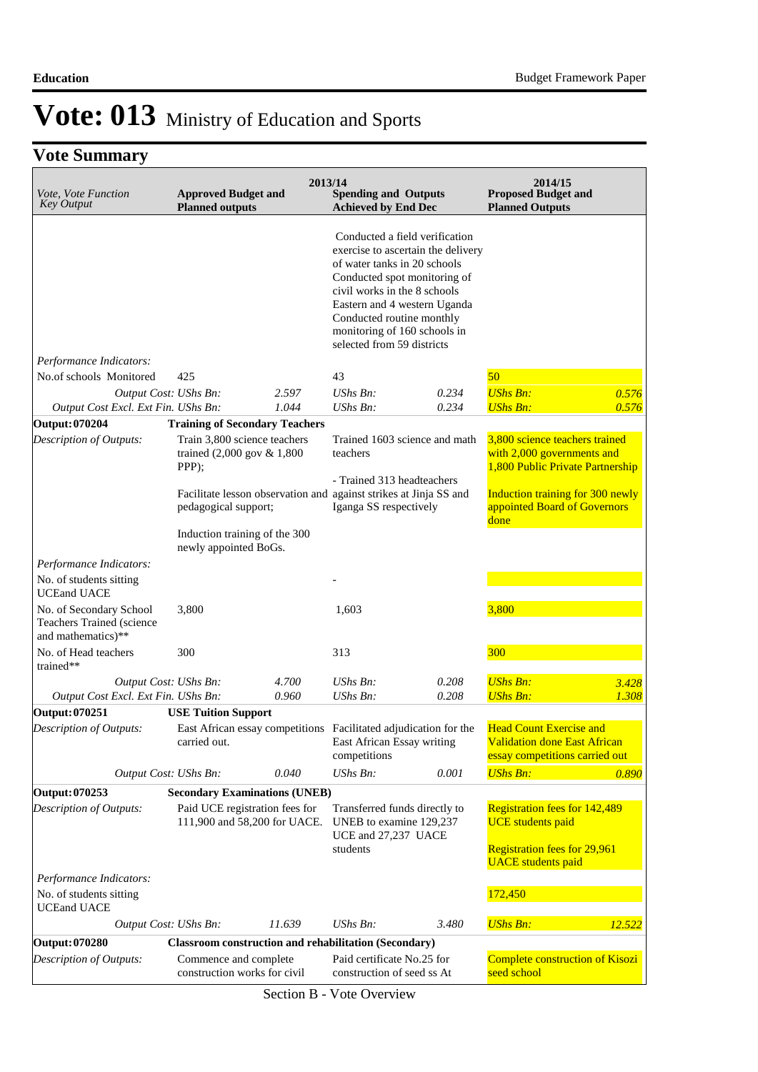# Vote: 013 Ministry of Education and Sports

## Vote Summary

| *Vote, Vote Function Key Output* | 2013/14 **Approved Budget and Planned outputs** | | **Spending and Outputs Achieved by End Dec** | | 2014/15 **Proposed Budget and Planned Outputs** | |
|---|---|---|---|---|---|---|
| | | | Conducted a field verification exercise to ascertain the delivery of water tanks in 20 schools Conducted spot monitoring of civil works in the 8 schools Eastern and 4 western Uganda Conducted routine monthly monitoring of 160 schools in selected from 59 districts | | | |
| *Performance Indicators:* | | | | | | |
| No.of schools Monitored | 425 | | 43 | | 50 | |
| *Output Cost:* *UShs Bn:* | | *2.597* | *UShs Bn:* | *0.234* | *UShs Bn:* | *0.576* |
| *Output Cost Excl. Ext Fin.* *UShs Bn:* | | *1.044* | *UShs Bn:* | *0.234* | *UShs Bn:* | *0.576* |
| **Output: 070204** | **Training of Secondary Teachers** | | | | | |
| *Description of Outputs:* | Train 3,800 science teachers trained (2,000 gov & 1,800 PPP); Facilitate lesson observation and pedagogical support; Induction training of the 300 newly appointed BoGs. | | Trained 1603 science and math teachers - Trained 313 headteachers against strikes at Jinja SS and Iganga SS respectively | | 3,800 science teachers trained with 2,000 governments and 1,800 Public Private Partnership Induction training for 300 newly appointed Board of Governors done | |
| *Performance Indicators:* | | | | | | |
| No. of students sitting UCEand UACE | | | - | | | |
| No. of Secondary School Teachers Trained (science and mathematics)** | 3,800 | | 1,603 | | 3,800 | |
| No. of Head teachers trained** | 300 | | 313 | | 300 | |
| *Output Cost:* *UShs Bn:* | | *4.700* | *UShs Bn:* | *0.208* | *UShs Bn:* | *3.428* |
| *Output Cost Excl. Ext Fin.* *UShs Bn:* | | *0.960* | *UShs Bn:* | *0.208* | *UShs Bn:* | *1.308* |
| **Output: 070251** | **USE Tuition Support** | | | | | |
| *Description of Outputs:* | East African essay competitions carried out. | | Facilitated adjudication for the East African Essay writing competitions | | Head Count Exercise and Validation done East African essay competitions carried out | |
| *Output Cost:* *UShs Bn:* | | *0.040* | *UShs Bn:* | *0.001* | *UShs Bn:* | *0.890* |
| **Output: 070253** | **Secondary Examinations (UNEB)** | | | | | |
| *Description of Outputs:* | Paid UCE registration fees for 111,900 and 58,200 for UACE. | | Transferred funds directly to UNEB to examine 129,237 UCE and 27,237 UACE students | | Registration fees for 142,489 UCE students paid Registration fees for 29,961 UACE students paid | |
| *Performance Indicators:* | | | | | | |
| No. of students sitting UCEand UACE | | | | | 172,450 | |
| *Output Cost:* *UShs Bn:* | | *11.639* | *UShs Bn:* | *3.480* | *UShs Bn:* | *12.522* |
| **Output: 070280** | **Classroom construction and rehabilitation (Secondary)** | | | | | |
| *Description of Outputs:* | Commence and complete construction works for civil | | Paid certificate No.25 for construction of seed ss At | | Complete construction of Kisozi seed school | |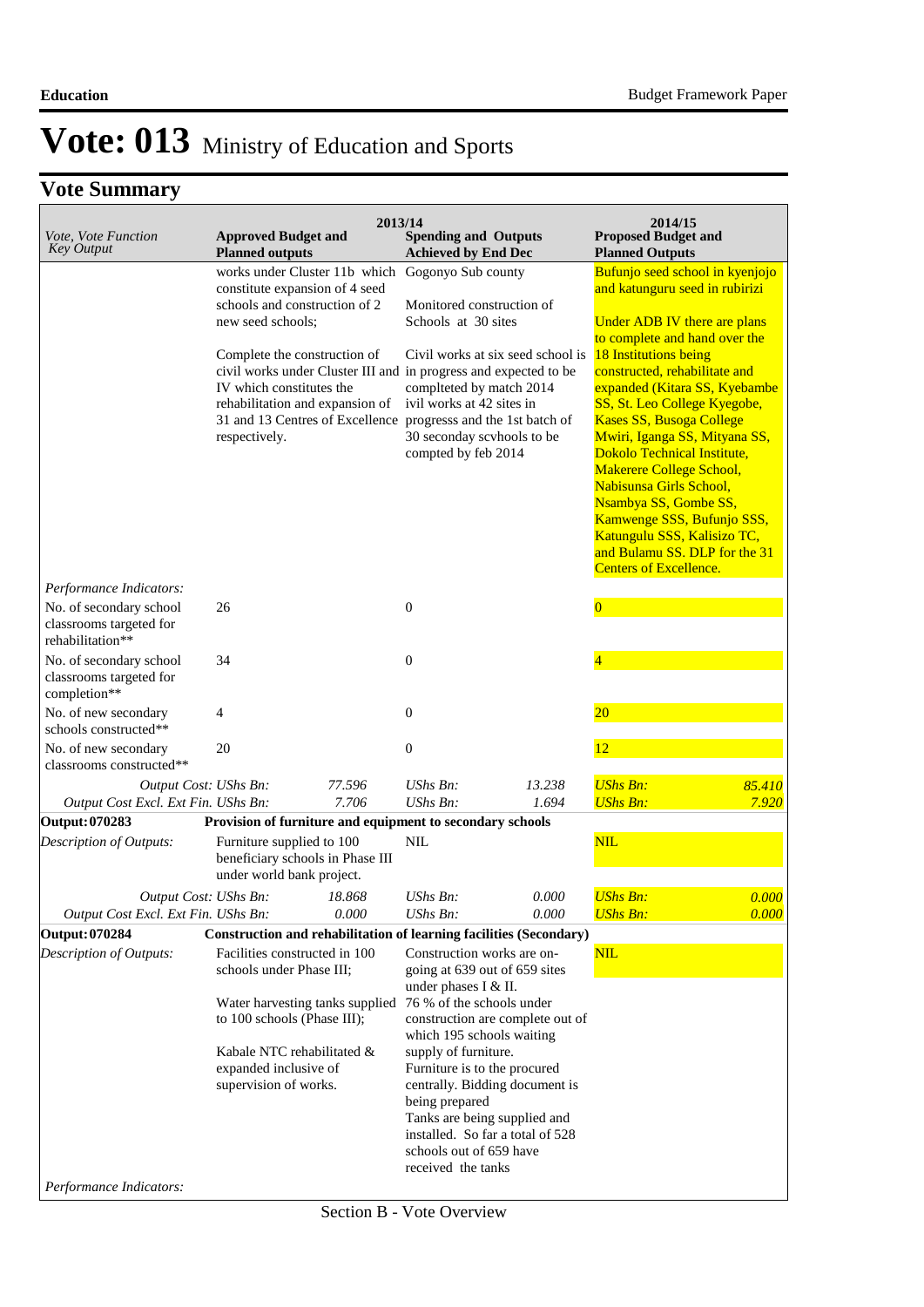# Vote: 013 Ministry of Education and Sports

## Vote Summary

| *Vote, Vote Function Key Output* | 2013/14 **Approved Budget and Planned outputs** | | 2013/14 **Spending and Outputs Achieved by End Dec** | | 2014/15 **Proposed Budget and Planned Outputs** | |
|---|---|---|---|---|---|---|
| | works under Cluster 11b which constitute expansion of 4 seed schools and construction of 2 new seed schools;<br><br>Complete the construction of civil works under Cluster III and IV which constitutes the rehabilitation and expansion of 31 and 13 Centres of Excellence respectively. | | Gogonyo Sub county<br><br>Monitored construction of Schools at 30 sites<br><br>Civil works at six seed school is in progress and expected to be complteted by match 2014 ivil works at 42 sites in progresss and the 1st batch of 30 seconday scvhools to be compted by feb 2014 | | Bufunjo seed school in kyenjojo and katunguru seed in rubirizi<br><br>Under ADB IV there are plans to complete and hand over the 18 Institutions being constructed, rehabilitate and expanded (Kitara SS, Kyebambe SS, St. Leo College Kyegobe, Kases SS, Busoga College Mwiri, Iganga SS, Mityana SS, Dokolo Technical Institute, Makerere College School, Nabisunsa Girls School, Nsambya SS, Gombe SS, Kamwenge SSS, Bufunjo SSS, Katungulu SSS, Kalisizo TC, and Bulamu SS. DLP for the 31 Centers of Excellence. | |
| *Performance Indicators:* | | | | | | |
| No. of secondary school classrooms targeted for rehabilitation** | 26 | | 0 | | 0 | |
| No. of secondary school classrooms targeted for completion** | 34 | | 0 | | 4 | |
| No. of new secondary schools constructed** | 4 | | 0 | | 20 | |
| No. of new secondary classrooms constructed** | 20 | | 0 | | 12 | |
| *Output Cost: UShs Bn:* | | *77.596* | *UShs Bn:* | *13.238* | *UShs Bn:* | *85.410* |
| *Output Cost Excl. Ext Fin. UShs Bn:* | | *7.706* | *UShs Bn:* | *1.694* | *UShs Bn:* | *7.920* |
| **Output: 070283** | **Provision of furniture and equipment to secondary schools** | | | | | |
| *Description of Outputs:* | Furniture supplied to 100 beneficiary schools in Phase III under world bank project. | | NIL | | NIL | |
| *Output Cost: UShs Bn:* | | *18.868* | *UShs Bn:* | *0.000* | *UShs Bn:* | *0.000* |
| *Output Cost Excl. Ext Fin. UShs Bn:* | | *0.000* | *UShs Bn:* | *0.000* | *UShs Bn:* | *0.000* |
| **Output: 070284** | **Construction and rehabilitation of learning facilities (Secondary)** | | | | | |
| *Description of Outputs:* | Facilities constructed in 100 schools under Phase III;<br><br>Water harvesting tanks supplied to 100 schools (Phase III);<br><br>Kabale NTC rehabilitated & expanded inclusive of supervision of works. | | Construction works are on-going at 639 out of 659 sites under phases I & II.<br>76 % of the schools under construction are complete out of which 195 schools waiting supply of furniture.<br>Furniture is to the procured centrally. Bidding document is being prepared<br>Tanks are being supplied and installed. So far a total of 528 schools out of 659 have received the tanks | | NIL | |
| *Performance Indicators:* | | | | | | |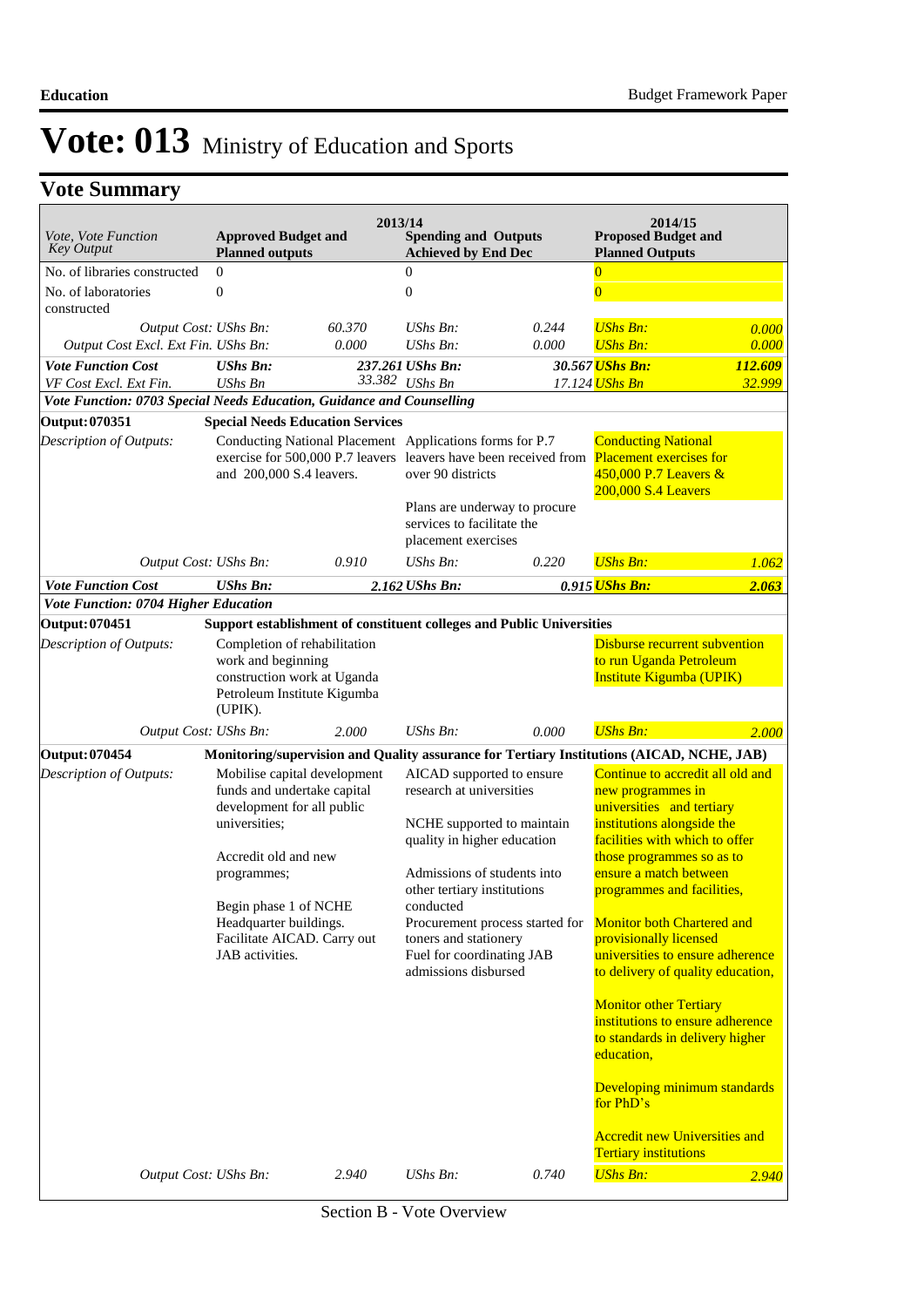# Vote: 013 Ministry of Education and Sports

## Vote Summary

| Vote, Vote Function Key Output | 2013/14 Approved Budget and Planned outputs | | 2013/14 Spending and Outputs Achieved by End Dec | | 2014/15 Proposed Budget and Planned Outputs | |
|---|---|---|---|---|---|---|
| No. of libraries constructed | 0 | | 0 | | 0 | |
| No. of laboratories constructed | 0 | | 0 | | 0 | |
| *Output Cost: UShs Bn:* | | *60.370* | *UShs Bn:* | *0.244* | *UShs Bn:* | *0.000* |
| *Output Cost Excl. Ext Fin. UShs Bn:* | | *0.000* | *UShs Bn:* | *0.000* | *UShs Bn:* | *0.000* |
| ***Vote Function Cost*** | ***UShs Bn:*** | ***237.261*** | ***UShs Bn:*** | ***30.567*** | ***UShs Bn:*** | ***112.609*** |
| *VF Cost Excl. Ext Fin.* | *UShs Bn* | *33.382* | *UShs Bn* | *17.124* | *UShs Bn* | *32.999* |
| ***Vote Function: 0703 Special Needs Education, Guidance and Counselling*** | | | | | | |
| **Output: 070351** | **Special Needs Education Services** | | | | | |
| *Description of Outputs:* | Conducting National Placement exercise for 500,000 P.7 leavers and 200,000 S.4 leavers. | | Applications forms for P.7 leavers have been received from over 90 districts<br><br>Plans are underway to procure services to facilitate the placement exercises | | Conducting National Placement exercises for 450,000 P.7 Leavers & 200,000 S.4 Leavers | |
| *Output Cost: UShs Bn:* | | *0.910* | *UShs Bn:* | *0.220* | *UShs Bn:* | *1.062* |
| ***Vote Function Cost*** | ***UShs Bn:*** | ***2.162*** | ***UShs Bn:*** | ***0.915*** | ***UShs Bn:*** | ***2.063*** |
| ***Vote Function: 0704 Higher Education*** | | | | | | |
| **Output: 070451** | **Support establishment of constituent colleges and Public Universities** | | | | | |
| *Description of Outputs:* | Completion of rehabilitation work and beginning construction work at Uganda Petroleum Institute Kigumba (UPIK). | | | | Disburse recurrent subvention to run Uganda Petroleum Institute Kigumba (UPIK) | |
| *Output Cost: UShs Bn:* | | *2.000* | *UShs Bn:* | *0.000* | *UShs Bn:* | *2.000* |
| **Output: 070454** | **Monitoring/supervision and Quality assurance for Tertiary Institutions (AICAD, NCHE, JAB)** | | | | | |
| *Description of Outputs:* | Mobilise capital development funds and undertake capital development for all public universities;<br><br>Accredit old and new programmes;<br><br>Begin phase 1 of NCHE Headquarter buildings. Facilitate AICAD. Carry out JAB activities. | | AICAD supported to ensure research at universities<br><br>NCHE supported to maintain quality in higher education<br><br>Admissions of students into other tertiary institutions conducted<br>Procurement process started for toners and stationery<br>Fuel for coordinating JAB admissions disbursed | | Continue to accredit all old and new programmes in universities and tertiary institutions alongside the facilities with which to offer those programmes so as to ensure a match between programmes and facilities,<br><br>Monitor both Chartered and provisionally licensed universities to ensure adherence to delivery of quality education,<br><br>Monitor other Tertiary institutions to ensure adherence to standards in delivery higher education,<br><br>Developing minimum standards for PhD's<br><br>Accredit new Universities and Tertiary institutions | |
| *Output Cost: UShs Bn:* | | *2.940* | *UShs Bn:* | *0.740* | *UShs Bn:* | *2.940* |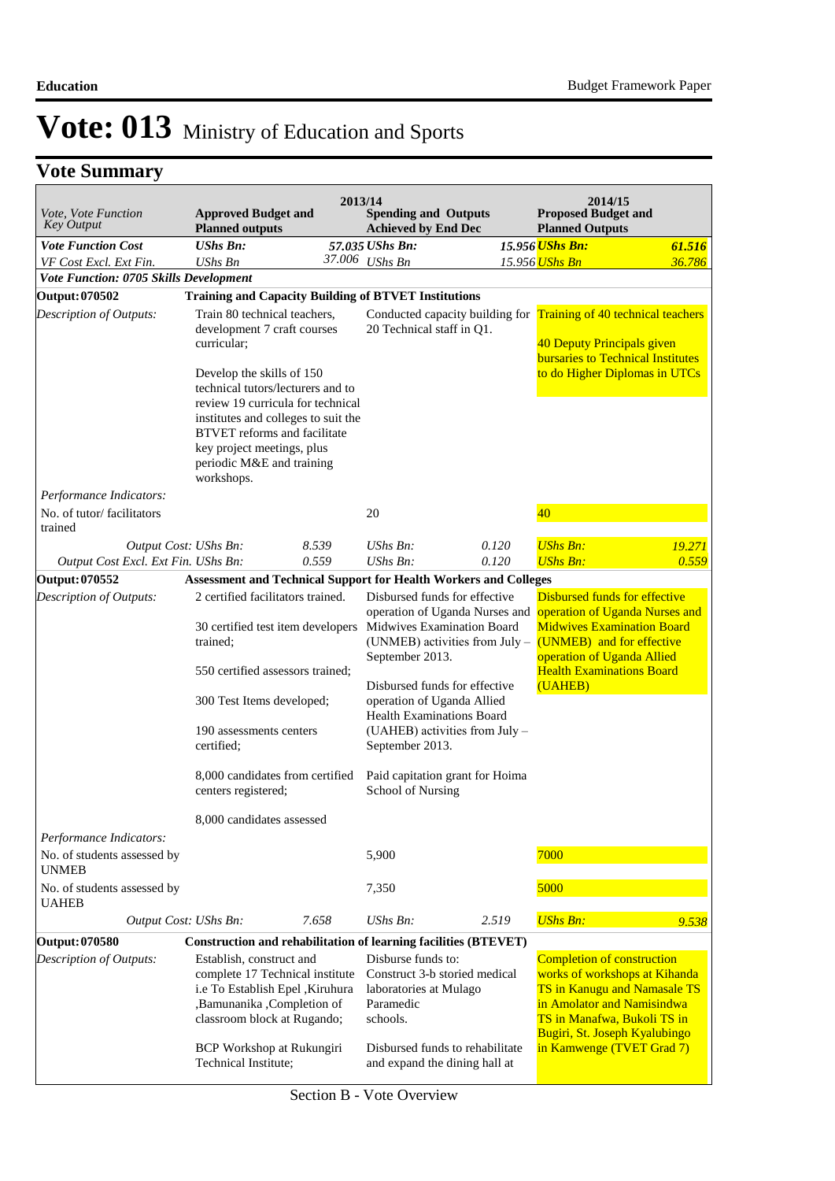# Vote: 013 Ministry of Education and Sports

## Vote Summary

| Vote, Vote Function Key Output | 2013/14 Approved Budget and Planned outputs | | 2013/14 Spending and Outputs Achieved by End Dec | | 2014/15 Proposed Budget and Planned Outputs | |
|---|---|---|---|---|---|---|
| ***Vote Function Cost*** | ***UShs Bn:*** | ***57.035*** | ***UShs Bn:*** | ***15.956*** | ***UShs Bn:*** | ***61.516*** |
| *VF Cost Excl. Ext Fin.* | *UShs Bn* | *37.006* | *UShs Bn* | *15.956* | *UShs Bn* | *36.786* |
| ***Vote Function: 0705 Skills Development*** | | | | | | |
| **Output: 070502** | **Training and Capacity Building of BTVET Institutions** | | | | | |
| *Description of Outputs:* | Train 80 technical teachers, development 7 craft courses curricular;<br><br>Develop the skills of 150 technical tutors/lecturers and to review 19 curricula for technical institutes and colleges to suit the BTVET reforms and facilitate key project meetings, plus periodic M&E and training workshops. | | Conducted capacity building for 20 Technical staff in Q1. | | Training of 40 technical teachers<br><br>40 Deputy Principals given bursaries to Technical Institutes to do Higher Diplomas in UTCs | |
| *Performance Indicators:* | | | | | | |
| No. of tutor/ facilitators trained | | | 20 | | 40 | |
| *Output Cost: UShs Bn:* | | 8.539 | *UShs Bn:* | 0.120 | *UShs Bn:* | 19.271 |
| *Output Cost Excl. Ext Fin. UShs Bn:* | | 0.559 | *UShs Bn:* | 0.120 | *UShs Bn:* | 0.559 |
| **Output: 070552** | **Assessment and Technical Support for Health Workers and Colleges** | | | | | |
| *Description of Outputs:* | 2 certified facilitators trained.<br><br>30 certified test item developers trained;<br><br>550 certified assessors trained;<br><br>300 Test Items developed;<br><br>190 assessments centers certified;<br><br>8,000 candidates from certified centers registered;<br><br>8,000 candidates assessed | | Disbursed funds for effective operation of Uganda Nurses and Midwives Examination Board (UNMEB) activities from July – September 2013.<br><br>Disbursed funds for effective operation of Uganda Allied Health Examinations Board (UAHEB) activities from July – September 2013.<br><br>Paid capitation grant for Hoima School of Nursing | | Disbursed funds for effective operation of Uganda Nurses and Midwives Examination Board (UNMEB) and for effective operation of Uganda Allied Health Examinations Board (UAHEB) | |
| *Performance Indicators:* | | | | | | |
| No. of students assessed by UNMEB | | | 5,900 | | 7000 | |
| No. of students assessed by UAHEB | | | 7,350 | | 5000 | |
| *Output Cost: UShs Bn:* | | 7.658 | *UShs Bn:* | 2.519 | *UShs Bn:* | 9.538 |
| **Output: 070580** | **Construction and rehabilitation of learning facilities (BTEVET)** | | | | | |
| *Description of Outputs:* | Establish, construct and complete 17 Technical institute i.e To Establish Epel ,Kiruhura ,Bamunanika ,Completion of classroom block at Rugando;<br><br>BCP Workshop at Rukungiri Technical Institute; | | Disburse funds to:<br>Construct 3-b storied medical laboratories at Mulago Paramedic schools.<br><br>Disbursed funds to rehabilitate and expand the dining hall at | | Completion of construction works of workshops at Kihanda TS in Kanugu and Namasale TS in Amolator and Namisindwa TS in Manafwa, Bukoli TS in Bugiri, St. Joseph Kyalubingo in Kamwenge (TVET Grad 7) | |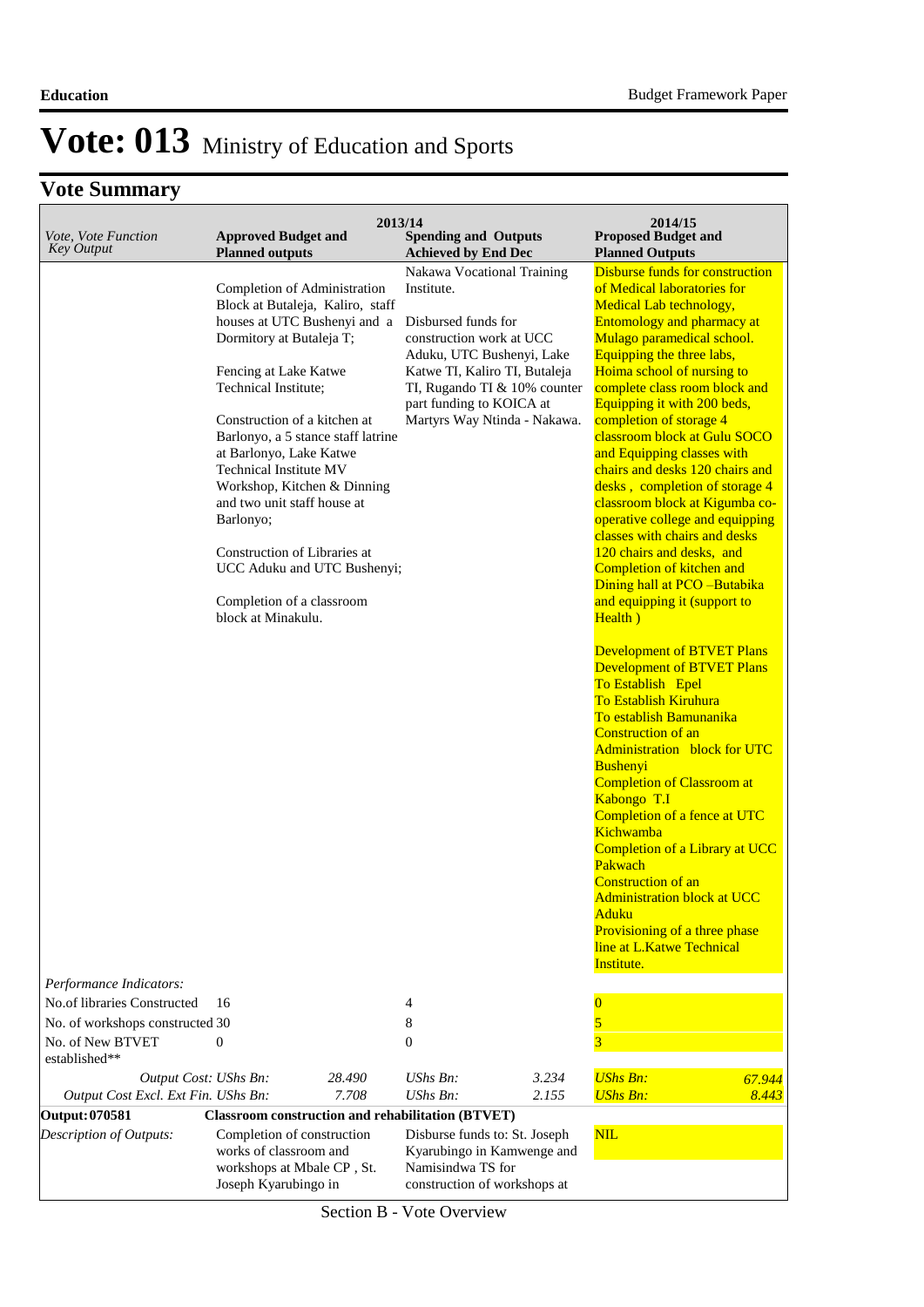# Vote: 013 Ministry of Education and Sports

## Vote Summary

| *Vote, Vote Function Key Output* | 2013/14 Approved Budget and Planned outputs | | 2013/14 Spending and Outputs Achieved by End Dec | | 2014/15 Proposed Budget and Planned Outputs | |
|---|---|---|---|---|---|---|
| | Completion of Administration Block at Butaleja, Kaliro, staff houses at UTC Bushenyi and a Dormitory at Butaleja T;<br><br>Fencing at Lake Katwe Technical Institute;<br><br>Construction of a kitchen at Barlonyo, a 5 stance staff latrine at Barlonyo, Lake Katwe Technical Institute MV Workshop, Kitchen & Dinning and two unit staff house at Barlonyo;<br><br>Construction of Libraries at UCC Aduku and UTC Bushenyi;<br><br>Completion of a classroom block at Minakulu. | | Nakawa Vocational Training Institute.<br><br>Disbursed funds for construction work at UCC Aduku, UTC Bushenyi, Lake Katwe TI, Kaliro TI, Butaleja TI, Rugando TI & 10% counter part funding to KOICA at Martyrs Way Ntinda - Nakawa. | | Disburse funds for construction of Medical laboratories for Medical Lab technology, Entomology and pharmacy at Mulago paramedical school. Equipping the three labs, Hoima school of nursing to complete class room block and Equipping it with 200 beds, completion of storage 4 classroom block at Gulu SOCO and Equipping classes with chairs and desks 120 chairs and desks , completion of storage 4 classroom block at Kigumba co-operative college and equipping classes with chairs and desks 120 chairs and desks, and Completion of kitchen and Dining hall at PCO –Butabika and equipping it (support to Health )<br><br>Development of BTVET Plans<br>Development of BTVET Plans<br>To Establish Epel<br>To Establish Kiruhura<br>To establish Bamunanika<br>Construction of an Administration block for UTC Bushenyi<br>Completion of Classroom at Kabongo T.I<br>Completion of a fence at UTC Kichwamba<br>Completion of a Library at UCC Pakwach<br>Construction of an Administration block at UCC Aduku<br>Provisioning of a three phase line at L.Katwe Technical Institute. | |
| *Performance Indicators:* | | | | | | |
| No.of libraries Constructed | 16 | | 4 | | 0 | |
| No. of workshops constructed | 30 | | 8 | | 5 | |
| No. of New BTVET established** | 0 | | 0 | | 3 | |
| *Output Cost:* | *UShs Bn:* | *28.490* | *UShs Bn:* | *3.234* | *UShs Bn:* | *67.944* |
| *Output Cost Excl. Ext Fin.* | *UShs Bn:* | *7.708* | *UShs Bn:* | *2.155* | *UShs Bn:* | *8.443* |
| **Output: 070581** | **Classroom construction and rehabilitation (BTVET)** | | | | | |
| *Description of Outputs:* | Completion of construction works of classroom and workshops at Mbale CP , St. Joseph Kyarubingo in | | Disburse funds to: St. Joseph Kyarubingo in Kamwenge and Namisindwa TS for construction of workshops at | | NIL | |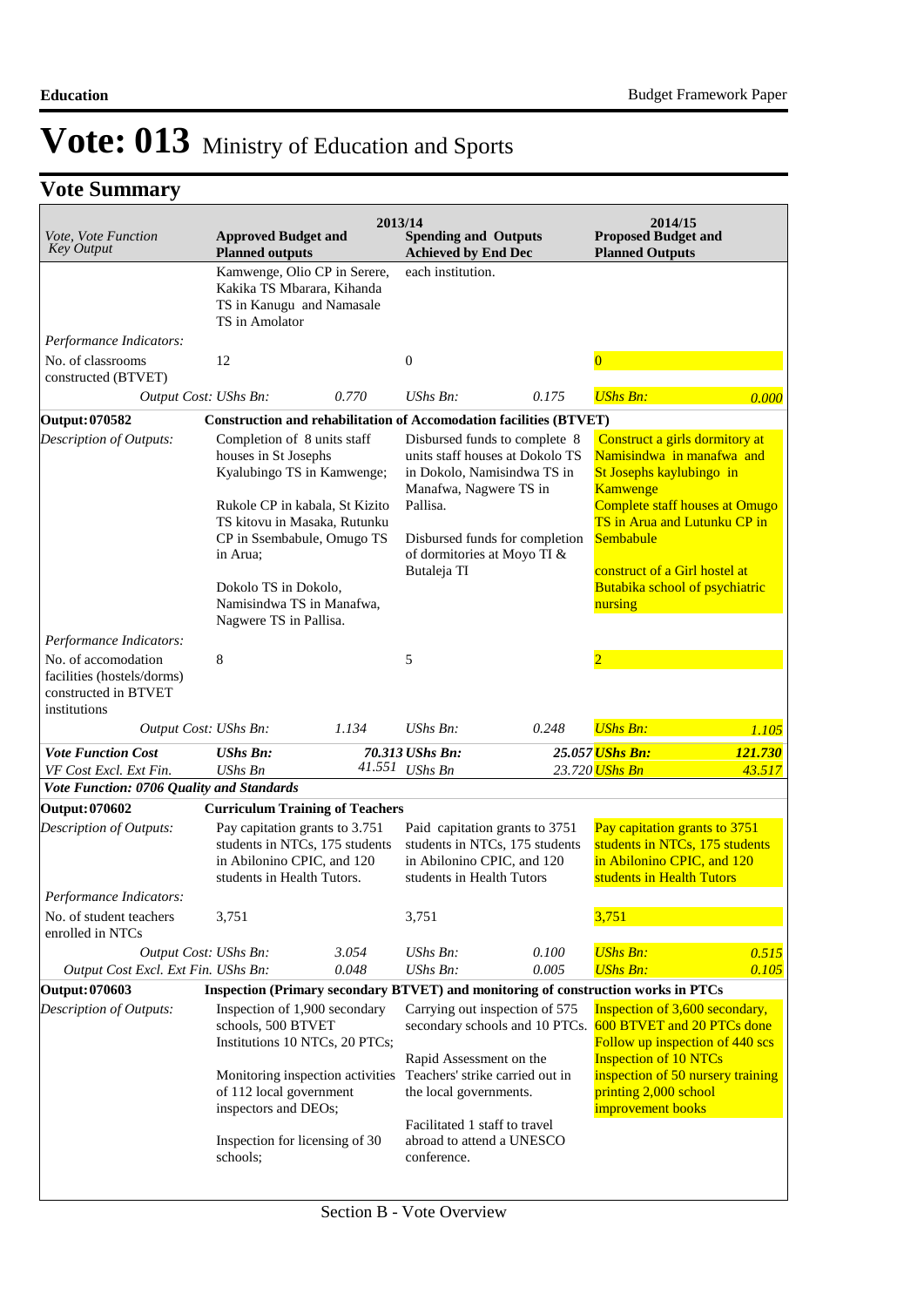# Vote: 013 Ministry of Education and Sports

## Vote Summary

| *Vote, Vote Function Key Output* | 2013/14 **Approved Budget and Planned outputs** | | 2013/14 **Spending and Outputs Achieved by End Dec** | | 2014/15 **Proposed Budget and Planned Outputs** | |
|---|---|---|---|---|---|---|
| | Kamwenge, Olio CP in Serere, Kakika TS Mbarara, Kihanda TS in Kanugu and Namasale TS in Amolator | | each institution. | | | |
| *Performance Indicators:* | | | | | | |
| No. of classrooms constructed (BTVET) | 12 | | 0 | | 0 | |
| *Output Cost: UShs Bn:* | | *0.770* | *UShs Bn:* | *0.175* | *UShs Bn:* | *0.000* |
| **Output: 070582** | **Construction and rehabilitation of Accomodation facilities (BTVET)** | | | | | |
| *Description of Outputs:* | Completion of 8 units staff houses in St Josephs Kyalubingo TS in Kamwenge; Rukole CP in kabala, St Kizito TS kitovu in Masaka, Rutunku CP in Ssembabule, Omugo TS in Arua; Dokolo TS in Dokolo, Namisindwa TS in Manafwa, Nagwere TS in Pallisa. | | Disbursed funds to complete 8 units staff houses at Dokolo TS in Dokolo, Namisindwa TS in Manafwa, Nagwere TS in Pallisa. Disbursed funds for completion of dormitories at Moyo TI & Butaleja TI | | Construct a girls dormitory at Namisindwa in manafwa and St Josephs kaylubingo in Kamwenge Complete staff houses at Omugo TS in Arua and Lutunku CP in Sembabule construct of a Girl hostel at Butabika school of psychiatric nursing | |
| *Performance Indicators:* | | | | | | |
| No. of accomodation facilities (hostels/dorms) constructed in BTVET institutions | 8 | | 5 | | 2 | |
| *Output Cost: UShs Bn:* | | *1.134* | *UShs Bn:* | *0.248* | *UShs Bn:* | *1.105* |
| ***Vote Function Cost*** | ***UShs Bn:*** | ***70.313*** | ***UShs Bn:*** | ***25.057*** | ***UShs Bn:*** | ***121.730*** |
| *VF Cost Excl. Ext Fin.* | *UShs Bn* | *41.551* | *UShs Bn* | *23.720* | *UShs Bn* | *43.517* |
| ***Vote Function: 0706 Quality and Standards*** | | | | | | |
| **Output: 070602** | **Curriculum Training of Teachers** | | | | | |
| *Description of Outputs:* | Pay capitation grants to 3.751 students in NTCs, 175 students in Abilonino CPIC, and 120 students in Health Tutors. | | Paid capitation grants to 3751 students in NTCs, 175 students in Abilonino CPIC, and 120 students in Health Tutors | | Pay capitation grants to 3751 students in NTCs, 175 students in Abilonino CPIC, and 120 students in Health Tutors | |
| *Performance Indicators:* | | | | | | |
| No. of student teachers enrolled in NTCs | 3,751 | | 3,751 | | 3,751 | |
| *Output Cost: UShs Bn:* | | *3.054* | *UShs Bn:* | *0.100* | *UShs Bn:* | *0.515* |
| *Output Cost Excl. Ext Fin. UShs Bn:* | | *0.048* | *UShs Bn:* | *0.005* | *UShs Bn:* | *0.105* |
| **Output: 070603** | **Inspection (Primary secondary BTVET) and monitoring of construction works in PTCs** | | | | | |
| *Description of Outputs:* | Inspection of 1,900 secondary schools, 500 BTVET Institutions 10 NTCs, 20 PTCs; Monitoring inspection activities of 112 local government inspectors and DEOs; Inspection for licensing of 30 schools; | | Carrying out inspection of 575 secondary schools and 10 PTCs. Rapid Assessment on the Teachers' strike carried out in the local governments. Facilitated 1 staff to travel abroad to attend a UNESCO conference. | | Inspection of 3,600 secondary, 600 BTVET and 20 PTCs done Follow up inspection of 440 scs Inspection of 10 NTCs inspection of 50 nursery training printing 2,000 school improvement books | |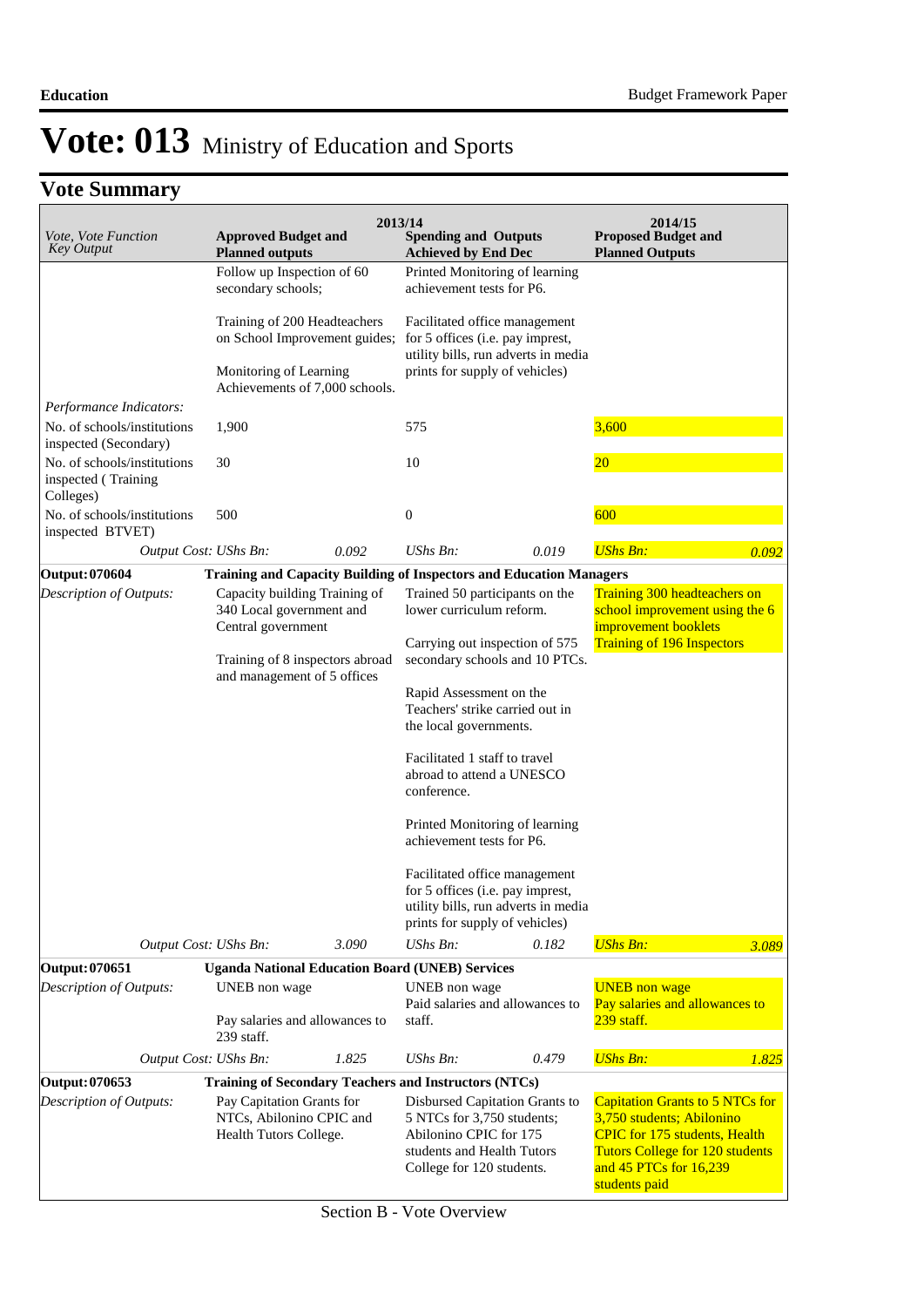# Vote: 013 Ministry of Education and Sports

## Vote Summary

| Vote, Vote Function Key Output | 2013/14 Approved Budget and Planned outputs | | 2013/14 Spending and Outputs Achieved by End Dec | | 2014/15 Proposed Budget and Planned Outputs | |
|---|---|---|---|---|---|---|
| | Follow up Inspection of 60 secondary schools;<br><br>Training of 200 Headteachers on School Improvement guides;<br><br>Monitoring of Learning Achievements of 7,000 schools. | | Printed Monitoring of learning achievement tests for P6.<br><br>Facilitated office management for 5 offices (i.e. pay imprest, utility bills, run adverts in media prints for supply of vehicles) | | | |
| *Performance Indicators:* | | | | | | |
| No. of schools/institutions inspected (Secondary) | 1,900 | | 575 | | 3,600 | |
| No. of schools/institutions inspected ( Training Colleges) | 30 | | 10 | | 20 | |
| No. of schools/institutions inspected BTVET) | 500 | | 0 | | 600 | |
| *Output Cost: UShs Bn:* | | *0.092* | *UShs Bn:* | *0.019* | *UShs Bn:* | *0.092* |
| **Output: 070604** | **Training and Capacity Building of Inspectors and Education Managers** | | | | | |
| *Description of Outputs:* | Capacity building Training of 340 Local government and Central government<br><br>Training of 8 inspectors abroad and management of 5 offices | | Trained 50 participants on the lower curriculum reform.<br><br>Carrying out inspection of 575 secondary schools and 10 PTCs.<br><br>Rapid Assessment on the Teachers' strike carried out in the local governments.<br><br>Facilitated 1 staff to travel abroad to attend a UNESCO conference.<br><br>Printed Monitoring of learning achievement tests for P6.<br><br>Facilitated office management for 5 offices (i.e. pay imprest, utility bills, run adverts in media prints for supply of vehicles) | | Training 300 headteachers on school improvement using the 6 improvement booklets<br>Training of 196 Inspectors | |
| *Output Cost: UShs Bn:* | | *3.090* | *UShs Bn:* | *0.182* | *UShs Bn:* | *3.089* |
| **Output: 070651** | **Uganda National Education Board (UNEB) Services** | | | | | |
| *Description of Outputs:* | UNEB non wage<br><br>Pay salaries and allowances to 239 staff. | | UNEB non wage<br>Paid salaries and allowances to staff. | | UNEB non wage<br>Pay salaries and allowances to 239 staff. | |
| *Output Cost: UShs Bn:* | | *1.825* | *UShs Bn:* | *0.479* | *UShs Bn:* | *1.825* |
| **Output: 070653** | **Training of Secondary Teachers and Instructors (NTCs)** | | | | | |
| *Description of Outputs:* | Pay Capitation Grants for NTCs, Abilonino CPIC and Health Tutors College. | | Disbursed Capitation Grants to 5 NTCs for 3,750 students; Abilonino CPIC for 175 students and Health Tutors College for 120 students. | | Capitation Grants to 5 NTCs for 3,750 students; Abilonino CPIC for 175 students, Health Tutors College for 120 students and 45 PTCs for 16,239 students paid | |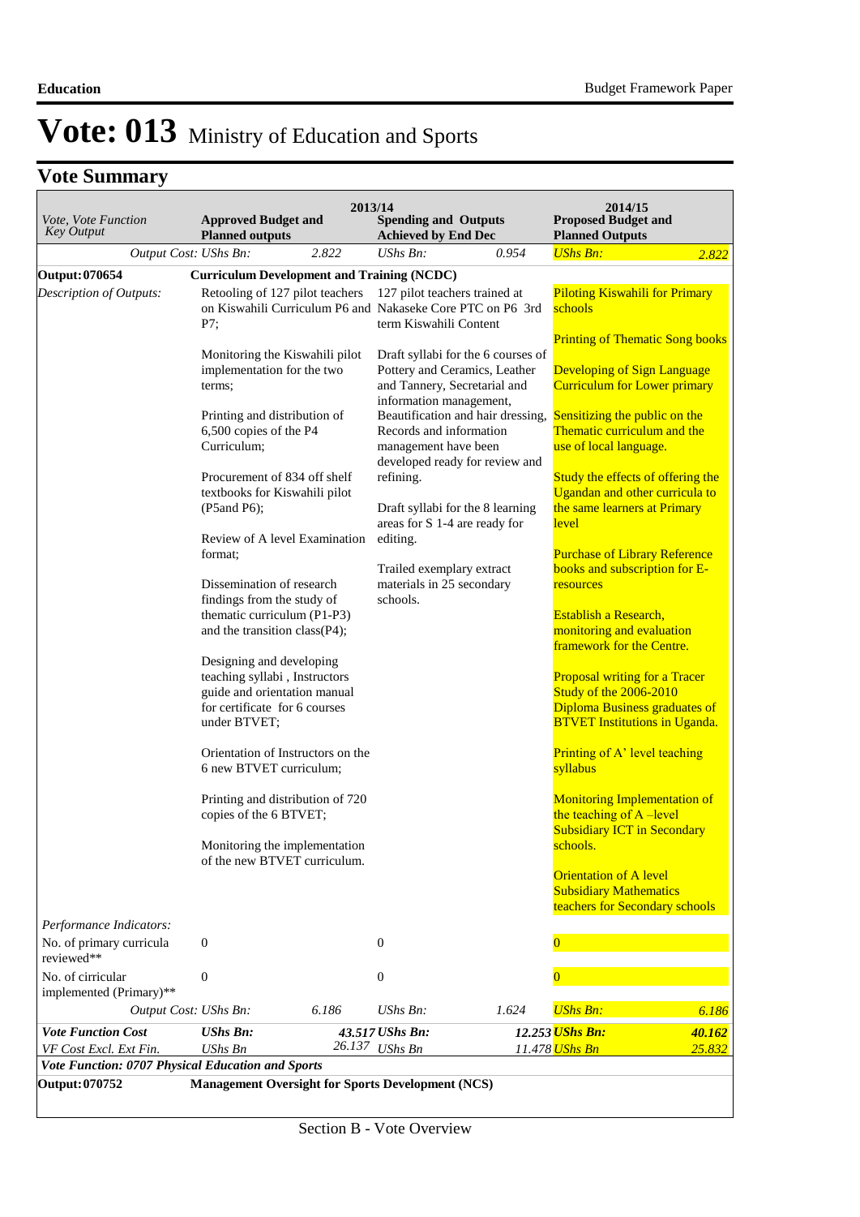# Vote: 013 Ministry of Education and Sports

## Vote Summary

| *Vote, Vote Function Key Output* | 2013/14 **Approved Budget and Planned outputs** | | 2013/14 **Spending and Outputs Achieved by End Dec** | | 2014/15 **Proposed Budget and Planned Outputs** | |
|---|---|---|---|---|---|---|
| *Output Cost:* | *UShs Bn:* | *2.822* | *UShs Bn:* | *0.954* | *UShs Bn:* | *2.822* |
| **Output: 070654** | **Curriculum Development and Training (NCDC)** | | | | | |
| *Description of Outputs:* | Retooling of 127 pilot teachers on Kiswahili Curriculum P6 and P7;<br><br>Monitoring the Kiswahili pilot implementation for the two terms;<br><br>Printing and distribution of 6,500 copies of the P4 Curriculum;<br><br>Procurement of 834 off shelf textbooks for Kiswahili pilot (P5and P6);<br><br>Review of A level Examination format;<br><br>Dissemination of research findings from the study of thematic curriculum (P1-P3) and the transition class(P4);<br><br>Designing and developing teaching syllabi , Instructors guide and orientation manual for certificate for 6 courses under BTVET;<br><br>Orientation of Instructors on the 6 new BTVET curriculum;<br><br>Printing and distribution of 720 copies of the 6 BTVET;<br><br>Monitoring the implementation of the new BTVET curriculum. | | 127 pilot teachers trained at Nakaseke Core PTC on P6 3rd term Kiswahili Content<br><br>Draft syllabi for the 6 courses of Pottery and Ceramics, Leather and Tannery, Secretarial and information management, Beautification and hair dressing, Records and information management have been developed ready for review and refining.<br><br>Draft syllabi for the 8 learning areas for S 1-4 are ready for editing.<br><br>Trailed exemplary extract materials in 25 secondary schools. | | Piloting Kiswahili for Primary schools<br><br>Printing of Thematic Song books<br><br>Developing of Sign Language Curriculum for Lower primary<br><br>Sensitizing the public on the Thematic curriculum and the use of local language.<br><br>Study the effects of offering the Ugandan and other curricula to the same learners at Primary level<br><br>Purchase of Library Reference books and subscription for E-resources<br><br>Establish a Research, monitoring and evaluation framework for the Centre.<br><br>Proposal writing for a Tracer Study of the 2006-2010 Diploma Business graduates of BTVET Institutions in Uganda.<br><br>Printing of A' level teaching syllabus<br><br>Monitoring Implementation of the teaching of A –level Subsidiary ICT in Secondary schools.<br><br>Orientation of A level Subsidiary Mathematics teachers for Secondary schools | |
| *Performance Indicators:* | | | | | | |
| No. of primary curricula reviewed** | 0 | | 0 | | 0 | |
| No. of circicular implemented (Primary)** | 0 | | 0 | | 0 | |
| *Output Cost:* | *UShs Bn:* | *6.186* | *UShs Bn:* | *1.624* | *UShs Bn:* | *6.186* |
| ***Vote Function Cost*** | ***UShs Bn:*** | ***43.517*** | ***UShs Bn:*** | ***12.253*** | ***UShs Bn:*** | ***40.162*** |
| *VF Cost Excl. Ext Fin.* | *UShs Bn* | *26.137* | *UShs Bn* | *11.478* | *UShs Bn* | *25.832* |
| ***Vote Function: 0707 Physical Education and Sports*** | | | | | | |
| **Output: 070752** | **Management Oversight for Sports Development (NCS)** | | | | | |

Section B - Vote Overview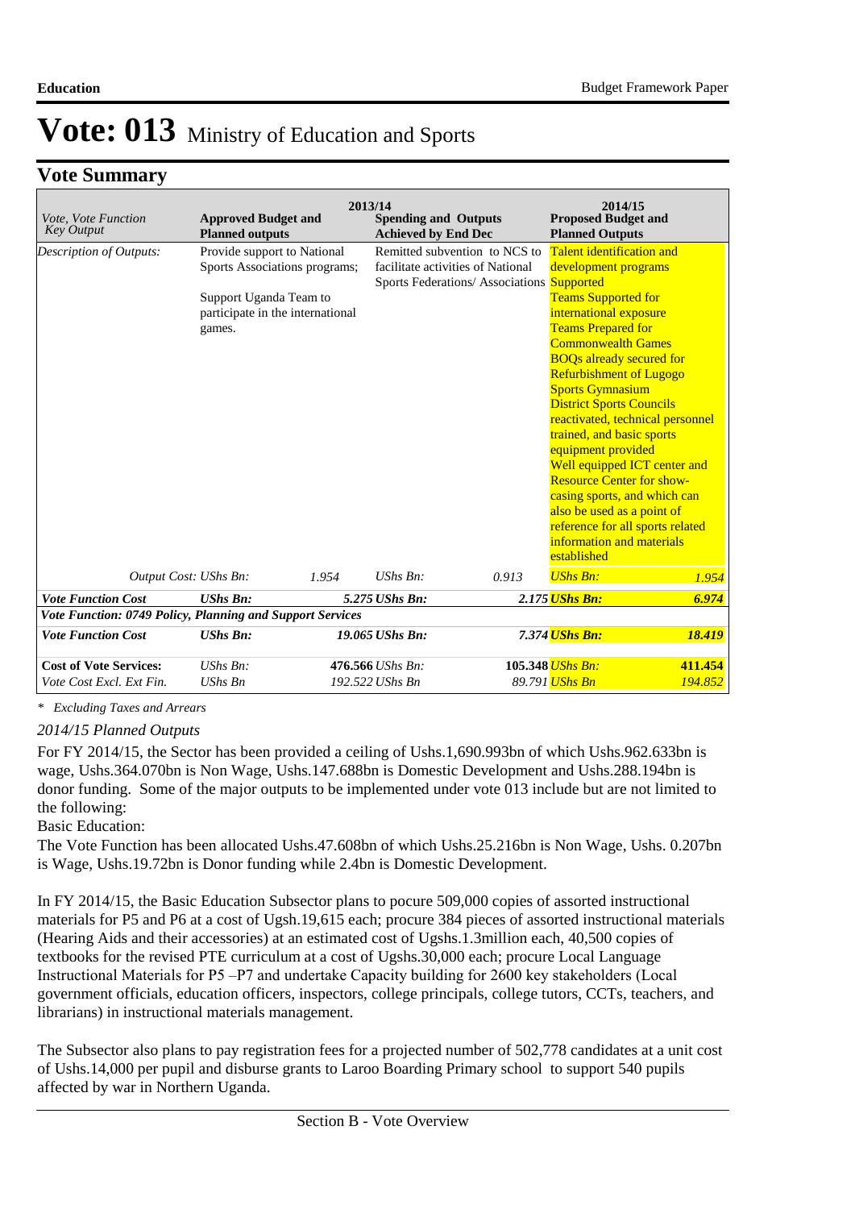# Vote: 013 Ministry of Education and Sports

## Vote Summary

| Vote, Vote Function Key Output | 2013/14 Approved Budget and Planned outputs | | 2013/14 Spending and Outputs Achieved by End Dec | | 2014/15 Proposed Budget and Planned Outputs | |
|---|---|---|---|---|---|---|
| *Description of Outputs:* | Provide support to National Sports Associations programs; Support Uganda Team to participate in the international games. | | Remitted subvention to NCS to facilitate activities of National Sports Federations/ Associations | | Talent identification and development programs Supported<br>Teams Supported for international exposure<br>Teams Prepared for Commonwealth Games<br>BOQs already secured for Refurbishment of Lugogo Sports Gymnasium<br>District Sports Councils reactivated, technical personnel trained, and basic sports equipment provided<br>Well equipped ICT center and Resource Center for show-casing sports, and which can also be used as a point of reference for all sports related information and materials established | |
| *Output Cost:* | *UShs Bn:* | *1.954* | *UShs Bn:* | *0.913* | *UShs Bn:* | *1.954* |
| ***Vote Function Cost*** | ***UShs Bn:*** | ***5.275*** | ***UShs Bn:*** | ***2.175*** | ***UShs Bn:*** | ***6.974*** |
| ***Vote Function: 0749 Policy, Planning and Support Services*** | | | | | | |
| ***Vote Function Cost*** | ***UShs Bn:*** | ***19.065*** | ***UShs Bn:*** | ***7.374*** | ***UShs Bn:*** | ***18.419*** |
| **Cost of Vote Services:** | *UShs Bn:* | **476.566** | *UShs Bn:* | **105.348** | *UShs Bn:* | **411.454** |
| *Vote Cost Excl. Ext Fin.* | *UShs Bn* | *192.522* | *UShs Bn* | *89.791* | *UShs Bn* | *194.852* |

*\* Excluding Taxes and Arrears*

*2014/15 Planned Outputs*

For FY 2014/15, the Sector has been provided a ceiling of Ushs.1,690.993bn of which Ushs.962.633bn is wage, Ushs.364.070bn is Non Wage, Ushs.147.688bn is Domestic Development and Ushs.288.194bn is donor funding. Some of the major outputs to be implemented under vote 013 include but are not limited to the following:

Basic Education:

The Vote Function has been allocated Ushs.47.608bn of which Ushs.25.216bn is Non Wage, Ushs. 0.207bn is Wage, Ushs.19.72bn is Donor funding while 2.4bn is Domestic Development.

In FY 2014/15, the Basic Education Subsector plans to pocure 509,000 copies of assorted instructional materials for P5 and P6 at a cost of Ugsh.19,615 each; procure 384 pieces of assorted instructional materials (Hearing Aids and their accessories) at an estimated cost of Ugshs.1.3million each, 40,500 copies of textbooks for the revised PTE curriculum at a cost of Ugshs.30,000 each; procure Local Language Instructional Materials for P5 –P7 and undertake Capacity building for 2600 key stakeholders (Local government officials, education officers, inspectors, college principals, college tutors, CCTs, teachers, and librarians) in instructional materials management.

The Subsector also plans to pay registration fees for a projected number of 502,778 candidates at a unit cost of Ushs.14,000 per pupil and disburse grants to Laroo Boarding Primary school to support 540 pupils affected by war in Northern Uganda.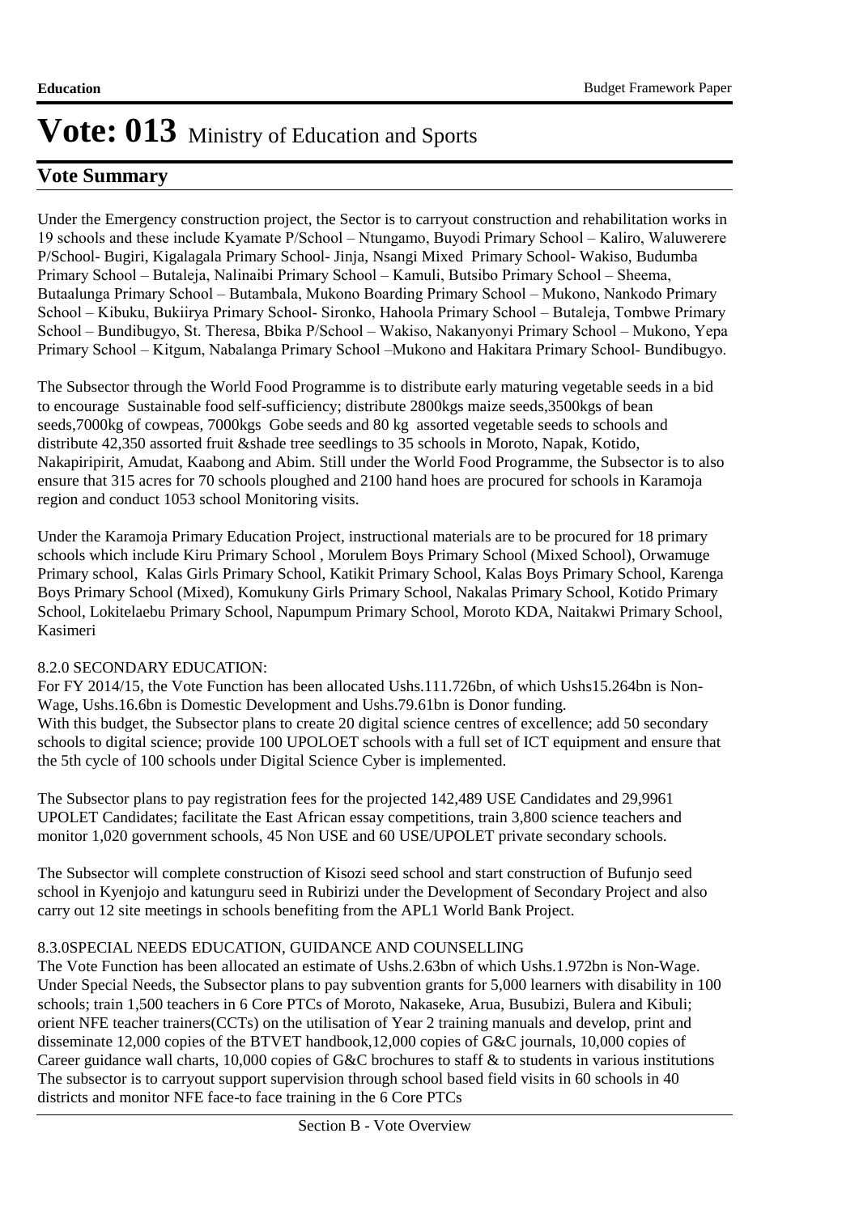# Vote: 013 Ministry of Education and Sports

## Vote Summary

Under the Emergency construction project, the Sector is to carryout construction and rehabilitation works in 19 schools and these include Kyamate P/School – Ntungamo, Buyodi Primary School – Kaliro, Waluwerere P/School- Bugiri, Kigalagala Primary School- Jinja, Nsangi Mixed Primary School- Wakiso, Budumba Primary School – Butaleja, Nalinaibi Primary School – Kamuli, Butsibo Primary School – Sheema, Butaalunga Primary School – Butambala, Mukono Boarding Primary School – Mukono, Nankodo Primary School – Kibuku, Bukiirya Primary School- Sironko, Hahoola Primary School – Butaleja, Tombwe Primary School – Bundibugyo, St. Theresa, Bbika P/School – Wakiso, Nakanyonyi Primary School – Mukono, Yepa Primary School – Kitgum, Nabalanga Primary School –Mukono and Hakitara Primary School- Bundibugyo.

The Subsector through the World Food Programme is to distribute early maturing vegetable seeds in a bid to encourage Sustainable food self-sufficiency; distribute 2800kgs maize seeds,3500kgs of bean seeds,7000kg of cowpeas, 7000kgs Gobe seeds and 80 kg assorted vegetable seeds to schools and distribute 42,350 assorted fruit &shade tree seedlings to 35 schools in Moroto, Napak, Kotido, Nakapiripirit, Amudat, Kaabong and Abim. Still under the World Food Programme, the Subsector is to also ensure that 315 acres for 70 schools ploughed and 2100 hand hoes are procured for schools in Karamoja region and conduct 1053 school Monitoring visits.

Under the Karamoja Primary Education Project, instructional materials are to be procured for 18 primary schools which include Kiru Primary School , Morulem Boys Primary School (Mixed School), Orwamuge Primary school, Kalas Girls Primary School, Katikit Primary School, Kalas Boys Primary School, Karenga Boys Primary School (Mixed), Komukuny Girls Primary School, Nakalas Primary School, Kotido Primary School, Lokitelaebu Primary School, Napumpum Primary School, Moroto KDA, Naitakwi Primary School, Kasimeri

8.2.0 SECONDARY EDUCATION:
For FY 2014/15, the Vote Function has been allocated Ushs.111.726bn, of which Ushs15.264bn is Non-Wage, Ushs.16.6bn is Domestic Development and Ushs.79.61bn is Donor funding.
With this budget, the Subsector plans to create 20 digital science centres of excellence; add 50 secondary schools to digital science; provide 100 UPOLOET schools with a full set of ICT equipment and ensure that the 5th cycle of 100 schools under Digital Science Cyber is implemented.

The Subsector plans to pay registration fees for the projected 142,489 USE Candidates and 29,9961 UPOLET Candidates; facilitate the East African essay competitions, train 3,800 science teachers and monitor 1,020 government schools, 45 Non USE and 60 USE/UPOLET private secondary schools.

The Subsector will complete construction of Kisozi seed school and start construction of Bufunjo seed school in Kyenjojo and katunguru seed in Rubirizi under the Development of Secondary Project and also carry out 12 site meetings in schools benefiting from the APL1 World Bank Project.

8.3.0SPECIAL NEEDS EDUCATION, GUIDANCE AND COUNSELLING
The Vote Function has been allocated an estimate of Ushs.2.63bn of which Ushs.1.972bn is Non-Wage. Under Special Needs, the Subsector plans to pay subvention grants for 5,000 learners with disability in 100 schools; train 1,500 teachers in 6 Core PTCs of Moroto, Nakaseke, Arua, Busubizi, Bulera and Kibuli; orient NFE teacher trainers(CCTs) on the utilisation of Year 2 training manuals and develop, print and disseminate 12,000 copies of the BTVET handbook,12,000 copies of G&C journals, 10,000 copies of Career guidance wall charts, 10,000 copies of G&C brochures to staff & to students in various institutions The subsector is to carryout support supervision through school based field visits in 60 schools in 40 districts and monitor NFE face-to face training in the 6 Core PTCs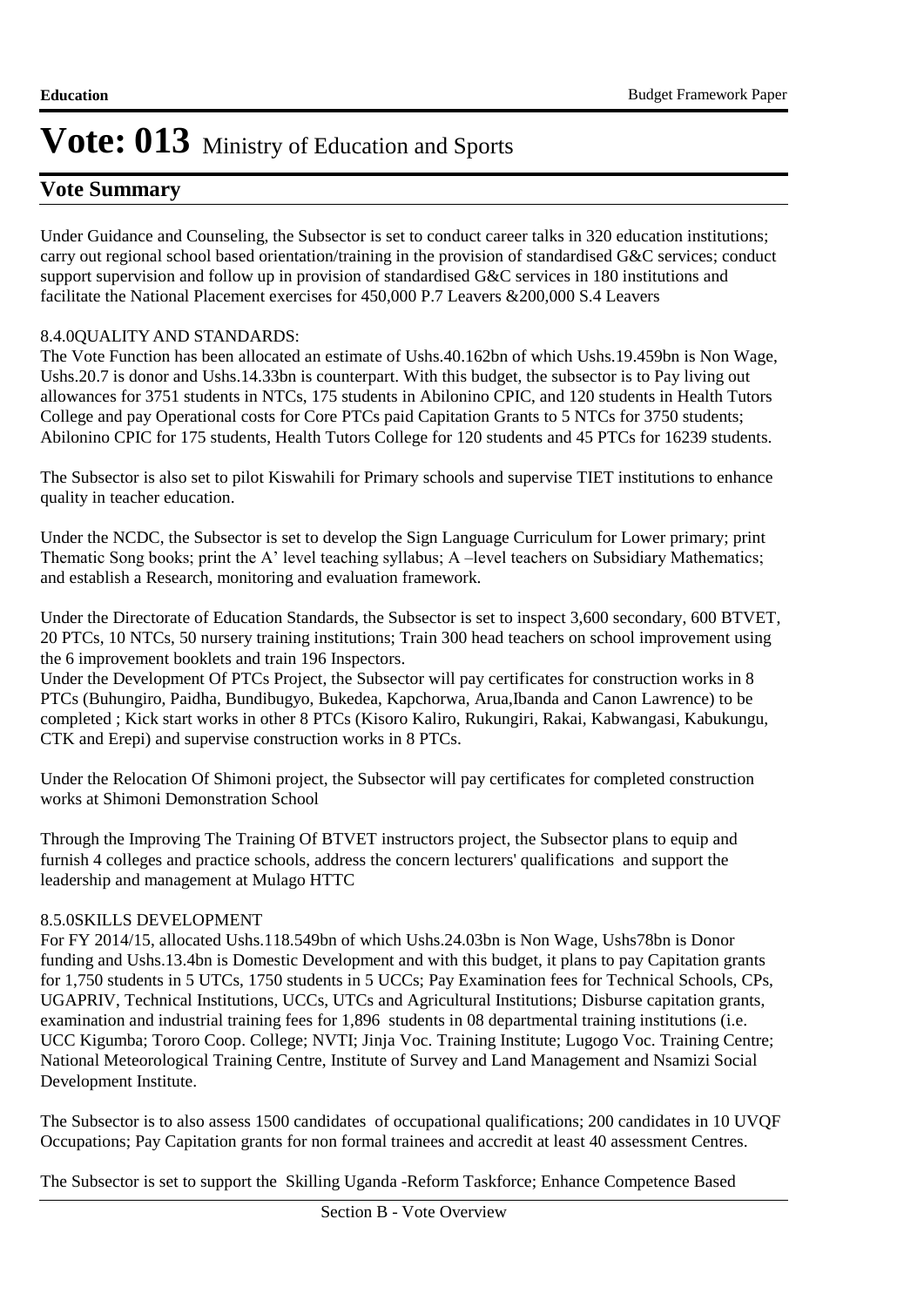# Vote: 013 Ministry of Education and Sports

## Vote Summary

Under Guidance and Counseling, the Subsector is set to conduct career talks in 320 education institutions; carry out regional school based orientation/training in the provision of standardised G&C services; conduct support supervision and follow up in provision of standardised G&C services in 180 institutions and facilitate the National Placement exercises for 450,000 P.7 Leavers &200,000 S.4 Leavers

8.4.0QUALITY AND STANDARDS:

The Vote Function has been allocated an estimate of Ushs.40.162bn of which Ushs.19.459bn is Non Wage, Ushs.20.7 is donor and Ushs.14.33bn is counterpart. With this budget, the subsector is to Pay living out allowances for 3751 students in NTCs, 175 students in Abilonino CPIC, and 120 students in Health Tutors College and pay Operational costs for Core PTCs paid Capitation Grants to 5 NTCs for 3750 students; Abilonino CPIC for 175 students, Health Tutors College for 120 students and 45 PTCs for 16239 students.

The Subsector is also set to pilot Kiswahili for Primary schools and supervise TIET institutions to enhance quality in teacher education.

Under the NCDC, the Subsector is set to develop the Sign Language Curriculum for Lower primary; print Thematic Song books; print the A' level teaching syllabus; A –level teachers on Subsidiary Mathematics; and establish a Research, monitoring and evaluation framework.

Under the Directorate of Education Standards, the Subsector is set to inspect 3,600 secondary, 600 BTVET, 20 PTCs, 10 NTCs, 50 nursery training institutions; Train 300 head teachers on school improvement using the 6 improvement booklets and train 196 Inspectors.

Under the Development Of PTCs Project, the Subsector will pay certificates for construction works in 8 PTCs (Buhungiro, Paidha, Bundibugyo, Bukedea, Kapchorwa, Arua,Ibanda and Canon Lawrence) to be completed ; Kick start works in other 8 PTCs (Kisoro Kaliro, Rukungiri, Rakai, Kabwangasi, Kabukungu, CTK and Erepi) and supervise construction works in 8 PTCs.

Under the Relocation Of Shimoni project, the Subsector will pay certificates for completed construction works at Shimoni Demonstration School

Through the Improving The Training Of BTVET instructors project, the Subsector plans to equip and furnish 4 colleges and practice schools, address the concern lecturers' qualifications  and support the leadership and management at Mulago HTTC

8.5.0SKILLS DEVELOPMENT

For FY 2014/15, allocated Ushs.118.549bn of which Ushs.24.03bn is Non Wage, Ushs78bn is Donor funding and Ushs.13.4bn is Domestic Development and with this budget, it plans to pay Capitation grants for 1,750 students in 5 UTCs, 1750 students in 5 UCCs; Pay Examination fees for Technical Schools, CPs, UGAPRIV, Technical Institutions, UCCs, UTCs and Agricultural Institutions; Disburse capitation grants, examination and industrial training fees for 1,896  students in 08 departmental training institutions (i.e. UCC Kigumba; Tororo Coop. College; NVTI; Jinja Voc. Training Institute; Lugogo Voc. Training Centre; National Meteorological Training Centre, Institute of Survey and Land Management and Nsamizi Social Development Institute.

The Subsector is to also assess 1500 candidates  of occupational qualifications; 200 candidates in 10 UVQF Occupations; Pay Capitation grants for non formal trainees and accredit at least 40 assessment Centres.

The Subsector is set to support the  Skilling Uganda -Reform Taskforce; Enhance Competence Based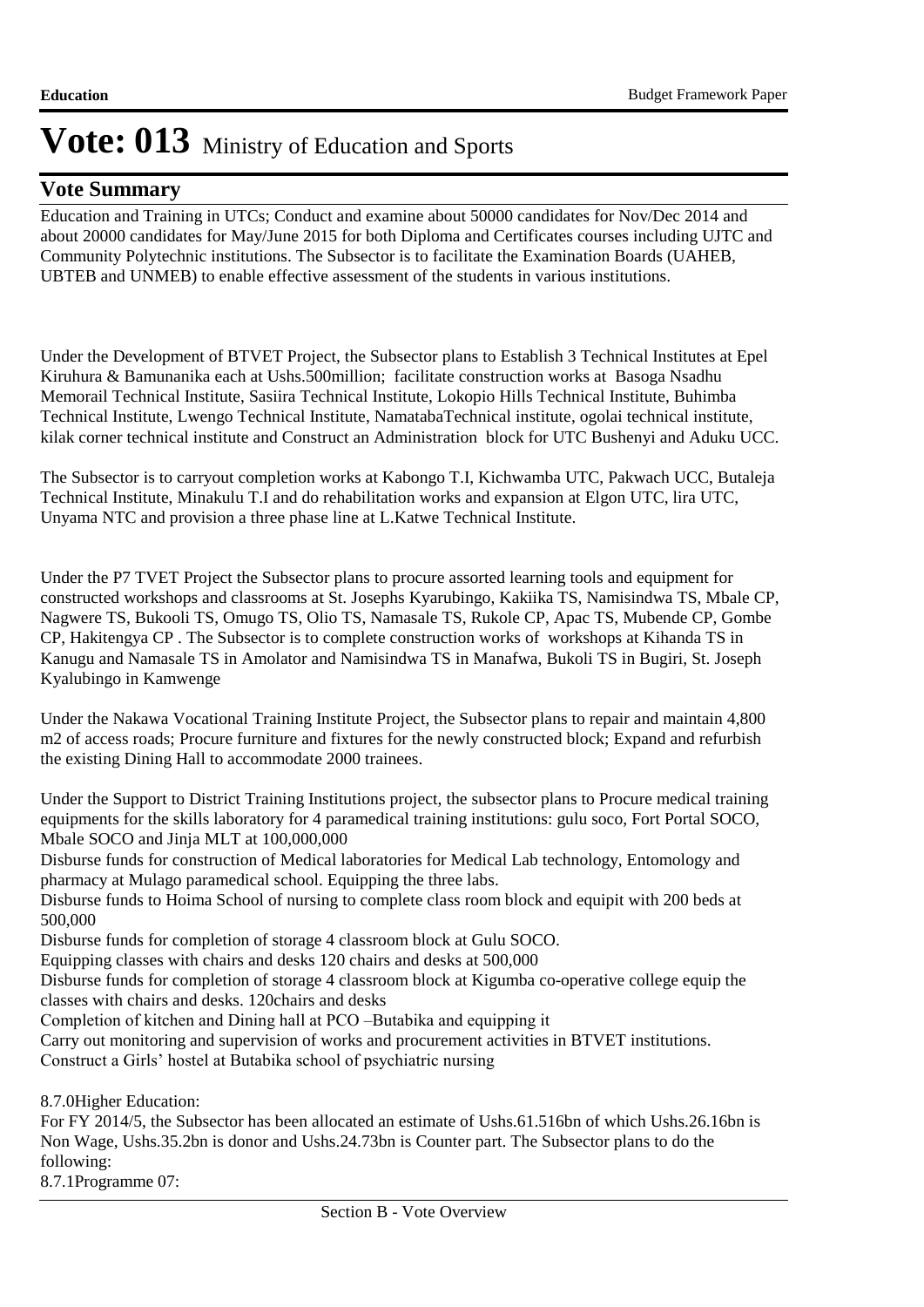# Vote: 013 Ministry of Education and Sports

## Vote Summary

Education and Training in UTCs; Conduct and examine about 50000 candidates for Nov/Dec 2014 and about 20000 candidates for May/June 2015 for both Diploma and Certificates courses including UJTC and Community Polytechnic institutions. The Subsector is to facilitate the Examination Boards (UAHEB, UBTEB and UNMEB) to enable effective assessment of the students in various institutions.

Under the Development of BTVET Project, the Subsector plans to Establish 3 Technical Institutes at Epel Kiruhura & Bamunanika each at Ushs.500million; facilitate construction works at Basoga Nsadhu Memorail Technical Institute, Sasiira Technical Institute, Lokopio Hills Technical Institute, Buhimba Technical Institute, Lwengo Technical Institute, NamatabaTechnical institute, ogolai technical institute, kilak corner technical institute and Construct an Administration block for UTC Bushenyi and Aduku UCC.

The Subsector is to carryout completion works at Kabongo T.I, Kichwamba UTC, Pakwach UCC, Butaleja Technical Institute, Minakulu T.I and do rehabilitation works and expansion at Elgon UTC, lira UTC, Unyama NTC and provision a three phase line at L.Katwe Technical Institute.

Under the P7 TVET Project the Subsector plans to procure assorted learning tools and equipment for constructed workshops and classrooms at St. Josephs Kyarubingo, Kakiika TS, Namisindwa TS, Mbale CP, Nagwere TS, Bukooli TS, Omugo TS, Olio TS, Namasale TS, Rukole CP, Apac TS, Mubende CP, Gombe CP, Hakitengya CP . The Subsector is to complete construction works of workshops at Kihanda TS in Kanugu and Namasale TS in Amolator and Namisindwa TS in Manafwa, Bukoli TS in Bugiri, St. Joseph Kyalubingo in Kamwenge

Under the Nakawa Vocational Training Institute Project, the Subsector plans to repair and maintain 4,800 m2 of access roads; Procure furniture and fixtures for the newly constructed block; Expand and refurbish the existing Dining Hall to accommodate 2000 trainees.

Under the Support to District Training Institutions project, the subsector plans to Procure medical training equipments for the skills laboratory for 4 paramedical training institutions: gulu soco, Fort Portal SOCO, Mbale SOCO and Jinja MLT at 100,000,000
Disburse funds for construction of Medical laboratories for Medical Lab technology, Entomology and pharmacy at Mulago paramedical school. Equipping the three labs.
Disburse funds to Hoima School of nursing to complete class room block and equipit with 200 beds at 500,000
Disburse funds for completion of storage 4 classroom block at Gulu SOCO.
Equipping classes with chairs and desks 120 chairs and desks at 500,000
Disburse funds for completion of storage 4 classroom block at Kigumba co-operative college equip the classes with chairs and desks. 120chairs and desks
Completion of kitchen and Dining hall at PCO –Butabika and equipping it
Carry out monitoring and supervision of works and procurement activities in BTVET institutions.
Construct a Girls' hostel at Butabika school of psychiatric nursing

8.7.0Higher Education:
For FY 2014/5, the Subsector has been allocated an estimate of Ushs.61.516bn of which Ushs.26.16bn is Non Wage, Ushs.35.2bn is donor and Ushs.24.73bn is Counter part. The Subsector plans to do the following:
8.7.1Programme 07: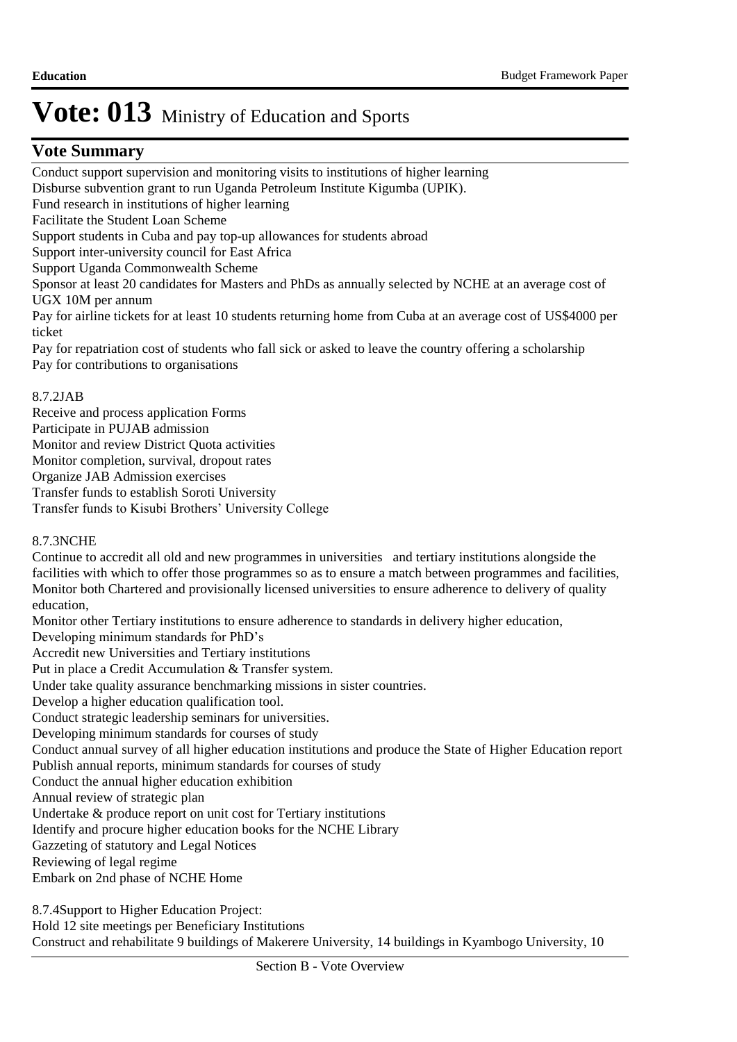# Vote: 013 Ministry of Education and Sports

## Vote Summary

Conduct support supervision and monitoring visits to institutions of higher learning
Disburse subvention grant to run Uganda Petroleum Institute Kigumba (UPIK).
Fund research in institutions of higher learning
Facilitate the Student Loan Scheme
Support students in Cuba and pay top-up allowances for students abroad
Support inter-university council for East Africa
Support Uganda Commonwealth Scheme
Sponsor at least 20 candidates for Masters and PhDs as annually selected by NCHE at an average cost of UGX 10M per annum
Pay for airline tickets for at least 10 students returning home from Cuba at an average cost of US$4000 per ticket
Pay for repatriation cost of students who fall sick or asked to leave the country offering a scholarship
Pay for contributions to organisations

8.7.2JAB
Receive and process application Forms
Participate in PUJAB admission
Monitor and review District Quota activities
Monitor completion, survival, dropout rates
Organize JAB Admission exercises
Transfer funds to establish Soroti University
Transfer funds to Kisubi Brothers' University College

8.7.3NCHE
Continue to accredit all old and new programmes in universities and tertiary institutions alongside the facilities with which to offer those programmes so as to ensure a match between programmes and facilities,
Monitor both Chartered and provisionally licensed universities to ensure adherence to delivery of quality education,
Monitor other Tertiary institutions to ensure adherence to standards in delivery higher education,
Developing minimum standards for PhD's
Accredit new Universities and Tertiary institutions
Put in place a Credit Accumulation & Transfer system.
Under take quality assurance benchmarking missions in sister countries.
Develop a higher education qualification tool.
Conduct strategic leadership seminars for universities.
Developing minimum standards for courses of study
Conduct annual survey of all higher education institutions and produce the State of Higher Education report
Publish annual reports, minimum standards for courses of study
Conduct the annual higher education exhibition
Annual review of strategic plan
Undertake & produce report on unit cost for Tertiary institutions
Identify and procure higher education books for the NCHE Library
Gazzeting of statutory and Legal Notices
Reviewing of legal regime
Embark on 2nd phase of NCHE Home

8.7.4Support to Higher Education Project:
Hold 12 site meetings per Beneficiary Institutions
Construct and rehabilitate 9 buildings of Makerere University, 14 buildings in Kyambogo University, 10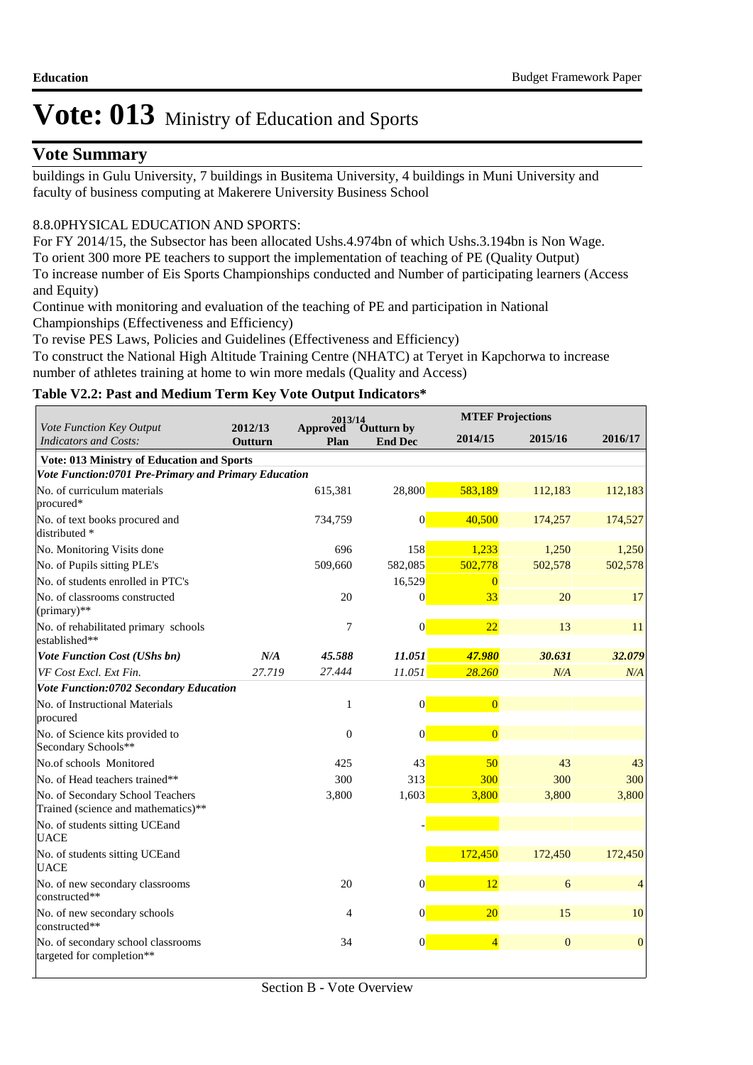# Vote: 013 Ministry of Education and Sports

## Vote Summary

buildings in Gulu University, 7 buildings in Busitema University, 4 buildings in Muni University and faculty of business computing at Makerere University Business School

8.8.0PHYSICAL EDUCATION AND SPORTS:
For FY 2014/15, the Subsector has been allocated Ushs.4.974bn of which Ushs.3.194bn is Non Wage.
To orient 300 more PE teachers to support the implementation of teaching of PE (Quality Output)
To increase number of Eis Sports Championships conducted and Number of participating learners (Access and Equity)
Continue with monitoring and evaluation of the teaching of PE and participation in National Championships (Effectiveness and Efficiency)
To revise PES Laws, Policies and Guidelines (Effectiveness and Efficiency)
To construct the National High Altitude Training Centre (NHATC) at Teryet in Kapchorwa to increase number of athletes training at home to win more medals (Quality and Access)

**Table V2.2: Past and Medium Term Key Vote Output Indicators***

| *Vote Function Key Output Indicators and Costs:* | 2012/13 Outturn | 2013/14 Approved Plan | 2013/14 Outturn by End Dec | MTEF Projections 2014/15 | 2015/16 | 2016/17 |
|---|---|---|---|---|---|---|
| **Vote: 013 Ministry of Education and Sports** | | | | | | |
| ***Vote Function:0701 Pre-Primary and Primary Education*** | | | | | | |
| No. of curriculum materials procured* | | 615,381 | 28,800 | 583,189 | 112,183 | 112,183 |
| No. of text books procured and distributed * | | 734,759 | 0 | 40,500 | 174,257 | 174,527 |
| No. Monitoring Visits done | | 696 | 158 | 1,233 | 1,250 | 1,250 |
| No. of Pupils sitting PLE's | | 509,660 | 582,085 | 502,778 | 502,578 | 502,578 |
| No. of students enrolled in PTC's | | | 16,529 | 0 | | |
| No. of classrooms constructed (primary)** | | 20 | 0 | 33 | 20 | 17 |
| No. of rehabilitated primary schools established** | | 7 | 0 | 22 | 13 | 11 |
| ***Vote Function Cost (UShs bn)*** | ***N/A*** | ***45.588*** | ***11.051*** | ***47.980*** | ***30.631*** | ***32.079*** |
| *VF Cost Excl. Ext Fin.* | *27.719* | *27.444* | *11.051* | *28.260* | *N/A* | *N/A* |
| ***Vote Function:0702 Secondary Education*** | | | | | | |
| No. of Instructional Materials procured | | 1 | 0 | 0 | | |
| No. of Science kits provided to Secondary Schools** | | 0 | 0 | 0 | | |
| No.of schools Monitored | | 425 | 43 | 50 | 43 | 43 |
| No. of Head teachers trained** | | 300 | 313 | 300 | 300 | 300 |
| No. of Secondary School Teachers Trained (science and mathematics)** | | 3,800 | 1,603 | 3,800 | 3,800 | 3,800 |
| No. of students sitting UCEand UACE | | | - | | | |
| No. of students sitting UCEand UACE | | | | 172,450 | 172,450 | 172,450 |
| No. of new secondary classrooms constructed** | | 20 | 0 | 12 | 6 | 4 |
| No. of new secondary schools constructed** | | 4 | 0 | 20 | 15 | 10 |
| No. of secondary school classrooms targeted for completion** | | 34 | 0 | 4 | 0 | 0 |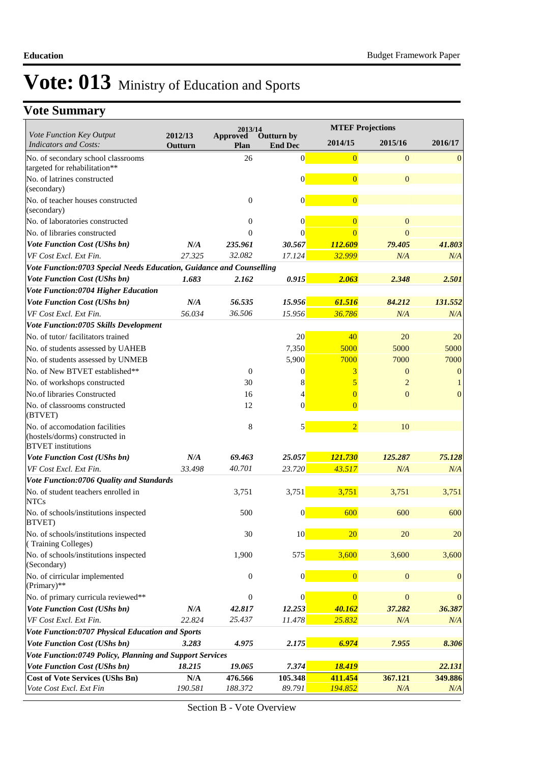# Vote: 013 Ministry of Education and Sports

## Vote Summary

| *Vote Function Key Output Indicators and Costs:* | 2012/13 Outturn | 2013/14 Approved Plan | 2013/14 Outturn by End Dec | MTEF Projections 2014/15 | 2015/16 | 2016/17 |
|---|---|---|---|---|---|---|
| No. of secondary school classrooms targeted for rehabilitation** | | 26 | 0 | 0 | 0 | 0 |
| No. of latrines constructed (secondary) | | | 0 | 0 | 0 | |
| No. of teacher houses constructed (secondary) | | 0 | 0 | 0 | | |
| No. of laboratories constructed | | 0 | 0 | 0 | 0 | |
| No. of libraries constructed | | 0 | 0 | 0 | 0 | |
| ***Vote Function Cost (UShs bn)*** | ***N/A*** | ***235.961*** | ***30.567*** | ***112.609*** | ***79.405*** | ***41.803*** |
| *VF Cost Excl. Ext Fin.* | *27.325* | *32.082* | *17.124* | *32.999* | *N/A* | *N/A* |
| ***Vote Function:0703 Special Needs Education, Guidance and Counselling*** | | | | | | |
| ***Vote Function Cost (UShs bn)*** | ***1.683*** | ***2.162*** | ***0.915*** | ***2.063*** | ***2.348*** | ***2.501*** |
| ***Vote Function:0704 Higher Education*** | | | | | | |
| ***Vote Function Cost (UShs bn)*** | ***N/A*** | ***56.535*** | ***15.956*** | ***61.516*** | ***84.212*** | ***131.552*** |
| *VF Cost Excl. Ext Fin.* | *56.034* | *36.506* | *15.956* | *36.786* | *N/A* | *N/A* |
| ***Vote Function:0705 Skills Development*** | | | | | | |
| No. of tutor/ facilitators trained | | | 20 | 40 | 20 | 20 |
| No. of students assessed by UAHEB | | | 7,350 | 5000 | 5000 | 5000 |
| No. of students assessed by UNMEB | | | 5,900 | 7000 | 7000 | 7000 |
| No. of New BTVET established** | | 0 | 0 | 3 | 0 | 0 |
| No. of workshops constructed | | 30 | 8 | 5 | 2 | 1 |
| No.of libraries Constructed | | 16 | 4 | 0 | 0 | 0 |
| No. of classrooms constructed (BTVET) | | 12 | 0 | 0 | | |
| No. of accomodation facilities (hostels/dorms) constructed in BTVET institutions | | 8 | 5 | 2 | 10 | |
| ***Vote Function Cost (UShs bn)*** | ***N/A*** | ***69.463*** | ***25.057*** | ***121.730*** | ***125.287*** | ***75.128*** |
| *VF Cost Excl. Ext Fin.* | *33.498* | *40.701* | *23.720* | *43.517* | *N/A* | *N/A* |
| ***Vote Function:0706 Quality and Standards*** | | | | | | |
| No. of student teachers enrolled in NTCs | | 3,751 | 3,751 | 3,751 | 3,751 | 3,751 |
| No. of schools/institutions inspected BTVET) | | 500 | 0 | 600 | 600 | 600 |
| No. of schools/institutions inspected ( Training Colleges) | | 30 | 10 | 20 | 20 | 20 |
| No. of schools/institutions inspected (Secondary) | | 1,900 | 575 | 3,600 | 3,600 | 3,600 |
| No. of cirricular implemented (Primary)** | | 0 | 0 | 0 | 0 | 0 |
| No. of primary curricula reviewed** | | 0 | 0 | 0 | 0 | 0 |
| ***Vote Function Cost (UShs bn)*** | ***N/A*** | ***42.817*** | ***12.253*** | ***40.162*** | ***37.282*** | ***36.387*** |
| *VF Cost Excl. Ext Fin.* | *22.824* | *25.437* | *11.478* | *25.832* | *N/A* | *N/A* |
| ***Vote Function:0707 Physical Education and Sports*** | | | | | | |
| ***Vote Function Cost (UShs bn)*** | ***3.283*** | ***4.975*** | ***2.175*** | ***6.974*** | ***7.955*** | ***8.306*** |
| ***Vote Function:0749 Policy, Planning and Support Services*** | | | | | | |
| ***Vote Function Cost (UShs bn)*** | ***18.215*** | ***19.065*** | ***7.374*** | ***18.419*** | | ***22.131*** |
| **Cost of Vote Services (UShs Bn)** | **N/A** | **476.566** | **105.348** | **411.454** | **367.121** | **349.886** |
| *Vote Cost Excl. Ext Fin* | *190.581* | *188.372* | *89.791* | *194.852* | *N/A* | *N/A* |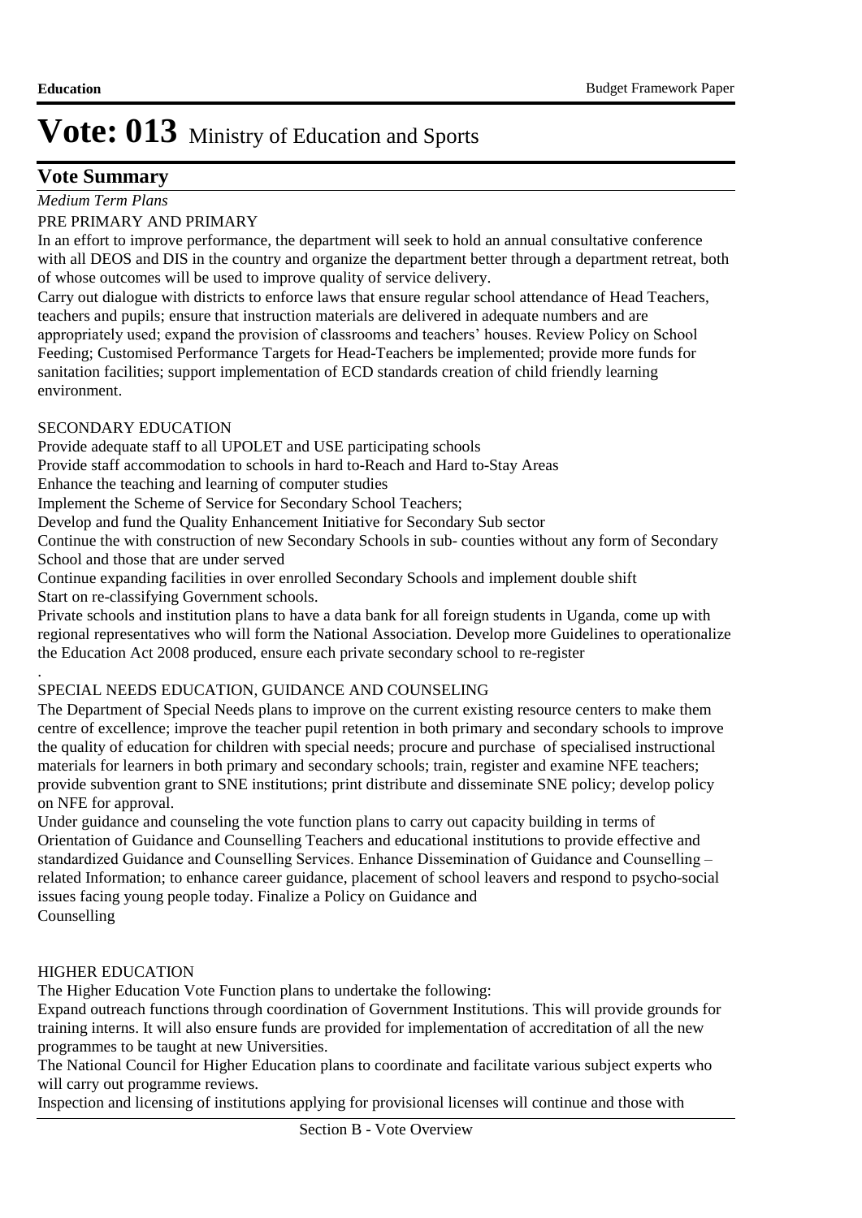# Vote: 013 Ministry of Education and Sports

## Vote Summary

*Medium Term Plans*

PRE PRIMARY AND PRIMARY

In an effort to improve performance, the department will seek to hold an annual consultative conference with all DEOS and DIS in the country and organize the department better through a department retreat, both of whose outcomes will be used to improve quality of service delivery.

Carry out dialogue with districts to enforce laws that ensure regular school attendance of Head Teachers, teachers and pupils; ensure that instruction materials are delivered in adequate numbers and are appropriately used; expand the provision of classrooms and teachers' houses. Review Policy on School Feeding; Customised Performance Targets for Head-Teachers be implemented; provide more funds for sanitation facilities; support implementation of ECD standards creation of child friendly learning environment.

SECONDARY EDUCATION

Provide adequate staff to all UPOLET and USE participating schools

Provide staff accommodation to schools in hard to-Reach and Hard to-Stay Areas

Enhance the teaching and learning of computer studies

Implement the Scheme of Service for Secondary School Teachers;

Develop and fund the Quality Enhancement Initiative for Secondary Sub sector

Continue the with construction of new Secondary Schools in sub- counties without any form of Secondary School and those that are under served

Continue expanding facilities in over enrolled Secondary Schools and implement double shift

Start on re-classifying Government schools.

Private schools and institution plans to have a data bank for all foreign students in Uganda, come up with regional representatives who will form the National Association. Develop more Guidelines to operationalize the Education Act 2008 produced, ensure each private secondary school to re-register

.

SPECIAL NEEDS EDUCATION, GUIDANCE AND COUNSELING

The Department of Special Needs plans to improve on the current existing resource centers to make them centre of excellence; improve the teacher pupil retention in both primary and secondary schools to improve the quality of education for children with special needs; procure and purchase of specialised instructional materials for learners in both primary and secondary schools; train, register and examine NFE teachers; provide subvention grant to SNE institutions; print distribute and disseminate SNE policy; develop policy on NFE for approval.

Under guidance and counseling the vote function plans to carry out capacity building in terms of Orientation of Guidance and Counselling Teachers and educational institutions to provide effective and standardized Guidance and Counselling Services. Enhance Dissemination of Guidance and Counselling – related Information; to enhance career guidance, placement of school leavers and respond to psycho-social issues facing young people today. Finalize a Policy on Guidance and Counselling

HIGHER EDUCATION

The Higher Education Vote Function plans to undertake the following:

Expand outreach functions through coordination of Government Institutions. This will provide grounds for training interns. It will also ensure funds are provided for implementation of accreditation of all the new programmes to be taught at new Universities.

The National Council for Higher Education plans to coordinate and facilitate various subject experts who will carry out programme reviews.

Inspection and licensing of institutions applying for provisional licenses will continue and those with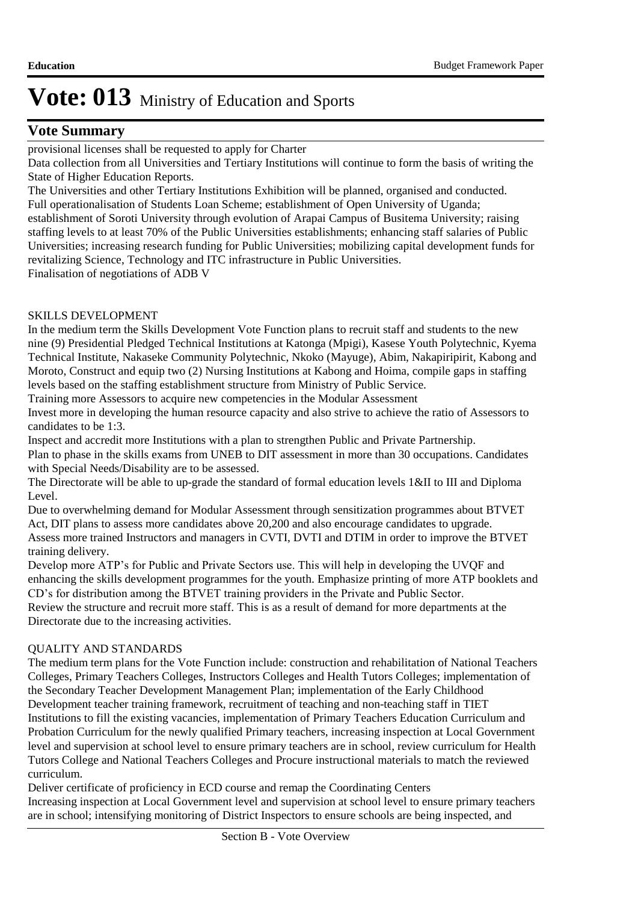# Vote: 013 Ministry of Education and Sports

## Vote Summary

provisional licenses shall be requested to apply for Charter

Data collection from all Universities and Tertiary Institutions will continue to form the basis of writing the State of Higher Education Reports.

The Universities and other Tertiary Institutions Exhibition will be planned, organised and conducted.

Full operationalisation of Students Loan Scheme; establishment of Open University of Uganda; establishment of Soroti University through evolution of Arapai Campus of Busitema University; raising staffing levels to at least 70% of the Public Universities establishments; enhancing staff salaries of Public Universities; increasing research funding for Public Universities; mobilizing capital development funds for revitalizing Science, Technology and ITC infrastructure in Public Universities.

Finalisation of negotiations of ADB V

SKILLS DEVELOPMENT

In the medium term the Skills Development Vote Function plans to recruit staff and students to the new nine (9) Presidential Pledged Technical Institutions at Katonga (Mpigi), Kasese Youth Polytechnic, Kyema Technical Institute, Nakaseke Community Polytechnic, Nkoko (Mayuge), Abim, Nakapiripirit, Kabong and Moroto, Construct and equip two (2) Nursing Institutions at Kabong and Hoima, compile gaps in staffing levels based on the staffing establishment structure from Ministry of Public Service.

Training more Assessors to acquire new competencies in the Modular Assessment

Invest more in developing the human resource capacity and also strive to achieve the ratio of Assessors to candidates to be 1:3.

Inspect and accredit more Institutions with a plan to strengthen Public and Private Partnership.

Plan to phase in the skills exams from UNEB to DIT assessment in more than 30 occupations. Candidates with Special Needs/Disability are to be assessed.

The Directorate will be able to up-grade the standard of formal education levels 1&II to III and Diploma Level.

Due to overwhelming demand for Modular Assessment through sensitization programmes about BTVET Act, DIT plans to assess more candidates above 20,200 and also encourage candidates to upgrade.

Assess more trained Instructors and managers in CVTI, DVTI and DTIM in order to improve the BTVET training delivery.

Develop more ATP's for Public and Private Sectors use. This will help in developing the UVQF and enhancing the skills development programmes for the youth. Emphasize printing of more ATP booklets and CD's for distribution among the BTVET training providers in the Private and Public Sector.

Review the structure and recruit more staff. This is as a result of demand for more departments at the Directorate due to the increasing activities.

QUALITY AND STANDARDS

The medium term plans for the Vote Function include: construction and rehabilitation of National Teachers Colleges, Primary Teachers Colleges, Instructors Colleges and Health Tutors Colleges; implementation of the Secondary Teacher Development Management Plan; implementation of the Early Childhood Development teacher training framework, recruitment of teaching and non-teaching staff in TIET Institutions to fill the existing vacancies, implementation of Primary Teachers Education Curriculum and Probation Curriculum for the newly qualified Primary teachers, increasing inspection at Local Government level and supervision at school level to ensure primary teachers are in school, review curriculum for Health Tutors College and National Teachers Colleges and Procure instructional materials to match the reviewed curriculum.

Deliver certificate of proficiency in ECD course and remap the Coordinating Centers

Increasing inspection at Local Government level and supervision at school level to ensure primary teachers are in school; intensifying monitoring of District Inspectors to ensure schools are being inspected, and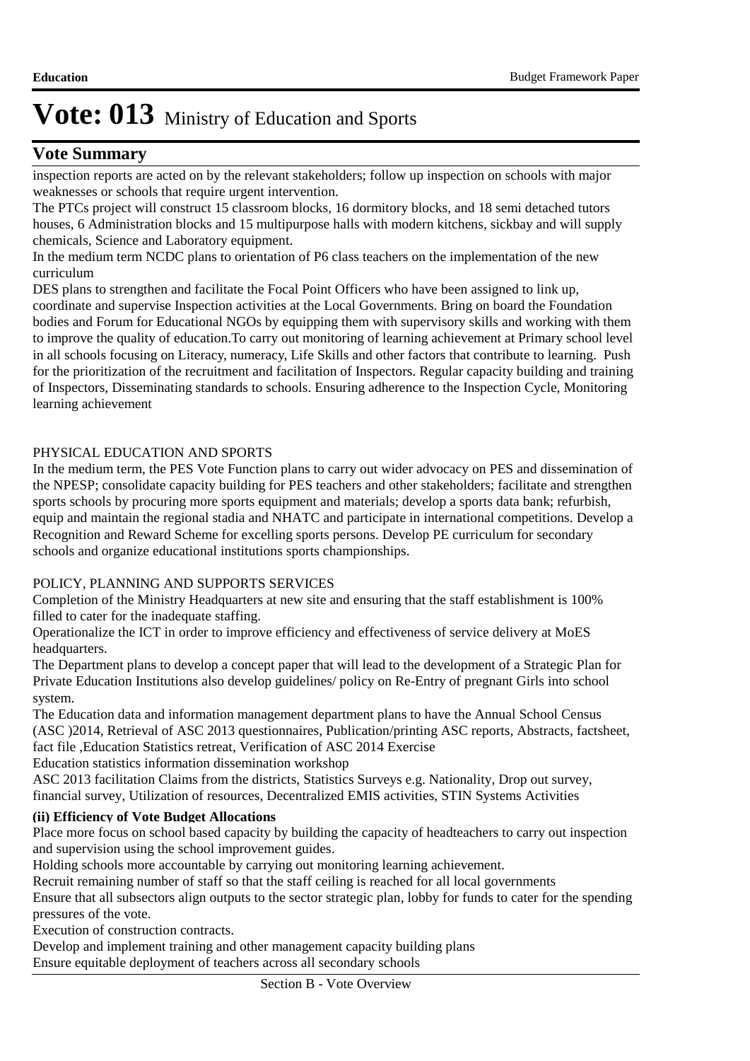# Vote: 013 Ministry of Education and Sports

## Vote Summary

inspection reports are acted on by the relevant stakeholders; follow up inspection on schools with major weaknesses or schools that require urgent intervention.

The PTCs project will construct 15 classroom blocks, 16 dormitory blocks, and 18 semi detached tutors houses, 6 Administration blocks and 15 multipurpose halls with modern kitchens, sickbay and will supply chemicals, Science and Laboratory equipment.

In the medium term NCDC plans to orientation of P6 class teachers on the implementation of the new curriculum

DES plans to strengthen and facilitate the Focal Point Officers who have been assigned to link up, coordinate and supervise Inspection activities at the Local Governments. Bring on board the Foundation bodies and Forum for Educational NGOs by equipping them with supervisory skills and working with them to improve the quality of education.To carry out monitoring of learning achievement at Primary school level in all schools focusing on Literacy, numeracy, Life Skills and other factors that contribute to learning. Push for the prioritization of the recruitment and facilitation of Inspectors. Regular capacity building and training of Inspectors, Disseminating standards to schools. Ensuring adherence to the Inspection Cycle, Monitoring learning achievement

PHYSICAL EDUCATION AND SPORTS

In the medium term, the PES Vote Function plans to carry out wider advocacy on PES and dissemination of the NPESP; consolidate capacity building for PES teachers and other stakeholders; facilitate and strengthen sports schools by procuring more sports equipment and materials; develop a sports data bank; refurbish, equip and maintain the regional stadia and NHATC and participate in international competitions. Develop a Recognition and Reward Scheme for excelling sports persons. Develop PE curriculum for secondary schools and organize educational institutions sports championships.

POLICY, PLANNING AND SUPPORTS SERVICES

Completion of the Ministry Headquarters at new site and ensuring that the staff establishment is 100% filled to cater for the inadequate staffing.

Operationalize the ICT in order to improve efficiency and effectiveness of service delivery at MoES headquarters.

The Department plans to develop a concept paper that will lead to the development of a Strategic Plan for Private Education Institutions also develop guidelines/ policy on Re-Entry of pregnant Girls into school system.

The Education data and information management department plans to have the Annual School Census (ASC )2014, Retrieval of ASC 2013 questionnaires, Publication/printing ASC reports, Abstracts, factsheet, fact file ,Education Statistics retreat, Verification of ASC 2014 Exercise

Education statistics information dissemination workshop

ASC 2013 facilitation Claims from the districts, Statistics Surveys e.g. Nationality, Drop out survey, financial survey, Utilization of resources, Decentralized EMIS activities, STIN Systems Activities

**(ii) Efficiency of Vote Budget Allocations**

Place more focus on school based capacity by building the capacity of headteachers to carry out inspection and supervision using the school improvement guides.

Holding schools more accountable by carrying out monitoring learning achievement.

Recruit remaining number of staff so that the staff ceiling is reached for all local governments

Ensure that all subsectors align outputs to the sector strategic plan, lobby for funds to cater for the spending pressures of the vote.

Execution of construction contracts.

Develop and implement training and other management capacity building plans

Ensure equitable deployment of teachers across all secondary schools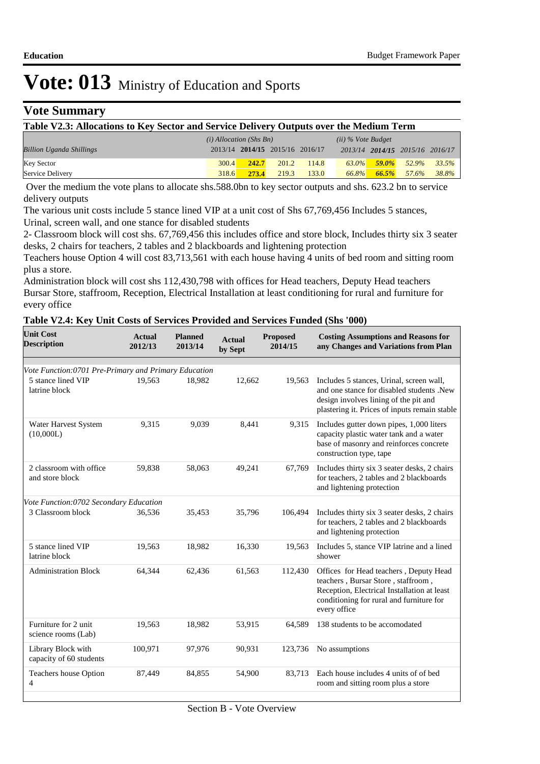# Vote: 013 Ministry of Education and Sports

## Vote Summary

**Table V2.3: Allocations to Key Sector and Service Delivery Outputs over the Medium Term**

| *Billion Uganda Shillings* | *(i) Allocation (Shs Bn)* 2013/14 | **2014/15** | 2015/16 | 2016/17 | *(ii) % Vote Budget* 2013/14 | **2014/15** | 2015/16 | 2016/17 |
|---|---|---|---|---|---|---|---|---|
| Key Sector | 300.4 | **242.7** | 201.2 | 114.8 | *63.0%* | ***59.0%*** | *52.9%* | *33.5%* |
| Service Delivery | 318.6 | **273.4** | 219.3 | 133.0 | *66.8%* | ***66.5%*** | *57.6%* | *38.8%* |

Over the medium the vote plans to allocate shs.588.0bn to key sector outputs and shs. 623.2 bn to service delivery outputs

The various unit costs include 5 stance lined VIP at a unit cost of Shs 67,769,456 Includes 5 stances, Urinal, screen wall, and one stance for disabled students

2- Classroom block will cost shs. 67,769,456 this includes office and store block, Includes thirty six 3 seater desks, 2 chairs for teachers, 2 tables and 2 blackboards and lightening protection

Teachers house Option 4 will cost 83,713,561 with each house having 4 units of bed room and sitting room plus a store.

Administration block will cost shs 112,430,798 with offices for Head teachers, Deputy Head teachers Bursar Store, staffroom, Reception, Electrical Installation at least conditioning for rural and furniture for every office

**Table V2.4: Key Unit Costs of Services Provided and Services Funded (Shs '000)**

| Unit Cost Description | Actual 2012/13 | Planned 2013/14 | Actual by Sept | Proposed 2014/15 | Costing Assumptions and Reasons for any Changes and Variations from Plan |
|---|---|---|---|---|---|
| *Vote Function:0701 Pre-Primary and Primary Education* | | | | | |
| 5 stance lined VIP latrine block | 19,563 | 18,982 | 12,662 | 19,563 | Includes 5 stances, Urinal, screen wall, and one stance for disabled students .New design involves lining of the pit and plastering it. Prices of inputs remain stable |
| Water Harvest System (10,000L) | 9,315 | 9,039 | 8,441 | 9,315 | Includes gutter down pipes, 1,000 liters capacity plastic water tank and a water base of masonry and reinforces concrete construction type, tape |
| 2 classroom with office and store block | 59,838 | 58,063 | 49,241 | 67,769 | Includes thirty six 3 seater desks, 2 chairs for teachers, 2 tables and 2 blackboards and lightening protection |
| *Vote Function:0702 Secondary Education* | | | | | |
| 3 Classroom block | 36,536 | 35,453 | 35,796 | 106,494 | Includes thirty six 3 seater desks, 2 chairs for teachers, 2 tables and 2 blackboards and lightening protection |
| 5 stance lined VIP latrine block | 19,563 | 18,982 | 16,330 | 19,563 | Includes 5, stance VIP latrine and a lined shower |
| Administration Block | 64,344 | 62,436 | 61,563 | 112,430 | Offices for Head teachers , Deputy Head teachers , Bursar Store , staffroom , Reception, Electrical Installation at least conditioning for rural and furniture for every office |
| Furniture for 2 unit science rooms (Lab) | 19,563 | 18,982 | 53,915 | 64,589 | 138 students to be accomodated |
| Library Block with capacity of 60 students | 100,971 | 97,976 | 90,931 | 123,736 | No assumptions |
| Teachers house Option 4 | 87,449 | 84,855 | 54,900 | 83,713 | Each house includes 4 units of of bed room and sitting room plus a store |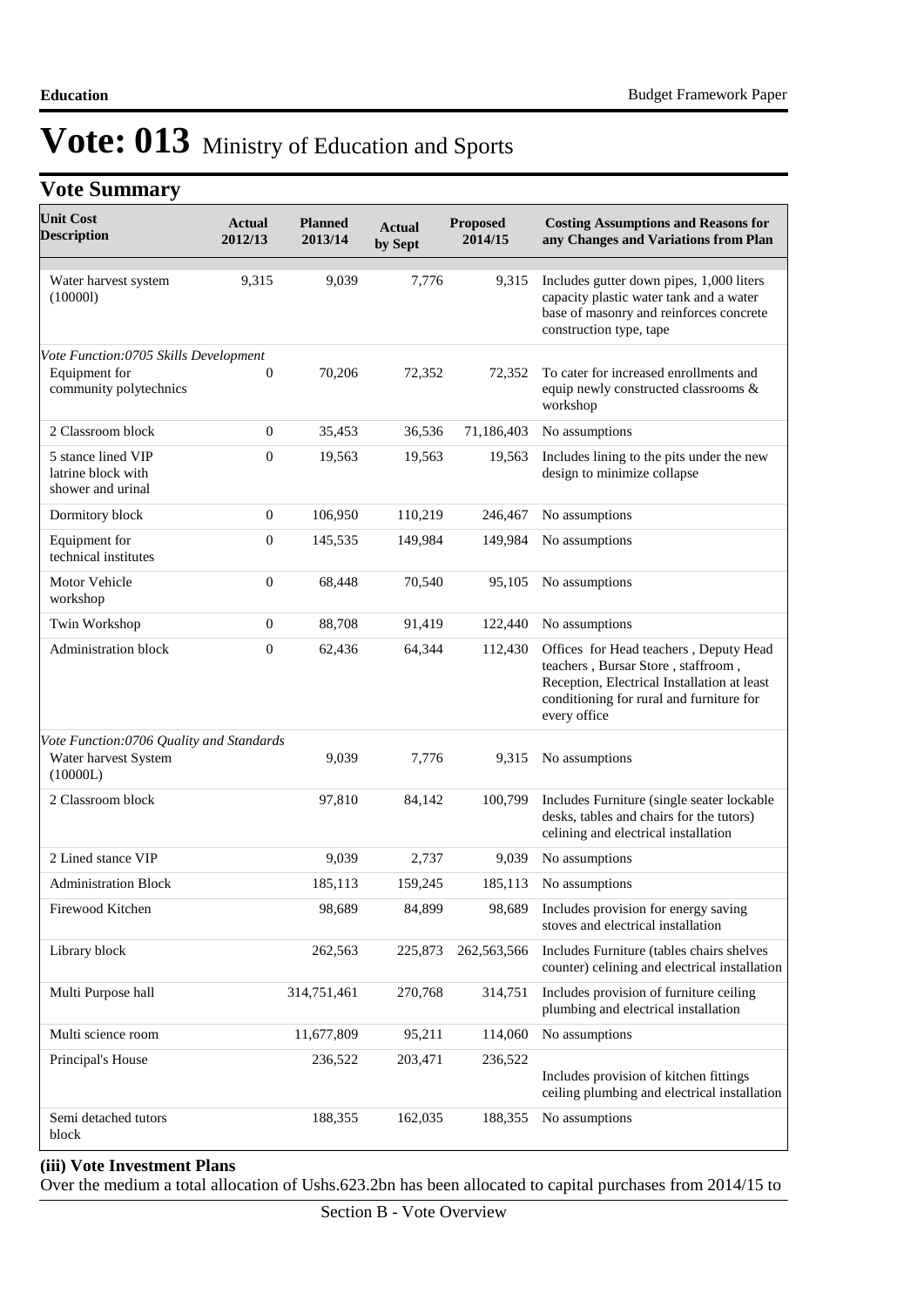# Vote: 013 Ministry of Education and Sports

## Vote Summary

| Unit Cost Description | Actual 2012/13 | Planned 2013/14 | Actual by Sept | Proposed 2014/15 | Costing Assumptions and Reasons for any Changes and Variations from Plan |
|---|---|---|---|---|---|
| Water harvest system (10000l) | 9,315 | 9,039 | 7,776 | 9,315 | Includes gutter down pipes, 1,000 liters capacity plastic water tank and a water base of masonry and reinforces concrete construction type, tape |
| *Vote Function:0705 Skills Development* | | | | | |
| Equipment for community polytechnics | 0 | 70,206 | 72,352 | 72,352 | To cater for increased enrollments and equip newly constructed classrooms & workshop |
| 2 Classroom block | 0 | 35,453 | 36,536 | 71,186,403 | No assumptions |
| 5 stance lined VIP latrine block with shower and urinal | 0 | 19,563 | 19,563 | 19,563 | Includes lining to the pits under the new design to minimize collapse |
| Dormitory block | 0 | 106,950 | 110,219 | 246,467 | No assumptions |
| Equipment for technical institutes | 0 | 145,535 | 149,984 | 149,984 | No assumptions |
| Motor Vehicle workshop | 0 | 68,448 | 70,540 | 95,105 | No assumptions |
| Twin Workshop | 0 | 88,708 | 91,419 | 122,440 | No assumptions |
| Administration block | 0 | 62,436 | 64,344 | 112,430 | Offices for Head teachers , Deputy Head teachers , Bursar Store , staffroom , Reception, Electrical Installation at least conditioning for rural and furniture for every office |
| *Vote Function:0706 Quality and Standards* | | | | | |
| Water harvest System (10000L) | | 9,039 | 7,776 | 9,315 | No assumptions |
| 2 Classroom block | | 97,810 | 84,142 | 100,799 | Includes Furniture (single seater lockable desks, tables and chairs for the tutors) celining and electrical installation |
| 2 Lined stance VIP | | 9,039 | 2,737 | 9,039 | No assumptions |
| Administration Block | | 185,113 | 159,245 | 185,113 | No assumptions |
| Firewood Kitchen | | 98,689 | 84,899 | 98,689 | Includes provision for energy saving stoves and electrical installation |
| Library block | | 262,563 | 225,873 | 262,563,566 | Includes Furniture (tables chairs shelves counter) celining and electrical installation |
| Multi Purpose hall | | 314,751,461 | 270,768 | 314,751 | Includes provision of furniture ceiling plumbing and electrical installation |
| Multi science room | | 11,677,809 | 95,211 | 114,060 | No assumptions |
| Principal's House | | 236,522 | 203,471 | 236,522 | Includes provision of kitchen fittings ceiling plumbing and electrical installation |
| Semi detached tutors block | | 188,355 | 162,035 | 188,355 | No assumptions |

**(iii) Vote Investment Plans**

Over the medium a total allocation of Ushs.623.2bn has been allocated to capital purchases from 2014/15 to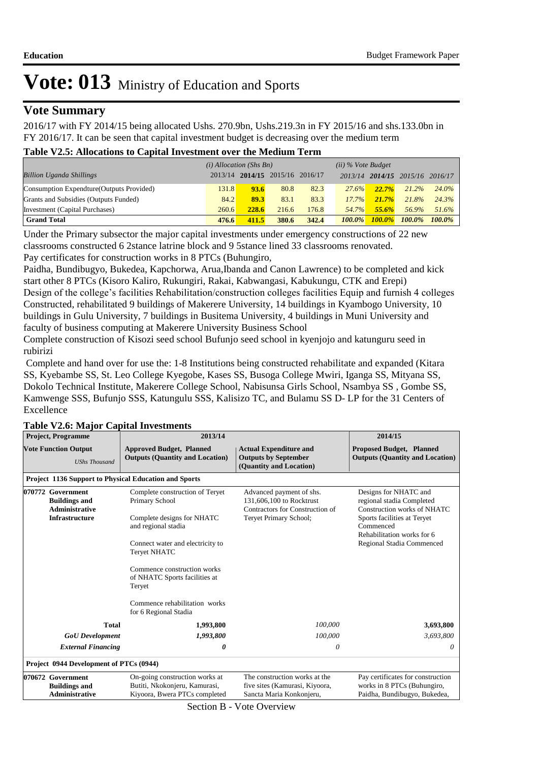# Vote: 013 Ministry of Education and Sports

## Vote Summary

2016/17 with FY 2014/15 being allocated Ushs. 270.9bn, Ushs.219.3n in FY 2015/16 and shs.133.0bn in FY 2016/17. It can be seen that capital investment budget is decreasing over the medium term

**Table V2.5: Allocations to Capital Investment over the Medium Term**

| *Billion Uganda Shillings* | *(i) Allocation (Shs Bn)* 2013/14 | **2014/15** | 2015/16 | 2016/17 | *(ii) % Vote Budget* 2013/14 | **2014/15** | 2015/16 | 2016/17 |
|---|---|---|---|---|---|---|---|---|
| Consumption Expendture(Outputs Provided) | 131.8 | **93.6** | 80.8 | 82.3 | *27.6%* | ***22.7%*** | *21.2%* | *24.0%* |
| Grants and Subsidies (Outputs Funded) | 84.2 | **89.3** | 83.1 | 83.3 | *17.7%* | ***21.7%*** | *21.8%* | *24.3%* |
| Investment (Capital Purchases) | 260.6 | **228.6** | 216.6 | 176.8 | *54.7%* | ***55.6%*** | *56.9%* | *51.6%* |
| **Grand Total** | **476.6** | **411.5** | **380.6** | **342.4** | ***100.0%*** | ***100.0%*** | ***100.0%*** | ***100.0%*** |

Under the Primary subsector the major capital investments under emergency constructions of 22 new classrooms constructed 6 2stance latrine block and 9 5stance lined 33 classrooms renovated.
Pay certificates for construction works in 8 PTCs (Buhungiro,
Paidha, Bundibugyo, Bukedea, Kapchorwa, Arua,Ibanda and Canon Lawrence) to be completed and kick start other 8 PTCs (Kisoro Kaliro, Rukungiri, Rakai, Kabwangasi, Kabukungu, CTK and Erepi)
Design of the college's facilities Rehabilitation/construction colleges facilities Equip and furnish 4 colleges
Constructed, rehabilitated 9 buildings of Makerere University, 14 buildings in Kyambogo University, 10 buildings in Gulu University, 7 buildings in Busitema University, 4 buildings in Muni University and faculty of business computing at Makerere University Business School
Complete construction of Kisozi seed school Bufunjo seed school in kyenjojo and katunguru seed in rubirizi
Complete and hand over for use the: 1-8 Institutions being constructed rehabilitate and expanded (Kitara SS, Kyebambe SS, St. Leo College Kyegobe, Kases SS, Busoga College Mwiri, Iganga SS, Mityana SS, Dokolo Technical Institute, Makerere College School, Nabisunsa Girls School, Nsambya SS , Gombe SS, Kamwenge SSS, Bufunjo SSS, Katungulu SSS, Kalisizo TC, and Bulamu SS D- LP for the 31 Centers of Excellence

**Table V2.6: Major Capital Investments**

| **Project, Programme** | **2013/14** | | **2014/15** |
|---|---|---|---|
| **Vote Function Output** *UShs Thousand* | **Approved Budget, Planned Outputs (Quantity and Location)** | **Actual Expenditure and Outputs by September (Quantity and Location)** | **Proposed Budget, Planned Outputs (Quantity and Location)** |
| **Project 1136 Support to Physical Education and Sports** | | | |
| **070772 Government Buildings and Administrative Infrastructure** | Complete construction of Teryet Primary School<br><br>Complete designs for NHATC and regional stadia<br><br>Connect water and electricity to Teryet NHATC<br><br>Commence construction works of NHATC Sports facilities at Teryet<br><br>Commence rehabilitation works for 6 Regional Stadia | Advanced payment of shs. 131,606,100 to Rocktrust Contractors for Construction of Teryet Primary School; | Designs for NHATC and regional stadia Completed<br>Construction works of NHATC Sports facilities at Teryet Commenced<br>Rehabilitation works for 6 Regional Stadia Commenced |
| **Total** | **1,993,800** | *100,000* | **3,693,800** |
| ***GoU Development*** | ***1,993,800*** | *100,000* | *3,693,800* |
| ***External Financing*** | ***0*** | *0* | *0* |
| **Project 0944 Development of PTCs (0944)** | | | |
| **070672 Government Buildings and Administrative** | On-going construction works at Butiti, Nkokonjeru, Kamurasi, Kiyoora, Bwera PTCs completed | The construction works at the five sites (Kamurasi, Kiyoora, Sancta Maria Konkonjeru, | Pay certificates for construction works in 8 PTCs (Buhungiro, Paidha, Bundibugyo, Bukedea, |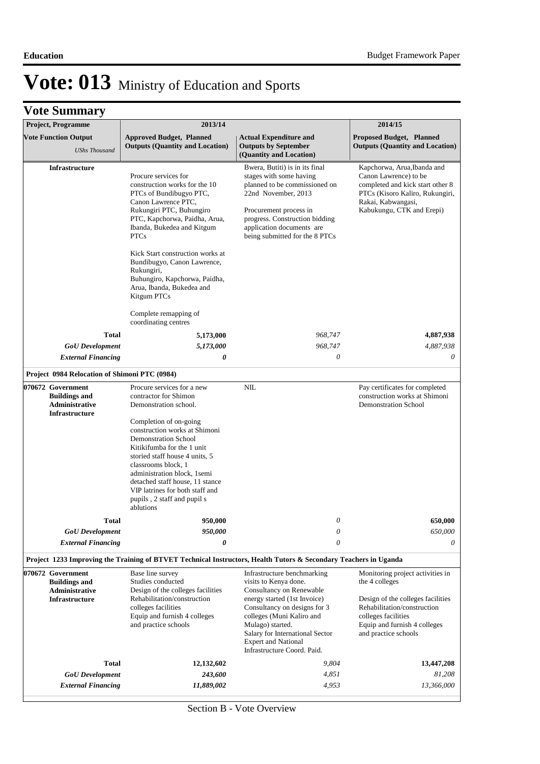# Vote: 013 Ministry of Education and Sports

## Vote Summary

| Project, Programme | 2013/14 | | 2014/15 |
|---|---|---|---|
| **Vote Function Output** *UShs Thousand* | **Approved Budget, Planned Outputs (Quantity and Location)** | **Actual Expenditure and Outputs by September (Quantity and Location)** | **Proposed Budget, Planned Outputs (Quantity and Location)** |
| **Infrastructure** | Procure services for construction works for the 10 PTCs of Bundibugyo PTC, Canon Lawrence PTC, Rukungiri PTC, Buhungiro PTC, Kapchorwa, Paidha, Arua, Ibanda, Bukedea and Kitgum PTCs<br><br>Kick Start construction works at Bundibugyo, Canon Lawrence, Rukungiri, Buhungiro, Kapchorwa, Paidha, Arua, Ibanda, Bukedea and Kitgum PTCs<br><br>Complete remapping of coordinating centres | Bwera, Butiti) is in its final stages with some having planned to be commissioned on 22nd November, 2013<br><br>Procurement process in progress. Construction bidding application documents are being submitted for the 8 PTCs | Kapchorwa, Arua,Ibanda and Canon Lawrence) to be completed and kick start other 8 PTCs (Kisoro Kaliro, Rukungiri, Rakai, Kabwangasi, Kabukungu, CTK and Erepi) |
| **Total** | **5,173,000** | *968,747* | **4,887,938** |
| ***GoU Development*** | ***5,173,000*** | *968,747* | *4,887,938* |
| ***External Financing*** | ***0*** | *0* | *0* |
| **Project 0984 Relocation of Shimoni PTC (0984)** | | | |
| **070672 Government Buildings and Administrative Infrastructure** | Procure services for a new contractor for Shimon Demonstration school.<br><br>Completion of on-going construction works at Shimoni Demonstration School Kitikifumba for the 1 unit storied staff house 4 units, 5 classrooms block, 1 administration block, 1semi detached staff house, 11 stance VIP latrines for both staff and pupils , 2 staff and pupil s ablutions | NIL | Pay certificates for completed construction works at Shimoni Demonstration School |
| **Total** | **950,000** | *0* | **650,000** |
| ***GoU Development*** | ***950,000*** | *0* | *650,000* |
| ***External Financing*** | ***0*** | *0* | *0* |
| **Project 1233 Improving the Training of BTVET Technical Instructors, Health Tutors & Secondary Teachers in Uganda** | | | |
| **070672 Government Buildings and Administrative Infrastructure** | Base line survey<br>Studies conducted<br>Design of the colleges facilities<br>Rehabilitation/construction colleges facilities<br>Equip and furnish 4 colleges and practice schools | Infrastructure benchmarking visits to Kenya done.<br>Consultancy on Renewable energy started (1st Invoice)<br>Consultancy on designs for 3 colleges (Muni Kaliro and Mulago) started.<br>Salary for International Sector Expert and National Infrastructure Coord. Paid. | Monitoring project activities in the 4 colleges<br><br>Design of the colleges facilities<br>Rehabilitation/construction colleges facilities<br>Equip and furnish 4 colleges and practice schools |
| **Total** | **12,132,602** | *9,804* | **13,447,208** |
| ***GoU Development*** | ***243,600*** | *4,851* | *81,208* |
| ***External Financing*** | ***11,889,002*** | *4,953* | *13,366,000* |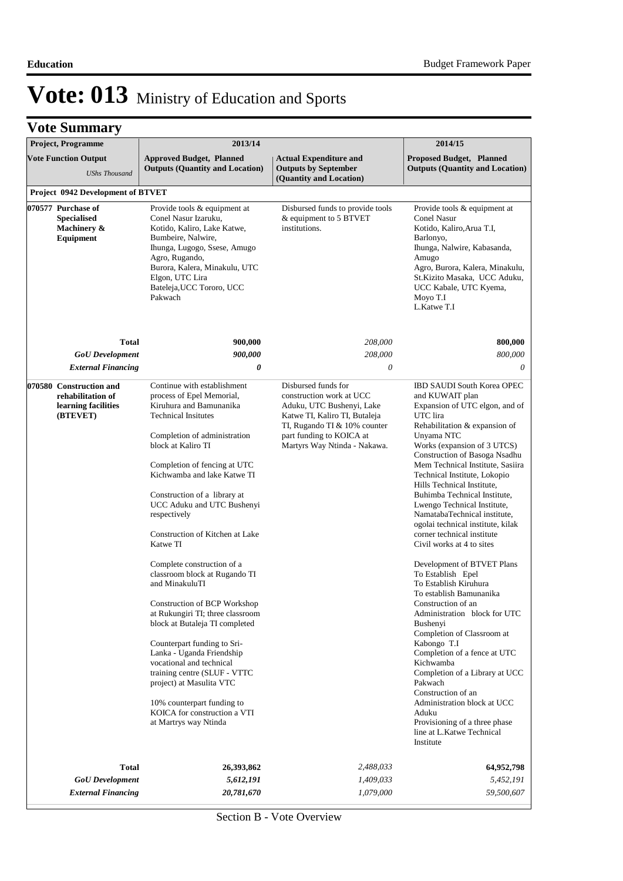# Vote: 013 Ministry of Education and Sports

## Vote Summary

| Project, Programme | 2013/14 | | 2014/15 |
|---|---|---|---|
| **Vote Function Output** *UShs Thousand* | **Approved Budget, Planned Outputs (Quantity and Location)** | **Actual Expenditure and Outputs by September (Quantity and Location)** | **Proposed Budget, Planned Outputs (Quantity and Location)** |
| **Project 0942 Development of BTVET** | | | |
| **070577 Purchase of Specialised Machinery & Equipment** | Provide tools & equipment at Conel Nasur Izaruku, Kotido, Kaliro, Lake Katwe, Bumbeire, Nalwire, Ihunga, Lugogo, Ssese, Amugo Agro, Rugando, Burora, Kalera, Minakulu, UTC Elgon, UTC Lira Bateleja,UCC Tororo, UCC Pakwach | Disbursed funds to provide tools & equipment to 5 BTVET institutions. | Provide tools & equipment at Conel Nasur Kotido, Kaliro,Arua T.I, Barlonyo, Ihunga, Nalwire, Kabasanda, Amugo Agro, Burora, Kalera, Minakulu, St.Kizito Masaka, UCC Aduku, UCC Kabale, UTC Kyema, Moyo T.I L.Katwe T.I |
| **Total** | **900,000** | *208,000* | **800,000** |
| ***GoU Development*** | ***900,000*** | *208,000* | *800,000* |
| ***External Financing*** | ***0*** | *0* | *0* |
| **070580 Construction and rehabilitation of learning facilities (BTEVET)** | Continue with establishment process of Epel Memorial, Kiruhura and Bamunanika Technical Insitutes<br><br>Completion of administration block at Kaliro TI<br><br>Completion of fencing at UTC Kichwamba and lake Katwe TI<br><br>Construction of a library at UCC Aduku and UTC Bushenyi respectively<br><br>Construction of Kitchen at Lake Katwe TI<br><br>Complete construction of a classroom block at Rugando TI and MinakuluTI<br><br>Construction of BCP Workshop at Rukungiri TI; three classroom block at Butaleja TI completed<br><br>Counterpart funding to Sri-Lanka - Uganda Friendship vocational and technical training centre (SLUF - VTTC project) at Masulita VTC<br><br>10% counterpart funding to KOICA for construction a VTI at Martrys way Ntinda | Disbursed funds for construction work at UCC Aduku, UTC Bushenyi, Lake Katwe TI, Kaliro TI, Butaleja TI, Rugando TI & 10% counter part funding to KOICA at Martyrs Way Ntinda - Nakawa. | IBD SAUDI South Korea OPEC and KUWAIT plan<br>Expansion of UTC elgon, and of UTC lira<br>Rehabilitation & expansion of Unyama NTC<br>Works (expansion of 3 UTCS)<br>Construction of Basoga Nsadhu Mem Technical Institute, Sasiira Technical Institute, Lokopio Hills Technical Institute, Buhimba Technical Institute, Lwengo Technical Institute, NamatabaTechnical institute, ogolai technical institute, kilak corner technical institute<br>Civil works at 4 to sites<br><br>Development of BTVET Plans<br>To Establish Epel<br>To Establish Kiruhura<br>To establish Bamunanika<br>Construction of an Administration block for UTC Bushenyi<br>Completion of Classroom at Kabongo T.I<br>Completion of a fence at UTC Kichwamba<br>Completion of a Library at UCC Pakwach<br>Construction of an Administration block at UCC Aduku<br>Provisioning of a three phase line at L.Katwe Technical Institute |
| **Total** | **26,393,862** | *2,488,033* | **64,952,798** |
| ***GoU Development*** | ***5,612,191*** | *1,409,033* | *5,452,191* |
| ***External Financing*** | ***20,781,670*** | *1,079,000* | *59,500,607* |

Section B - Vote Overview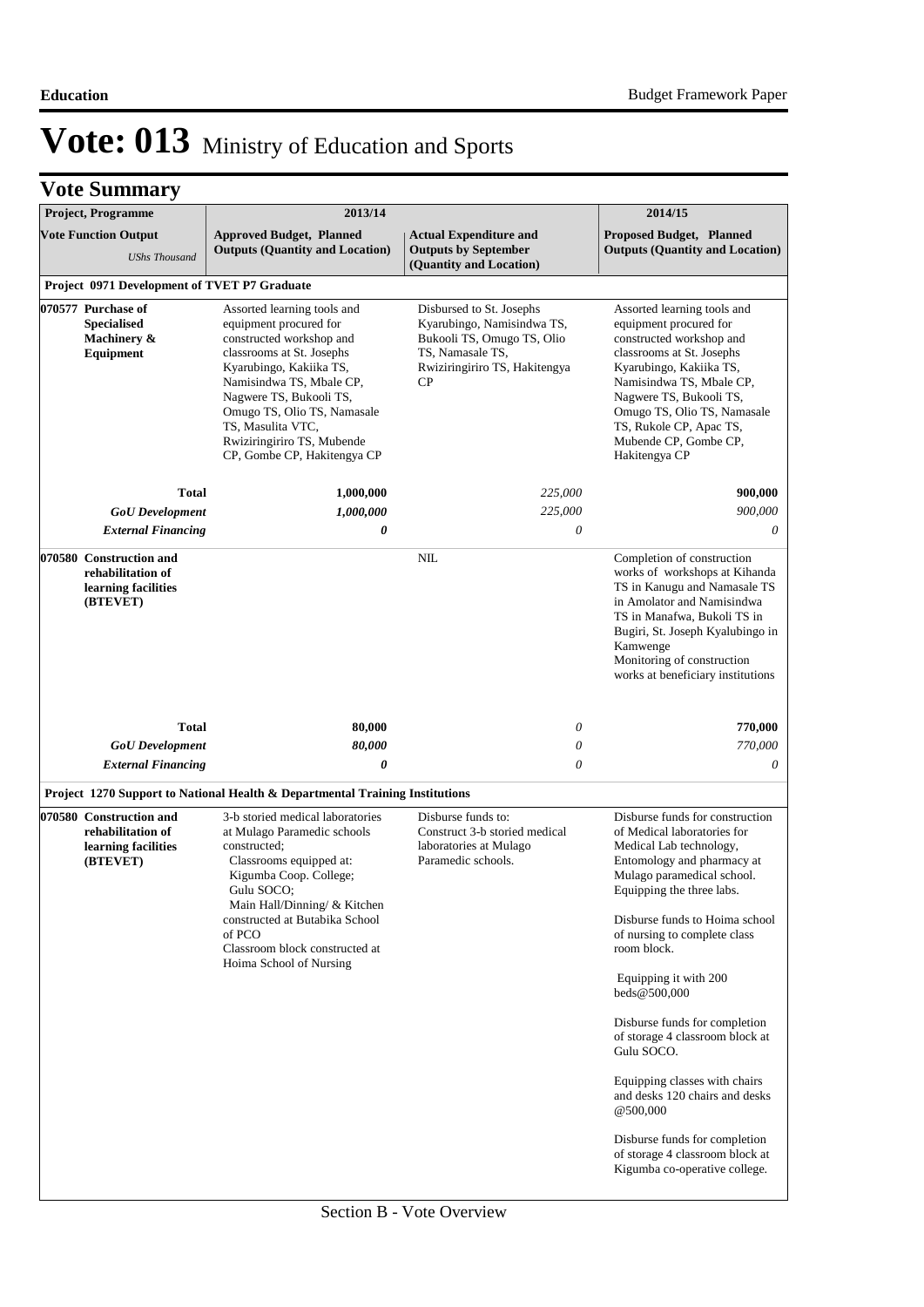# Vote: 013 Ministry of Education and Sports

## Vote Summary

| Project, Programme | 2013/14 | | 2014/15 |
|---|---|---|---|
| Vote Function Output<br>*UShs Thousand* | Approved Budget, Planned Outputs (Quantity and Location) | Actual Expenditure and Outputs by September (Quantity and Location) | Proposed Budget, Planned Outputs (Quantity and Location) |
| **Project 0971 Development of TVET P7 Graduate** | | | |
| **070577 Purchase of Specialised Machinery & Equipment** | Assorted learning tools and equipment procured for constructed workshop and classrooms at St. Josephs Kyarubingo, Kakiika TS, Namisindwa TS, Mbale CP, Nagwere TS, Bukooli TS, Omugo TS, Olio TS, Namasale TS, Masulita VTC, Rwiziringiriro TS, Mubende CP, Gombe CP, Hakitengya CP | Disbursed to St. Josephs Kyarubingo, Namisindwa TS, Bukooli TS, Omugo TS, Olio TS, Namasale TS, Rwiziringiriro TS, Hakitengya CP | Assorted learning tools and equipment procured for constructed workshop and classrooms at St. Josephs Kyarubingo, Kakiika TS, Namisindwa TS, Mbale CP, Nagwere TS, Bukooli TS, Omugo TS, Olio TS, Namasale TS, Rukole CP, Apac TS, Mubende CP, Gombe CP, Hakitengya CP |
| **Total** | **1,000,000** | *225,000* | **900,000** |
| ***GoU Development*** | ***1,000,000*** | *225,000* | *900,000* |
| ***External Financing*** | ***0*** | *0* | *0* |
| **070580 Construction and rehabilitation of learning facilities (BTEVET)** | | NIL | Completion of construction works of workshops at Kihanda TS in Kanugu and Namasale TS in Amolator and Namisindwa TS in Manafwa, Bukoli TS in Bugiri, St. Joseph Kyalubingo in Kamwenge<br>Monitoring of construction works at beneficiary institutions |
| **Total** | **80,000** | *0* | **770,000** |
| ***GoU Development*** | ***80,000*** | *0* | *770,000* |
| ***External Financing*** | ***0*** | *0* | *0* |
| **Project 1270 Support to National Health & Departmental Training Institutions** | | | |
| **070580 Construction and rehabilitation of learning facilities (BTEVET)** | 3-b storied medical laboratories at Mulago Paramedic schools constructed;<br>Classrooms equipped at: Kigumba Coop. College; Gulu SOCO;<br>Main Hall/Dinning/ & Kitchen constructed at Butabika School of PCO<br>Classroom block constructed at Hoima School of Nursing | Disburse funds to:<br>Construct 3-b storied medical laboratories at Mulago Paramedic schools. | Disburse funds for construction of Medical laboratories for Medical Lab technology, Entomology and pharmacy at Mulago paramedical school. Equipping the three labs.<br><br>Disburse funds to Hoima school of nursing to complete class room block.<br><br>Equipping it with 200 beds@500,000<br><br>Disburse funds for completion of storage 4 classroom block at Gulu SOCO.<br><br>Equipping classes with chairs and desks 120 chairs and desks @500,000<br><br>Disburse funds for completion of storage 4 classroom block at Kigumba co-operative college. |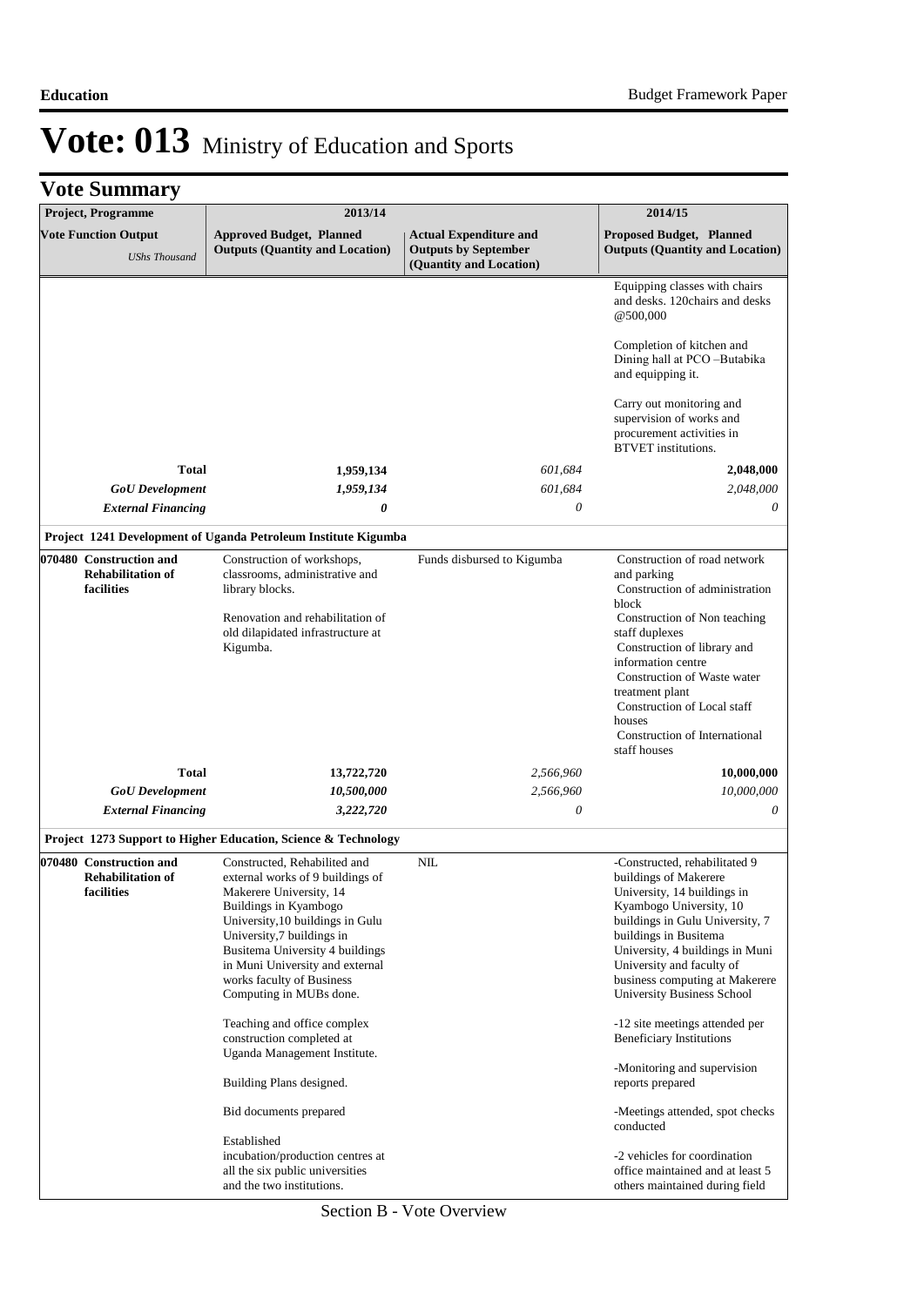# Vote: 013 Ministry of Education and Sports

## Vote Summary

| Project, Programme<br>Vote Function Output<br>*UShs Thousand* | 2013/14<br>Approved Budget, Planned Outputs (Quantity and Location) | 2013/14<br>Actual Expenditure and Outputs by September (Quantity and Location) | 2014/15<br>Proposed Budget, Planned Outputs (Quantity and Location) |
|---|---|---|---|
| | | | Equipping classes with chairs and desks. 120chairs and desks @500,000<br><br>Completion of kitchen and Dining hall at PCO –Butabika and equipping it.<br><br>Carry out monitoring and supervision of works and procurement activities in BTVET institutions. |
| **Total** | **1,959,134** | *601,684* | **2,048,000** |
| ***GoU Development*** | ***1,959,134*** | *601,684* | *2,048,000* |
| ***External Financing*** | ***0*** | *0* | *0* |
| **Project 1241 Development of Uganda Petroleum Institute Kigumba** | | | |
| **070480 Construction and Rehabilitation of facilities** | Construction of workshops, classrooms, administrative and library blocks.<br><br>Renovation and rehabilitation of old dilapidated infrastructure at Kigumba. | Funds disbursed to Kigumba | Construction of road network and parking<br>Construction of administration block<br>Construction of Non teaching staff duplexes<br>Construction of library and information centre<br>Construction of Waste water treatment plant<br>Construction of Local staff houses<br>Construction of International staff houses |
| **Total** | **13,722,720** | *2,566,960* | **10,000,000** |
| ***GoU Development*** | ***10,500,000*** | *2,566,960* | *10,000,000* |
| ***External Financing*** | ***3,222,720*** | *0* | *0* |
| **Project 1273 Support to Higher Education, Science & Technology** | | | |
| **070480 Construction and Rehabilitation of facilities** | Constructed, Rehabilited and external works of 9 buildings of Makerere University, 14 Buildings in Kyambogo University,10 buildings in Gulu University,7 buildings in Busitema University 4 buildings in Muni University and external works faculty of Business Computing in MUBs done.<br><br>Teaching and office complex construction completed at Uganda Management Institute.<br><br>Building Plans designed.<br><br>Bid documents prepared<br><br>Established incubation/production centres at all the six public universities and the two institutions. | NIL | -Constructed, rehabilitated 9 buildings of Makerere University, 14 buildings in Kyambogo University, 10 buildings in Gulu University, 7 buildings in Busitema University, 4 buildings in Muni University and faculty of business computing at Makerere University Business School<br><br>-12 site meetings attended per Beneficiary Institutions<br><br>-Monitoring and supervision reports prepared<br><br>-Meetings attended, spot checks conducted<br><br>-2 vehicles for coordination office maintained and at least 5 others maintained during field |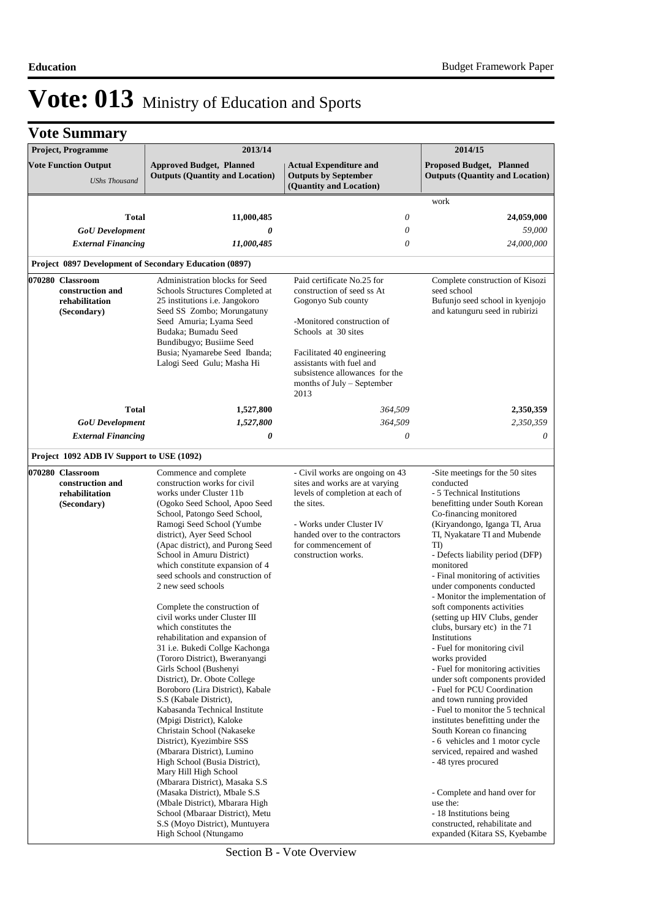# Vote: 013 Ministry of Education and Sports

## Vote Summary

| Project, Programme<br>Vote Function Output<br>*UShs Thousand* | 2013/14<br>Approved Budget, Planned Outputs (Quantity and Location) | Actual Expenditure and Outputs by September (Quantity and Location) | 2014/15<br>Proposed Budget, Planned Outputs (Quantity and Location) |
|---|---|---|---|
| | | | work |
| **Total** | **11,000,485** | *0* | **24,059,000** |
| ***GoU Development*** | ***0*** | *0* | *59,000* |
| ***External Financing*** | ***11,000,485*** | *0* | *24,000,000* |
| **Project 0897 Development of Secondary Education (0897)** | | | |
| **070280 Classroom construction and rehabilitation (Secondary)** | Administration blocks for Seed Schools Structures Completed at 25 institutions i.e. Jangokoro Seed SS Zombo; Morungatuny Seed Amuria; Lyama Seed Budaka; Bumadu Seed Bundibugyo; Busiime Seed Busia; Nyamarebe Seed Ibanda; Lalogi Seed Gulu; Masha Hi | Paid certificate No.25 for construction of seed ss At Gogonyo Sub county<br><br>-Monitored construction of Schools at 30 sites<br><br>Facilitated 40 engineering assistants with fuel and subsistence allowances for the months of July – September 2013 | Complete construction of Kisozi seed school<br>Bufunjo seed school in kyenjojo and katunguru seed in rubirizi |
| **Total** | **1,527,800** | *364,509* | **2,350,359** |
| ***GoU Development*** | ***1,527,800*** | *364,509* | *2,350,359* |
| ***External Financing*** | ***0*** | *0* | *0* |
| **Project 1092 ADB IV Support to USE (1092)** | | | |
| **070280 Classroom construction and rehabilitation (Secondary)** | Commence and complete construction works for civil works under Cluster 11b (Ogoko Seed School, Apoo Seed School, Patongo Seed School, Ramogi Seed School (Yumbe district), Ayer Seed School (Apac district), and Purong Seed School in Amuru District) which constitute expansion of 4 seed schools and construction of 2 new seed schools<br><br>Complete the construction of civil works under Cluster III which constitutes the rehabilitation and expansion of 31 i.e. Bukedi Collge Kachonga (Tororo District), Bweranyangi Girls School (Bushenyi District), Dr. Obote College Boroboro (Lira District), Kabale S.S (Kabale District), Kabasanda Technical Institute (Mpigi District), Kaloke Christain School (Nakaseke District), Kyezimbire SSS (Mbarara District), Lumino High School (Busia District), Mary Hill High School (Mbarara District), Masaka S.S (Masaka District), Mbale S.S (Mbale District), Mbarara High School (Mbaraar District), Metu S.S (Moyo District), Muntuyera High School (Ntungamo | - Civil works are ongoing on 43 sites and works are at varying levels of completion at each of the sites.<br><br>- Works under Cluster IV handed over to the contractors for commencement of construction works. | -Site meetings for the 50 sites conducted<br>- 5 Technical Institutions benefitting under South Korean Co-financing monitored (Kiryandongo, Iganga TI, Arua TI, Nyakatare TI and Mubende TI)<br>- Defects liability period (DFP) monitored<br>- Final monitoring of activities under components conducted<br>- Monitor the implementation of soft components activities (setting up HIV Clubs, gender clubs, bursary etc) in the 71 Institutions<br>- Fuel for monitoring civil works provided<br>- Fuel for monitoring activities under soft components provided<br>- Fuel for PCU Coordination and town running provided<br>- Fuel to monitor the 5 technical institutes benefitting under the South Korean co financing<br>- 6 vehicles and 1 motor cycle serviced, repaired and washed<br>- 48 tyres procured<br><br>- Complete and hand over for use the:<br>- 18 Institutions being constructed, rehabilitate and expanded (Kitara SS, Kyebambe |

Section B - Vote Overview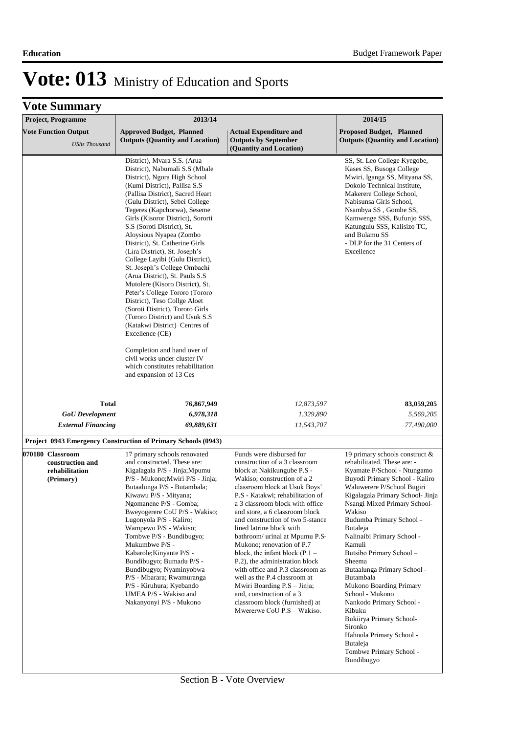# Vote: 013 Ministry of Education and Sports

## Vote Summary

| Project, Programme | 2013/14 | | 2014/15 |
|---|---|---|---|
| **Vote Function Output** *UShs Thousand* | **Approved Budget, Planned Outputs (Quantity and Location)** | **Actual Expenditure and Outputs by September (Quantity and Location)** | **Proposed Budget, Planned Outputs (Quantity and Location)** |
| | District), Mvara S.S. (Arua District), Nabumali S.S (Mbale District), Ngora High School (Kumi District), Pallisa S.S (Pallisa District), Sacred Heart (Gulu District), Sebei College Tegeres (Kapchorwa), Seseme Girls (Kisoror District), Sororti S.S (Soroti District), St. Aloysious Nyapea (Zombo District), St. Catherine Girls (Lira District), St. Joseph's College Layibi (Gulu District), St. Joseph's College Ombachi (Arua District), St. Pauls S.S Mutolere (Kisoro District), St. Peter's College Tororo (Tororo District), Teso Collge Aloet (Soroti District), Tororo Girls (Tororo District) and Usuk S.S (Katakwi District) Centres of Excellence (CE)<br><br>Completion and hand over of civil works under cluster IV which constitutes rehabilitation and expansion of 13 Ces | | SS, St. Leo College Kyegobe, Kases SS, Busoga College Mwiri, Iganga SS, Mityana SS, Dokolo Technical Institute, Makerere College School, Nabisunsa Girls School, Nsambya SS , Gombe SS, Kamwenge SSS, Bufunjo SSS, Katungulu SSS, Kalisizo TC, and Bulamu SS<br>- DLP for the 31 Centers of Excellence |
| **Total** | **76,867,949** | *12,873,597* | **83,059,205** |
| ***GoU Development*** | ***6,978,318*** | *1,329,890* | *5,569,205* |
| ***External Financing*** | ***69,889,631*** | *11,543,707* | *77,490,000* |
| **Project 0943 Emergency Construction of Primary Schools (0943)** | | | |
| **070180 Classroom construction and rehabilitation (Primary)** | 17 primary schools renovated and constructed. These are: Kigalagala P/S - Jinja;Mpumu P/S - Mukono;Mwiri P/S - Jinja; Butaalunga P/S - Butambala; Kiwawu P/S - Mityana; Ngomanene P/S - Gomba; Bweyogerere CoU P/S - Wakiso; Lugonyola P/S - Kaliro; Wampewo P/S - Wakiso; Tombwe P/S - Bundibugyo; Mukumbwe P/S - Kabarole;Kinyante P/S - Bundibugyo; Bumadu P/S - Bundibugyo; Nyaminyobwa P/S - Mbarara; Rwamuranga P/S - Kiruhura; Kyebando UMEA P/S - Wakiso and Nakanyonyi P/S - Mukono | Funds were disbursed for construction of a 3 classroom block at Nakikungube P.S - Wakiso; construction of a 2 classroom block at Usuk Boys' P.S - Katakwi; rehabilitation of a 3 classroom block with office and store, a 6 classroom block and construction of two 5-stance lined latrine block with bathroom/ urinal at Mpumu P.S-Mukono; renovation of P.7 block, the infant block (P.1 – P.2), the administration block with office and P.3 classroom as well as the P.4 classroom at Mwiri Boarding P.S – Jinja; and, construction of a 3 classroom block (furnished) at Mwererwe CoU P.S – Wakiso. | 19 primary schools construct & rehabilitated. These are: -<br>Kyamate P/School - Ntungamo<br>Buyodi Primary School - Kaliro<br>Waluwerere P/School Bugiri<br>Kigalagala Primary School- Jinja<br>Nsangi Mixed Primary School- Wakiso<br>Budumba Primary School - Butaleja<br>Nalinaibi Primary School - Kamuli<br>Butsibo Primary School – Sheema<br>Butaalunga Primary School - Butambala<br>Mukono Boarding Primary School - Mukono<br>Nankodo Primary School - Kibuku<br>Bukiirya Primary School- Sironko<br>Hahoola Primary School - Butaleja<br>Tombwe Primary School - Bundibugyo |

Section B - Vote Overview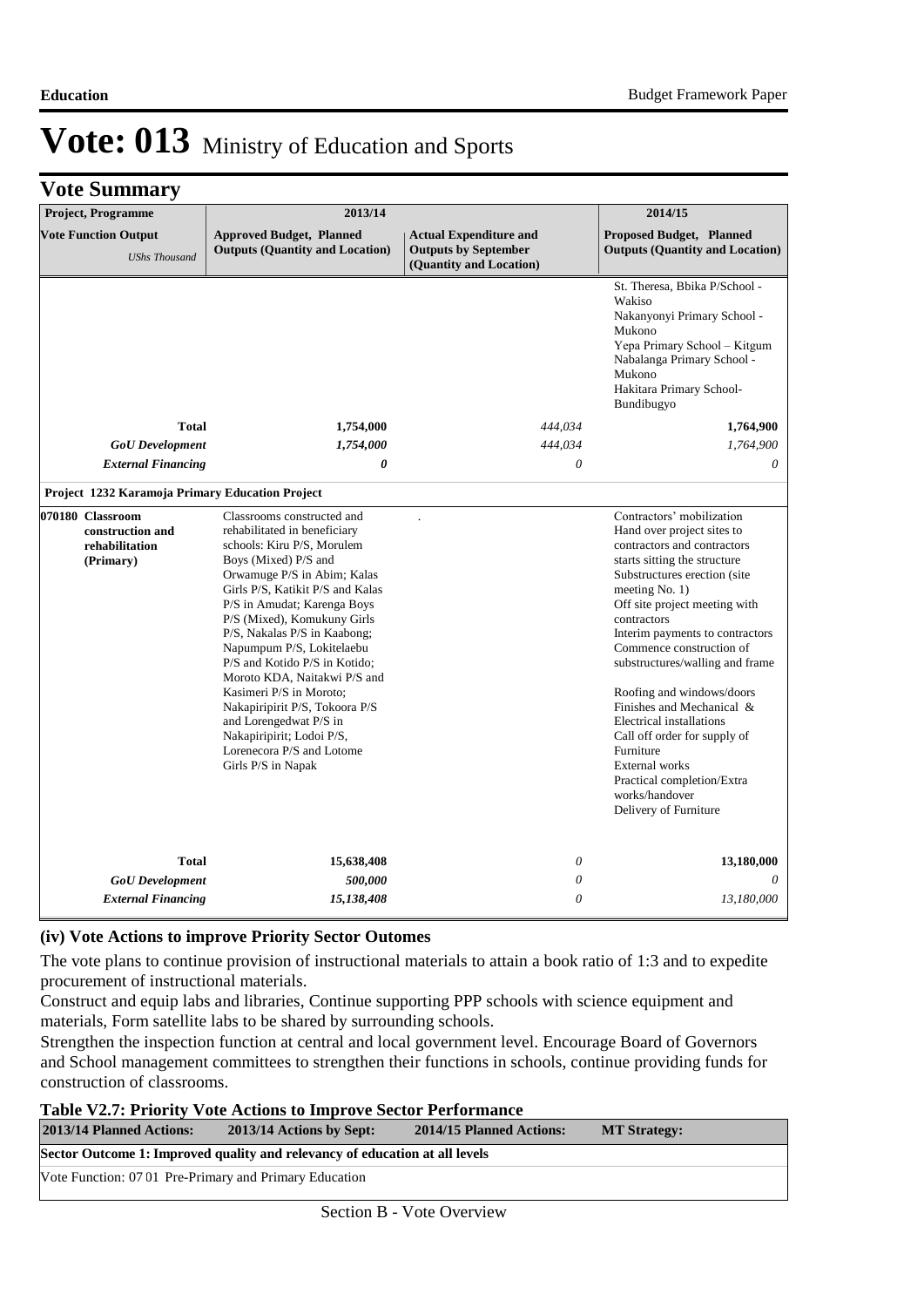# Vote: 013 Ministry of Education and Sports

## Vote Summary

| Project, Programme | 2013/14 | | 2014/15 |
|---|---|---|---|
| **Vote Function Output** *UShs Thousand* | **Approved Budget, Planned Outputs (Quantity and Location)** | **Actual Expenditure and Outputs by September (Quantity and Location)** | **Proposed Budget, Planned Outputs (Quantity and Location)** |
| | | | St. Theresa, Bbika P/School - Wakiso<br>Nakanyonyi Primary School - Mukono<br>Yepa Primary School – Kitgum<br>Nabalanga Primary School - Mukono<br>Hakitara Primary School- Bundibugyo |
| **Total** | **1,754,000** | *444,034* | **1,764,900** |
| ***GoU Development*** | ***1,754,000*** | *444,034* | *1,764,900* |
| ***External Financing*** | ***0*** | *0* | *0* |
| **Project 1232 Karamoja Primary Education Project** | | | |
| **070180 Classroom construction and rehabilitation (Primary)** | Classrooms constructed and rehabilitated in beneficiary schools: Kiru P/S, Morulem Boys (Mixed) P/S and Orwamuge P/S in Abim; Kalas Girls P/S, Katikit P/S and Kalas P/S in Amudat; Karenga Boys P/S (Mixed), Komukuny Girls P/S, Nakalas P/S in Kaabong; Napumpum P/S, Lokitelaebu P/S and Kotido P/S in Kotido; Moroto KDA, Naitakwi P/S and Kasimeri P/S in Moroto; Nakapiripirit P/S, Tokoora P/S and Lorengedwat P/S in Nakapiripirit; Lodoi P/S, Lorenecora P/S and Lotome Girls P/S in Napak | . | Contractors' mobilization<br>Hand over project sites to contractors and contractors starts sitting the structure<br>Substructures erection (site meeting No. 1)<br>Off site project meeting with contractors<br>Interim payments to contractors<br>Commence construction of substructures/walling and frame<br><br>Roofing and windows/doors<br>Finishes and Mechanical & Electrical installations<br>Call off order for supply of Furniture<br>External works<br>Practical completion/Extra works/handover<br>Delivery of Furniture |
| **Total** | **15,638,408** | *0* | **13,180,000** |
| ***GoU Development*** | ***500,000*** | *0* | *0* |
| ***External Financing*** | ***15,138,408*** | *0* | *13,180,000* |

### (iv) Vote Actions to improve Priority Sector Outomes

The vote plans to continue provision of instructional materials to attain a book ratio of 1:3 and to expedite procurement of instructional materials.
Construct and equip labs and libraries, Continue supporting PPP schools with science equipment and materials, Form satellite labs to be shared by surrounding schools.
Strengthen the inspection function at central and local government level. Encourage Board of Governors and School management committees to strengthen their functions in schools, continue providing funds for construction of classrooms.

**Table V2.7: Priority Vote Actions to Improve Sector Performance**

| 2013/14 Planned Actions: | 2013/14 Actions by Sept: | 2014/15 Planned Actions: | MT Strategy: |
|---|---|---|---|
| **Sector Outcome 1: Improved quality and relevancy of education at all levels** | | | |
| Vote Function: 07 01 Pre-Primary and Primary Education | | | |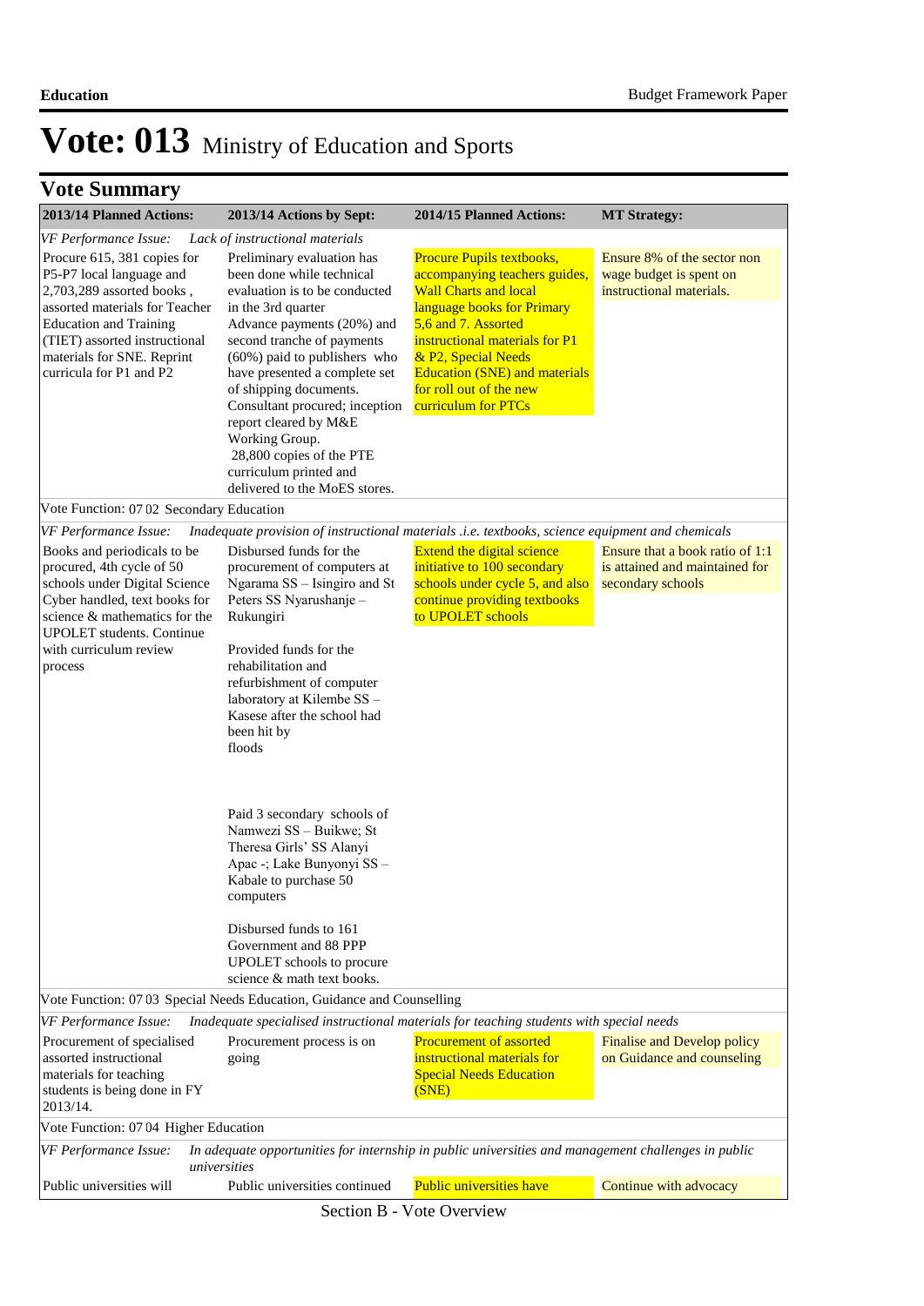# Vote: 013 Ministry of Education and Sports

## Vote Summary

| 2013/14 Planned Actions: | 2013/14 Actions by Sept: | 2014/15 Planned Actions: | MT Strategy: |
|---|---|---|---|
| *VF Performance Issue: Lack of instructional materials* | | | |
| Procure 615, 381 copies for P5-P7 local language and 2,703,289 assorted books , assorted materials for Teacher Education and Training (TIET) assorted instructional materials for SNE. Reprint curricula for P1 and P2 | Preliminary evaluation has been done while technical evaluation is to be conducted in the 3rd quarter<br>Advance payments (20%) and second tranche of payments (60%) paid to publishers who have presented a complete set of shipping documents.<br>Consultant procured; inception report cleared by M&E Working Group.<br>28,800 copies of the PTE curriculum printed and delivered to the MoES stores. | Procure Pupils textbooks, accompanying teachers guides, Wall Charts and local language books for Primary 5,6 and 7. Assorted instructional materials for P1 & P2, Special Needs Education (SNE) and materials for roll out of the new curriculum for PTCs | Ensure 8% of the sector non wage budget is spent on instructional materials. |
| Vote Function: 07 02 Secondary Education | | | |
| *VF Performance Issue: Inadequate provision of instructional materials .i.e. textbooks, science equipment and chemicals* | | | |
| Books and periodicals to be procured, 4th cycle of 50 schools under Digital Science Cyber handled, text books for science & mathematics for the UPOLET students. Continue with curriculum review process | Disbursed funds for the procurement of computers at Ngarama SS – Isingiro and St Peters SS Nyarushanje – Rukungiri<br><br>Provided funds for the rehabilitation and refurbishment of computer laboratory at Kilembe SS – Kasese after the school had been hit by floods<br><br>Paid 3 secondary schools of Namwezi SS – Buikwe; St Theresa Girls' SS Alanyi Apac -; Lake Bunyonyi SS – Kabale to purchase 50 computers<br><br>Disbursed funds to 161 Government and 88 PPP UPOLET schools to procure science & math text books. | Extend the digital science initiative to 100 secondary schools under cycle 5, and also continue providing textbooks to UPOLET schools | Ensure that a book ratio of 1:1 is attained and maintained for secondary schools |
| Vote Function: 07 03 Special Needs Education, Guidance and Counselling | | | |
| *VF Performance Issue: Inadequate specialised instructional materials for teaching students with special needs* | | | |
| Procurement of specialised assorted instructional materials for teaching students is being done in FY 2013/14. | Procurement process is on going | Procurement of assorted instructional materials for Special Needs Education (SNE) | Finalise and Develop policy on Guidance and counseling |
| Vote Function: 07 04 Higher Education | | | |
| *VF Performance Issue: In adequate opportunities for internship in public universities and management challenges in public universities* | | | |
| Public universities will | Public universities continued | Public universities have | Continue with advocacy |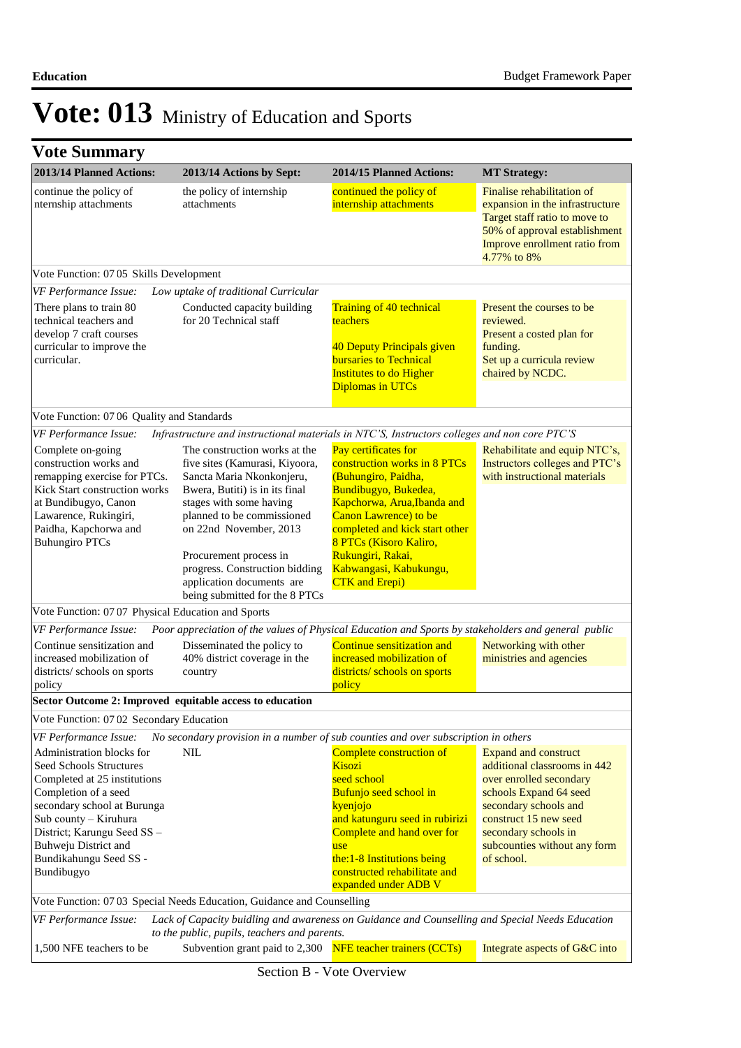# Vote: 013 Ministry of Education and Sports

## Vote Summary

| 2013/14 Planned Actions: | 2013/14 Actions by Sept: | 2014/15 Planned Actions: | MT Strategy: |
|---|---|---|---|
| continue the policy of nternship attachments | the policy of internship attachments | continued the policy of internship attachments | Finalise rehabilitation of expansion in the infrastructure<br>Target staff ratio to move to 50% of approval establishment<br>Improve enrollment ratio from 4.77% to 8% |
| Vote Function: 07 05 Skills Development | | | |
| *VF Performance Issue:* | *Low uptake of traditional Curricular* | | |
| There plans to train 80 technical teachers and develop 7 craft courses curricular to improve the curricular. | Conducted capacity building for 20 Technical staff | Training of 40 technical teachers<br><br>40 Deputy Principals given bursaries to Technical Institutes to do Higher Diplomas in UTCs | Present the courses to be reviewed.<br>Present a costed plan for funding.<br>Set up a curricula review chaired by NCDC. |
| Vote Function: 07 06 Quality and Standards | | | |
| *VF Performance Issue:* | *Infrastructure and instructional materials in NTC'S, Instructors colleges and non core PTC'S* | | |
| Complete on-going construction works and remapping exercise for PTCs. Kick Start construction works at Bundibugyo, Canon Lawarence, Rukingiri, Paidha, Kapchorwa and Buhungiro PTCs | The construction works at the five sites (Kamurasi, Kiyoora, Sancta Maria Nkonkonjeru, Bwera, Butiti) is in its final stages with some having planned to be commissioned on 22nd November, 2013<br><br>Procurement process in progress. Construction bidding application documents are being submitted for the 8 PTCs | Pay certificates for construction works in 8 PTCs (Buhungiro, Paidha, Bundibugyo, Bukedea, Kapchorwa, Arua,Ibanda and Canon Lawrence) to be completed and kick start other 8 PTCs (Kisoro Kaliro, Rukungiri, Rakai, Kabwangasi, Kabukungu, CTK and Erepi) | Rehabilitate and equip NTC's, Instructors colleges and PTC's with instructional materials |
| Vote Function: 07 07 Physical Education and Sports | | | |
| *VF Performance Issue:* | *Poor appreciation of the values of Physical Education and Sports by stakeholders and general public* | | |
| Continue sensitization and increased mobilization of districts/ schools on sports policy | Disseminated the policy to 40% district coverage in the country | Continue sensitization and increased mobilization of districts/ schools on sports policy | Networking with other ministries and agencies |
| **Sector Outcome 2: Improved equitable access to education** | | | |
| Vote Function: 07 02 Secondary Education | | | |
| *VF Performance Issue:* | *No secondary provision in a number of sub counties and over subscription in others* | | |
| Administration blocks for Seed Schools Structures Completed at 25 institutions Completion of a seed secondary school at Burunga Sub county – Kiruhura District; Karungu Seed SS – Buhweju District and Bundikahungu Seed SS - Bundibugyo | NIL | Complete construction of Kisozi seed school<br>Bufunjo seed school in kyenjojo<br>and katunguru seed in rubirizi<br>Complete and hand over for use<br>the:1-8 Institutions being constructed rehabilitate and expanded under ADB V | Expand and construct additional classrooms in 442 over enrolled secondary schools Expand 64 seed secondary schools and construct 15 new seed secondary schools in subcounties without any form of school. |
| Vote Function: 07 03 Special Needs Education, Guidance and Counselling | | | |
| *VF Performance Issue:* | *Lack of Capacity buidling and awareness on Guidance and Counselling and Special Needs Education to the public, pupils, teachers and parents.* | | |
| 1,500 NFE teachers to be | Subvention grant paid to 2,300 | NFE teacher trainers (CCTs) | Integrate aspects of G&C into |

Section B - Vote Overview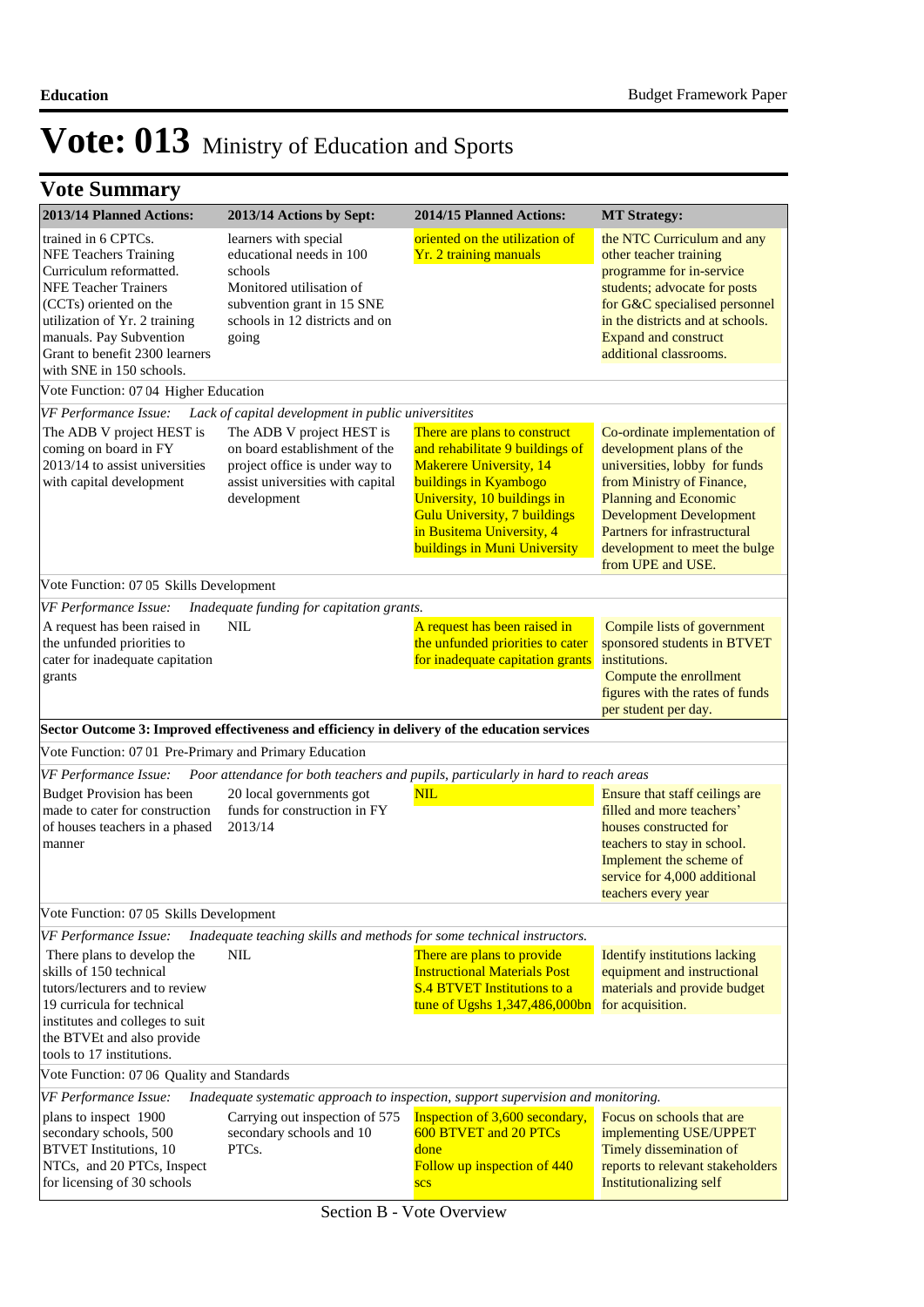# Vote: 013 Ministry of Education and Sports

## Vote Summary

| 2013/14 Planned Actions: | 2013/14 Actions by Sept: | 2014/15 Planned Actions: | MT Strategy: |
|---|---|---|---|
| trained in 6 CPTCs. NFE Teachers Training Curriculum reformatted. NFE Teacher Trainers (CCTs) oriented on the utilization of Yr. 2 training manuals. Pay Subvention Grant to benefit 2300 learners with SNE in 150 schools. | learners with special educational needs in 100 schools Monitored utilisation of subvention grant in 15 SNE schools in 12 districts and on going | oriented on the utilization of Yr. 2 training manuals | the NTC Curriculum and any other teacher training programme for in-service students; advocate for posts for G&C specialised personnel in the districts and at schools. Expand and construct additional classrooms. |
| Vote Function: 07 04 Higher Education | | | |
| *VF Performance Issue: Lack of capital development in public universitites* | | | |
| The ADB V project HEST is coming on board in FY 2013/14 to assist universities with capital development | The ADB V project HEST is on board establishment of the project office is under way to assist universities with capital development | There are plans to construct and rehabilitate 9 buildings of Makerere University, 14 buildings in Kyambogo University, 10 buildings in Gulu University, 7 buildings in Busitema University, 4 buildings in Muni University | Co-ordinate implementation of development plans of the universities, lobby for funds from Ministry of Finance, Planning and Economic Development Development Partners for infrastructural development to meet the bulge from UPE and USE. |
| Vote Function: 07 05 Skills Development | | | |
| *VF Performance Issue: Inadequate funding for capitation grants.* | | | |
| A request has been raised in the unfunded priorities to cater for inadequate capitation grants | NIL | A request has been raised in the unfunded priorities to cater for inadequate capitation grants | Compile lists of government sponsored students in BTVET institutions. Compute the enrollment figures with the rates of funds per student per day. |
| **Sector Outcome 3: Improved effectiveness and efficiency in delivery of the education services** | | | |
| Vote Function: 07 01 Pre-Primary and Primary Education | | | |
| *VF Performance Issue: Poor attendance for both teachers and pupils, particularly in hard to reach areas* | | | |
| Budget Provision has been made to cater for construction of houses teachers in a phased manner | 20 local governments got funds for construction in FY 2013/14 | NIL | Ensure that staff ceilings are filled and more teachers' houses constructed for teachers to stay in school. Implement the scheme of service for 4,000 additional teachers every year |
| Vote Function: 07 05 Skills Development | | | |
| *VF Performance Issue: Inadequate teaching skills and methods for some technical instructors.* | | | |
| There plans to develop the skills of 150 technical tutors/lecturers and to review 19 curricula for technical institutes and colleges to suit the BTVEt and also provide tools to 17 institutions. | NIL | There are plans to provide Instructional Materials Post S.4 BTVET Institutions to a tune of Ugshs 1,347,486,000bn | Identify institutions lacking equipment and instructional materials and provide budget for acquisition. |
| Vote Function: 07 06 Quality and Standards | | | |
| *VF Performance Issue: Inadequate systematic approach to inspection, support supervision and monitoring.* | | | |
| plans to inspect 1900 secondary schools, 500 BTVET Institutions, 10 NTCs, and 20 PTCs, Inspect for licensing of 30 schools | Carrying out inspection of 575 secondary schools and 10 PTCs. | Inspection of 3,600 secondary, 600 BTVET and 20 PTCs done Follow up inspection of 440 scs | Focus on schools that are implementing USE/UPPET Timely dissemination of reports to relevant stakeholders Institutionalizing self |

Section B - Vote Overview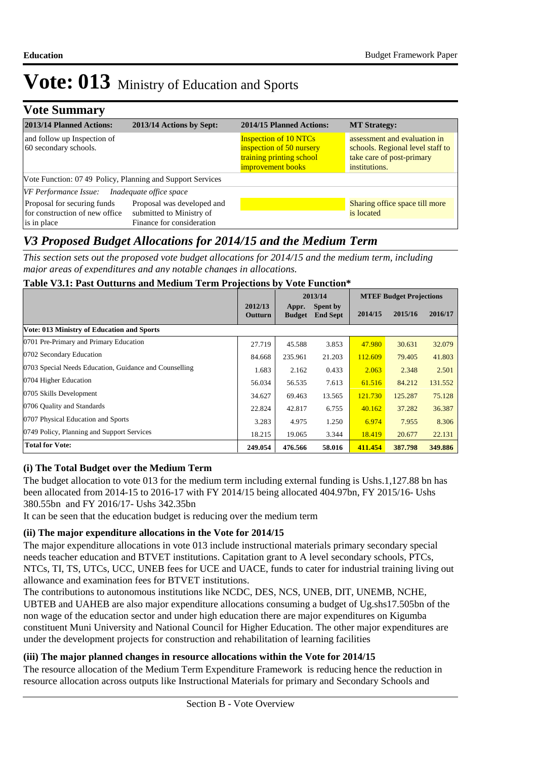# Vote: 013 Ministry of Education and Sports

## Vote Summary

| 2013/14 Planned Actions: | 2013/14 Actions by Sept: | 2014/15 Planned Actions: | MT Strategy: |
|---|---|---|---|
| and follow up Inspection of 60 secondary schools. | | Inspection of 10 NTCs inspection of 50 nursery training printing school improvement books | assessment and evaluation in schools. Regional level staff to take care of post-primary institutions. |
| Vote Function: 07 49 Policy, Planning and Support Services | | | |
| *VF Performance Issue: Inadequate office space* | | | |
| Proposal for securing funds for construction of new office is in place | Proposal was developed and submitted to Ministry of Finance for consideration | | Sharing office space till more is located |

## *V3 Proposed Budget Allocations for 2014/15 and the Medium Term*

*This section sets out the proposed vote budget allocations for 2014/15 and the medium term, including major areas of expenditures and any notable changes in allocations.*

**Table V3.1: Past Outturns and Medium Term Projections by Vote Function\***

| | 2012/13 Outturn | 2013/14 Appr. Budget | 2013/14 Spent by End Sept | MTEF Budget Projections 2014/15 | 2015/16 | 2016/17 |
|---|---|---|---|---|---|---|
| **Vote: 013 Ministry of Education and Sports** | | | | | | |
| 0701 Pre-Primary and Primary Education | 27.719 | 45.588 | 3.853 | 47.980 | 30.631 | 32.079 |
| 0702 Secondary Education | 84.668 | 235.961 | 21.203 | 112.609 | 79.405 | 41.803 |
| 0703 Special Needs Education, Guidance and Counselling | 1.683 | 2.162 | 0.433 | 2.063 | 2.348 | 2.501 |
| 0704 Higher Education | 56.034 | 56.535 | 7.613 | 61.516 | 84.212 | 131.552 |
| 0705 Skills Development | 34.627 | 69.463 | 13.565 | 121.730 | 125.287 | 75.128 |
| 0706 Quality and Standards | 22.824 | 42.817 | 6.755 | 40.162 | 37.282 | 36.387 |
| 0707 Physical Education and Sports | 3.283 | 4.975 | 1.250 | 6.974 | 7.955 | 8.306 |
| 0749 Policy, Planning and Support Services | 18.215 | 19.065 | 3.344 | 18.419 | 20.677 | 22.131 |
| **Total for Vote:** | **249.054** | **476.566** | **58.016** | **411.454** | **387.798** | **349.886** |

### (i) The Total Budget over the Medium Term

The budget allocation to vote 013 for the medium term including external funding is Ushs.1,127.88 bn has been allocated from 2014-15 to 2016-17 with FY 2014/15 being allocated 404.97bn, FY 2015/16- Ushs 380.55bn and FY 2016/17- Ushs 342.35bn

It can be seen that the education budget is reducing over the medium term

### (ii) The major expenditure allocations in the Vote for 2014/15

The major expenditure allocations in vote 013 include instructional materials primary secondary special needs teacher education and BTVET institutions. Capitation grant to A level secondary schools, PTCs, NTCs, TI, TS, UTCs, UCC, UNEB fees for UCE and UACE, funds to cater for industrial training living out allowance and examination fees for BTVET institutions.

The contributions to autonomous institutions like NCDC, DES, NCS, UNEB, DIT, UNEMB, NCHE, UBTEB and UAHEB are also major expenditure allocations consuming a budget of Ug.shs17.505bn of the non wage of the education sector and under high education there are major expenditures on Kigumba constituent Muni University and National Council for Higher Education. The other major expenditures are under the development projects for construction and rehabilitation of learning facilities

### (iii) The major planned changes in resource allocations within the Vote for 2014/15

The resource allocation of the Medium Term Expenditure Framework is reducing hence the reduction in resource allocation across outputs like Instructional Materials for primary and Secondary Schools and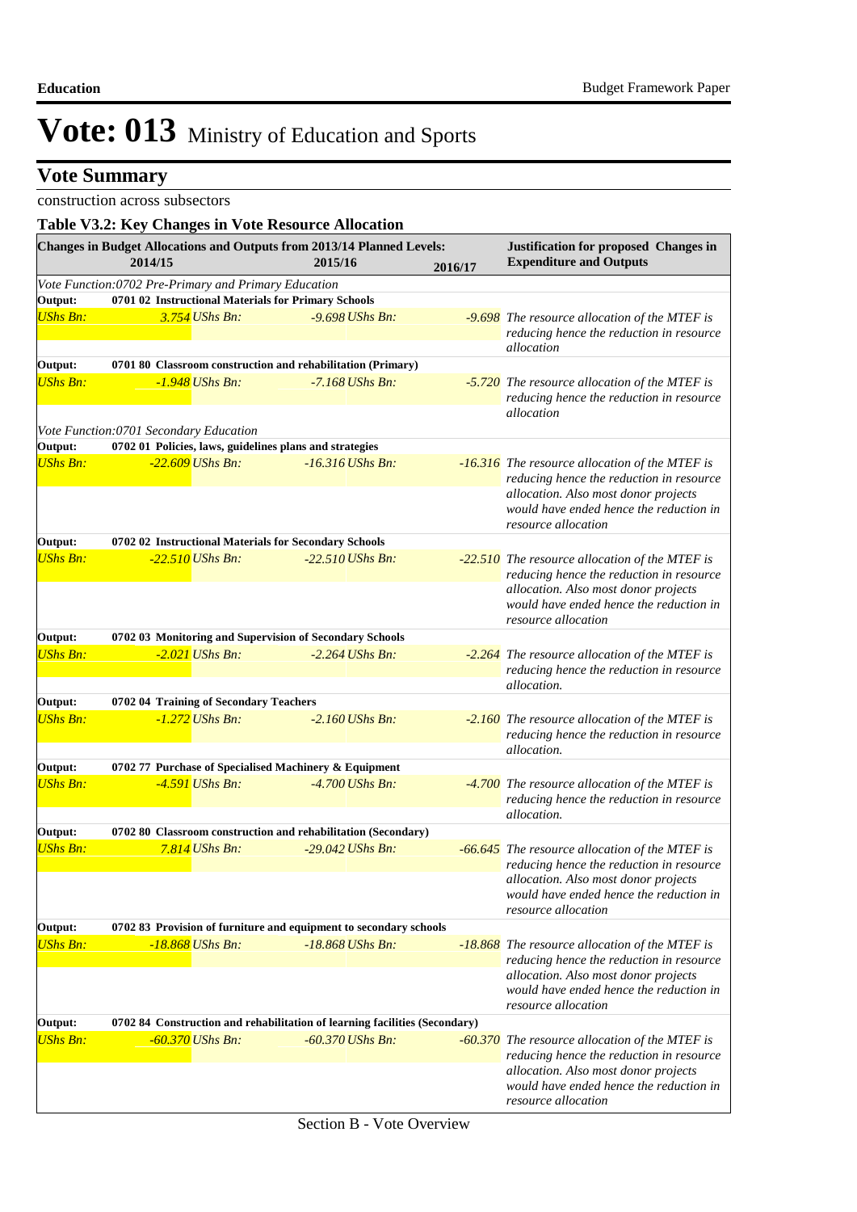# Vote: 013 Ministry of Education and Sports

## Vote Summary

construction across subsectors

### Table V3.2: Key Changes in Vote Resource Allocation

| Changes in Budget Allocations and Outputs from 2013/14 Planned Levels: 2014/15 | 2015/16 | 2016/17 | Justification for proposed Changes in Expenditure and Outputs |
|---|---|---|---|
| *Vote Function:0702 Pre-Primary and Primary Education* | | | |
| **Output: 0701 02 Instructional Materials for Primary Schools** | | | |
| *UShs Bn: 3.754* | *UShs Bn: -9.698* | *UShs Bn: -9.698* | *The resource allocation of the MTEF is reducing hence the reduction in resource allocation* |
| **Output: 0701 80 Classroom construction and rehabilitation (Primary)** | | | |
| *UShs Bn: -1.948* | *UShs Bn: -7.168* | *UShs Bn: -5.720* | *The resource allocation of the MTEF is reducing hence the reduction in resource allocation* |
| *Vote Function:0701 Secondary Education* | | | |
| **Output: 0702 01 Policies, laws, guidelines plans and strategies** | | | |
| *UShs Bn: -22.609* | *UShs Bn: -16.316* | *UShs Bn: -16.316* | *The resource allocation of the MTEF is reducing hence the reduction in resource allocation. Also most donor projects would have ended hence the reduction in resource allocation* |
| **Output: 0702 02 Instructional Materials for Secondary Schools** | | | |
| *UShs Bn: -22.510* | *UShs Bn: -22.510* | *UShs Bn: -22.510* | *The resource allocation of the MTEF is reducing hence the reduction in resource allocation. Also most donor projects would have ended hence the reduction in resource allocation* |
| **Output: 0702 03 Monitoring and Supervision of Secondary Schools** | | | |
| *UShs Bn: -2.021* | *UShs Bn: -2.264* | *UShs Bn: -2.264* | *The resource allocation of the MTEF is reducing hence the reduction in resource allocation.* |
| **Output: 0702 04 Training of Secondary Teachers** | | | |
| *UShs Bn: -1.272* | *UShs Bn: -2.160* | *UShs Bn: -2.160* | *The resource allocation of the MTEF is reducing hence the reduction in resource allocation.* |
| **Output: 0702 77 Purchase of Specialised Machinery & Equipment** | | | |
| *UShs Bn: -4.591* | *UShs Bn: -4.700* | *UShs Bn: -4.700* | *The resource allocation of the MTEF is reducing hence the reduction in resource allocation.* |
| **Output: 0702 80 Classroom construction and rehabilitation (Secondary)** | | | |
| *UShs Bn: 7.814* | *UShs Bn: -29.042* | *UShs Bn: -66.645* | *The resource allocation of the MTEF is reducing hence the reduction in resource allocation. Also most donor projects would have ended hence the reduction in resource allocation* |
| **Output: 0702 83 Provision of furniture and equipment to secondary schools** | | | |
| *UShs Bn: -18.868* | *UShs Bn: -18.868* | *UShs Bn: -18.868* | *The resource allocation of the MTEF is reducing hence the reduction in resource allocation. Also most donor projects would have ended hence the reduction in resource allocation* |
| **Output: 0702 84 Construction and rehabilitation of learning facilities (Secondary)** | | | |
| *UShs Bn: -60.370* | *UShs Bn: -60.370* | *UShs Bn: -60.370* | *The resource allocation of the MTEF is reducing hence the reduction in resource allocation. Also most donor projects would have ended hence the reduction in resource allocation* |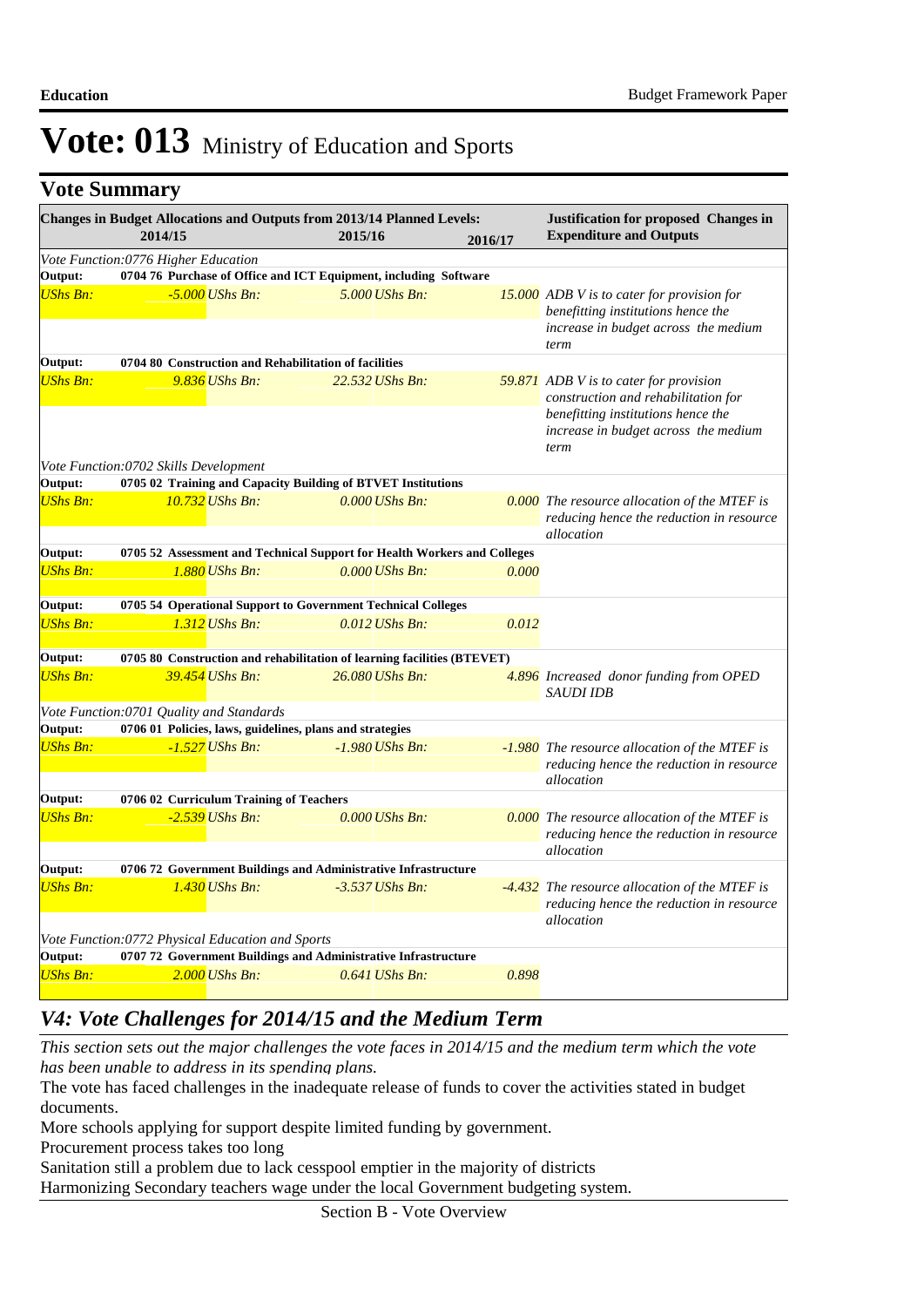# Vote: 013 Ministry of Education and Sports

## Vote Summary

| Changes in Budget Allocations and Outputs from 2013/14 Planned Levels: | 2014/15 | 2015/16 | 2016/17 | Justification for proposed Changes in Expenditure and Outputs |
|---|---|---|---|---|
| *Vote Function:0776 Higher Education* | | | | |
| **Output: 0704 76 Purchase of Office and ICT Equipment, including Software** | | | | |
| *UShs Bn:* | *-5.000* | *5.000* | *15.000* | *ADB V is to cater for provision for benefitting institutions hence the increase in budget across the medium term* |
| **Output: 0704 80 Construction and Rehabilitation of facilities** | | | | |
| *UShs Bn:* | *9.836* | *22.532* | *59.871* | *ADB V is to cater for provision construction and rehabilitation for benefitting institutions hence the increase in budget across the medium term* |
| *Vote Function:0702 Skills Development* | | | | |
| **Output: 0705 02 Training and Capacity Building of BTVET Institutions** | | | | |
| *UShs Bn:* | *10.732* | *0.000* | *0.000* | *The resource allocation of the MTEF is reducing hence the reduction in resource allocation* |
| **Output: 0705 52 Assessment and Technical Support for Health Workers and Colleges** | | | | |
| *UShs Bn:* | *1.880* | *0.000* | *0.000* | |
| **Output: 0705 54 Operational Support to Government Technical Colleges** | | | | |
| *UShs Bn:* | *1.312* | *0.012* | *0.012* | |
| **Output: 0705 80 Construction and rehabilitation of learning facilities (BTEVET)** | | | | |
| *UShs Bn:* | *39.454* | *26.080* | *4.896* | *Increased donor funding from OPED SAUDI IDB* |
| *Vote Function:0701 Quality and Standards* | | | | |
| **Output: 0706 01 Policies, laws, guidelines, plans and strategies** | | | | |
| *UShs Bn:* | *-1.527* | *-1.980* | *-1.980* | *The resource allocation of the MTEF is reducing hence the reduction in resource allocation* |
| **Output: 0706 02 Curriculum Training of Teachers** | | | | |
| *UShs Bn:* | *-2.539* | *0.000* | *0.000* | *The resource allocation of the MTEF is reducing hence the reduction in resource allocation* |
| **Output: 0706 72 Government Buildings and Administrative Infrastructure** | | | | |
| *UShs Bn:* | *1.430* | *-3.537* | *-4.432* | *The resource allocation of the MTEF is reducing hence the reduction in resource allocation* |
| *Vote Function:0772 Physical Education and Sports* | | | | |
| **Output: 0707 72 Government Buildings and Administrative Infrastructure** | | | | |
| *UShs Bn:* | *2.000* | *0.641* | *0.898* | |

## *V4: Vote Challenges for 2014/15 and the Medium Term*

*This section sets out the major challenges the vote faces in 2014/15 and the medium term which the vote has been unable to address in its spending plans.*

The vote has faced challenges in the inadequate release of funds to cover the activities stated in budget documents.
More schools applying for support despite limited funding by government.
Procurement process takes too long
Sanitation still a problem due to lack cesspool emptier in the majority of districts
Harmonizing Secondary teachers wage under the local Government budgeting system.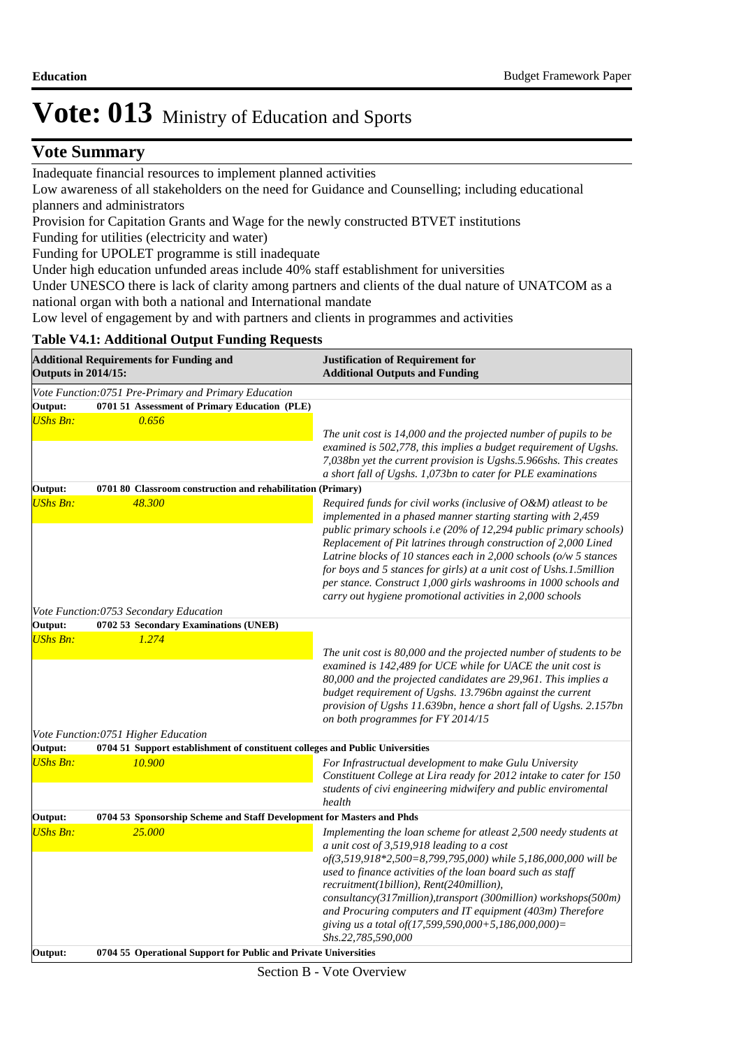# Vote: 013 Ministry of Education and Sports

## Vote Summary

Inadequate financial resources to implement planned activities

Low awareness of all stakeholders on the need for Guidance and Counselling; including educational planners and administrators

Provision for Capitation Grants and Wage for the newly constructed BTVET institutions

Funding for utilities (electricity and water)

Funding for UPOLET programme is still inadequate

Under high education unfunded areas include 40% staff establishment for universities

Under UNESCO there is lack of clarity among partners and clients of the dual nature of UNATCOM as a national organ with both a national and International mandate

Low level of engagement by and with partners and clients in programmes and activities

**Table V4.1: Additional Output Funding Requests**

| Additional Requirements for Funding and Outputs in 2014/15: | | Justification of Requirement for Additional Outputs and Funding |
|---|---|---|
| *Vote Function:0751 Pre-Primary and Primary Education* | | |
| **Output:** | **0701 51 Assessment of Primary Education (PLE)** | |
| *UShs Bn:* | *0.656* | *The unit cost is 14,000 and the projected number of pupils to be examined is 502,778, this implies a budget requirement of Ugshs. 7,038bn yet the current provision is Ugshs.5.966shs. This creates a short fall of Ugshs. 1,073bn to cater for PLE examinations* |
| **Output:** | **0701 80 Classroom construction and rehabilitation (Primary)** | |
| *UShs Bn:* | *48.300* | *Required funds for civil works (inclusive of O&M) atleast to be implemented in a phased manner starting starting with 2,459 public primary schools i.e (20% of 12,294 public primary schools) Replacement of Pit latrines through construction of 2,000 Lined Latrine blocks of 10 stances each in 2,000 schools (o/w 5 stances for boys and 5 stances for girls) at a unit cost of Ushs.1.5million per stance. Construct 1,000 girls washrooms in 1000 schools and carry out hygiene promotional activities in 2,000 schools* |
| *Vote Function:0753 Secondary Education* | | |
| **Output:** | **0702 53 Secondary Examinations (UNEB)** | |
| *UShs Bn:* | *1.274* | *The unit cost is 80,000 and the projected number of students to be examined is 142,489 for UCE while for UACE the unit cost is 80,000 and the projected candidates are 29,961. This implies a budget requirement of Ugshs. 13.796bn against the current provision of Ugshs 11.639bn, hence a short fall of Ugshs. 2.157bn on both programmes for FY 2014/15* |
| *Vote Function:0751 Higher Education* | | |
| **Output:** | **0704 51 Support establishment of constituent colleges and Public Universities** | |
| *UShs Bn:* | *10.900* | *For Infrastructual development to make Gulu University Constituent College at Lira ready for 2012 intake to cater for 150 students of civi engineering midwifery and public enviromental health* |
| **Output:** | **0704 53 Sponsorship Scheme and Staff Development for Masters and Phds** | |
| *UShs Bn:* | *25.000* | *Implementing the loan scheme for atleast 2,500 needy students at a unit cost of 3,519,918 leading to a cost of(3,519,918*2,500=8,799,795,000) while 5,186,000,000 will be used to finance activities of the loan board such as staff recruitment(1billion), Rent(240million), consultancy(317million),transport (300million) workshops(500m) and Procuring computers and IT equipment (403m) Therefore giving us a total of(17,599,590,000+5,186,000,000)= Shs.22,785,590,000* |
| **Output:** | **0704 55 Operational Support for Public and Private Universities** | |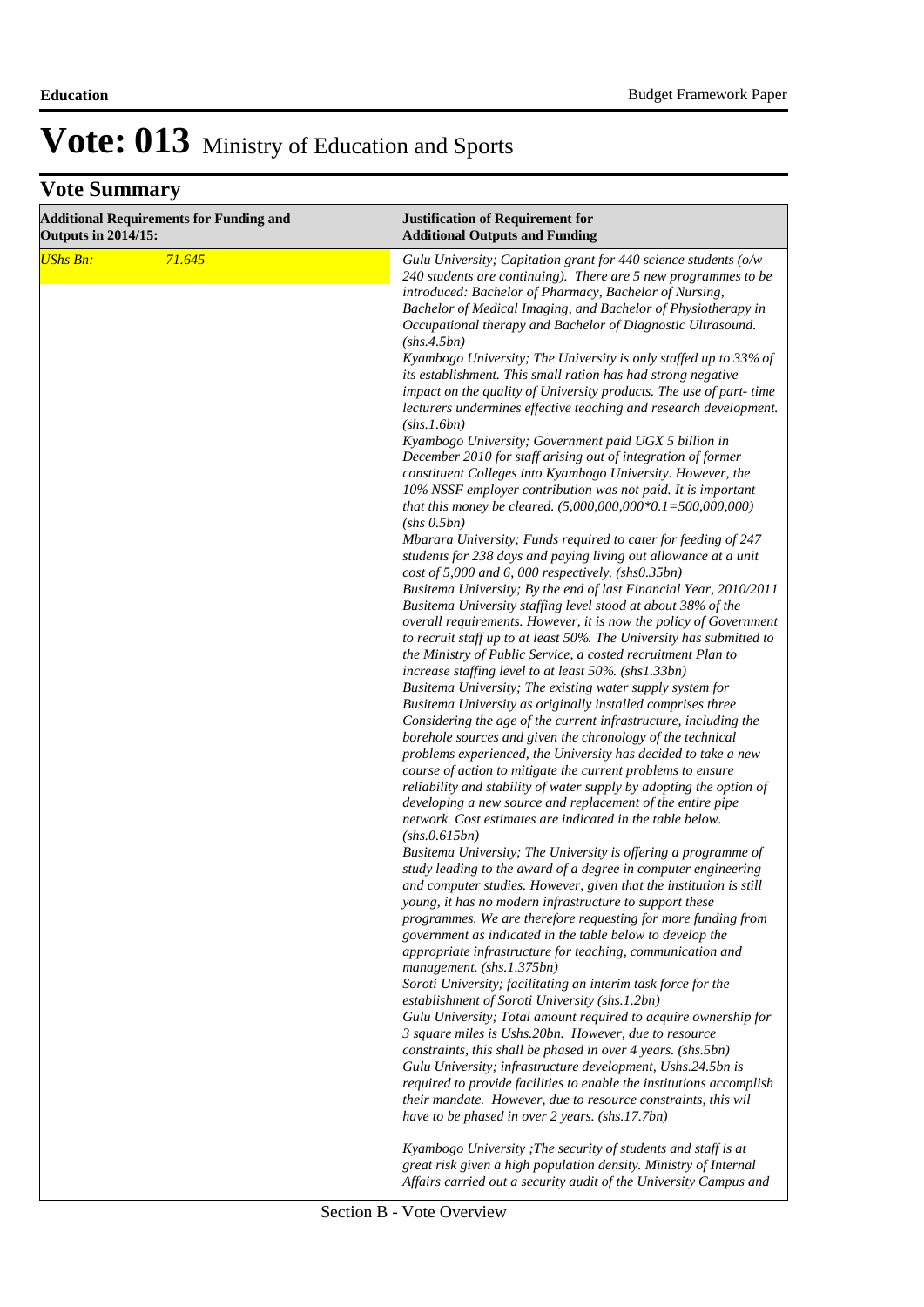# Vote: 013 Ministry of Education and Sports

## Vote Summary

| Additional Requirements for Funding and Outputs in 2014/15: | Justification of Requirement for Additional Outputs and Funding |
|---|---|
| *UShs Bn: 71.645* | *Gulu University; Capitation grant for 440 science students (o/w 240 students are continuing). There are 5 new programmes to be introduced: Bachelor of Pharmacy, Bachelor of Nursing, Bachelor of Medical Imaging, and Bachelor of Physiotherapy in Occupational therapy and Bachelor of Diagnostic Ultrasound. (shs.4.5bn)*<br>*Kyambogo University; The University is only staffed up to 33% of its establishment. This small ration has had strong negative impact on the quality of University products. The use of part- time lecturers undermines effective teaching and research development. (shs.1.6bn)*<br>*Kyambogo University; Government paid UGX 5 billion in December 2010 for staff arising out of integration of former constituent Colleges into Kyambogo University. However, the 10% NSSF employer contribution was not paid. It is important that this money be cleared. (5,000,000,000*0.1=500,000,000) (shs 0.5bn)*<br>*Mbarara University; Funds required to cater for feeding of 247 students for 238 days and paying living out allowance at a unit cost of 5,000 and 6, 000 respectively. (shs0.35bn)*<br>*Busitema University; By the end of last Financial Year, 2010/2011 Busitema University staffing level stood at about 38% of the overall requirements. However, it is now the policy of Government to recruit staff up to at least 50%. The University has submitted to the Ministry of Public Service, a costed recruitment Plan to increase staffing level to at least 50%. (shs1.33bn)*<br>*Busitema University; The existing water supply system for Busitema University as originally installed comprises three Considering the age of the current infrastructure, including the borehole sources and given the chronology of the technical problems experienced, the University has decided to take a new course of action to mitigate the current problems to ensure reliability and stability of water supply by adopting the option of developing a new source and replacement of the entire pipe network. Cost estimates are indicated in the table below. (shs.0.615bn)*<br>*Busitema University; The University is offering a programme of study leading to the award of a degree in computer engineering and computer studies. However, given that the institution is still young, it has no modern infrastructure to support these programmes. We are therefore requesting for more funding from government as indicated in the table below to develop the appropriate infrastructure for teaching, communication and management. (shs.1.375bn)*<br>*Soroti University; facilitating an interim task force for the establishment of Soroti University (shs.1.2bn)*<br>*Gulu University; Total amount required to acquire ownership for 3 square miles is Ushs.20bn. However, due to resource constraints, this shall be phased in over 4 years. (shs.5bn)*<br>*Gulu University; infrastructure development, Ushs.24.5bn is required to provide facilities to enable the institutions accomplish their mandate. However, due to resource constraints, this wil have to be phased in over 2 years. (shs.17.7bn)*<br><br>*Kyambogo University ;The security of students and staff is at great risk given a high population density. Ministry of Internal Affairs carried out a security audit of the University Campus and* |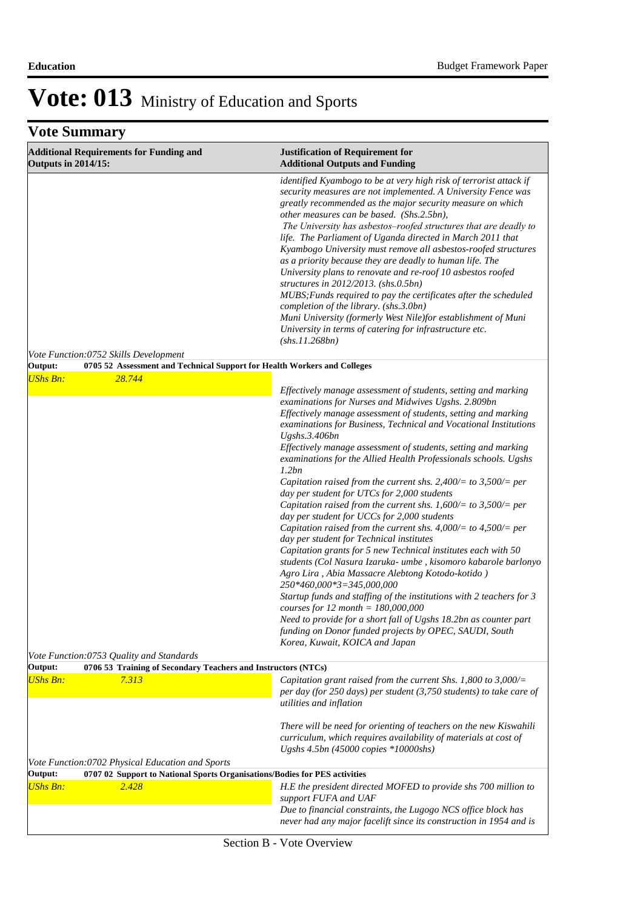# Vote: 013 Ministry of Education and Sports

## Vote Summary

| Additional Requirements for Funding and Outputs in 2014/15: | Justification of Requirement for Additional Outputs and Funding |
|---|---|
| | *identified Kyambogo to be at very high risk of terrorist attack if security measures are not implemented. A University Fence was greatly recommended as the major security measure on which other measures can be based. (Shs.2.5bn),* *The University has asbestos–roofed structures that are deadly to life. The Parliament of Uganda directed in March 2011 that Kyambogo University must remove all asbestos-roofed structures as a priority because they are deadly to human life. The University plans to renovate and re-roof 10 asbestos roofed structures in 2012/2013. (shs.0.5bn)* *MUBS;Funds required to pay the certificates after the scheduled completion of the library. (shs.3.0bn)* *Muni University (formerly West Nile)for establishment of Muni University in terms of catering for infrastructure etc. (shs.11.268bn)* |
| *Vote Function:0752 Skills Development* | |
| **Output: 0705 52 Assessment and Technical Support for Health Workers and Colleges** | |
| *UShs Bn: 28.744* | *Effectively manage assessment of students, setting and marking examinations for Nurses and Midwives Ugshs. 2.809bn* *Effectively manage assessment of students, setting and marking examinations for Business, Technical and Vocational Institutions Ugshs.3.406bn* *Effectively manage assessment of students, setting and marking examinations for the Allied Health Professionals schools. Ugshs 1.2bn* *Capitation raised from the current shs. 2,400/= to 3,500/= per day per student for UTCs for 2,000 students* *Capitation raised from the current shs. 1,600/= to 3,500/= per day per student for UCCs for 2,000 students* *Capitation raised from the current shs. 4,000/= to 4,500/= per day per student for Technical institutes* *Capitation grants for 5 new Technical institutes each with 50 students (Col Nasura Izaruka- umbe , kisomoro kabarole barlonyo Agro Lira , Abia Massacre Alebtong Kotodo-kotido ) 250*460,000*3=345,000,000* *Startup funds and staffing of the institutions with 2 teachers for 3 courses for 12 month = 180,000,000* *Need to provide for a short fall of Ugshs 18.2bn as counter part funding on Donor funded projects by OPEC, SAUDI, South Korea, Kuwait, KOICA and Japan* |
| *Vote Function:0753 Quality and Standards* | |
| **Output: 0706 53 Training of Secondary Teachers and Instructors (NTCs)** | |
| *UShs Bn: 7.313* | *Capitation grant raised from the current Shs. 1,800 to 3,000/= per day (for 250 days) per student (3,750 students) to take care of utilities and inflation* *There will be need for orienting of teachers on the new Kiswahili curriculum, which requires availability of materials at cost of Ugshs 4.5bn (45000 copies *10000shs)* |
| *Vote Function:0702 Physical Education and Sports* | |
| **Output: 0707 02 Support to National Sports Organisations/Bodies for PES activities** | |
| *UShs Bn: 2.428* | *H.E the president directed MOFED to provide shs 700 million to support FUFA and UAF* *Due to financial constraints, the Lugogo NCS office block has never had any major facelift since its construction in 1954 and is* |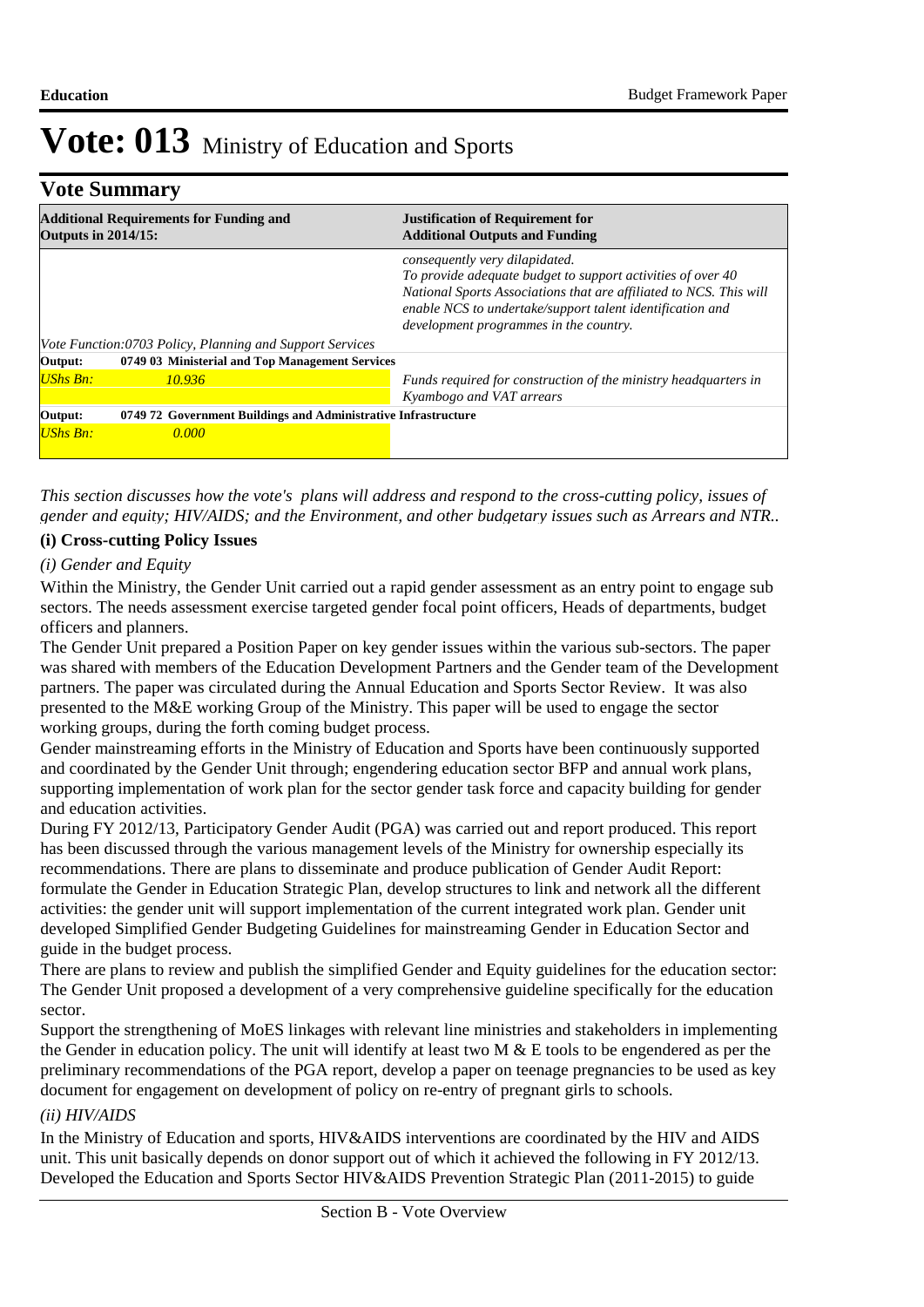# Vote: 013 Ministry of Education and Sports

## Vote Summary

| Additional Requirements for Funding and Outputs in 2014/15: | | Justification of Requirement for Additional Outputs and Funding |
|---|---|---|
| | | *consequently very dilapidated.* *To provide adequate budget to support activities of over 40 National Sports Associations that are affiliated to NCS. This will enable NCS to undertake/support talent identification and development programmes in the country.* |
| *Vote Function:0703 Policy, Planning and Support Services* | | |
| **Output:** | **0749 03 Ministerial and Top Management Services** | |
| *UShs Bn:* | *10.936* | *Funds required for construction of the ministry headquarters in Kyambogo and VAT arrears* |
| **Output:** | **0749 72 Government Buildings and Administrative Infrastructure** | |
| *UShs Bn:* | *0.000* | |

*This section discusses how the vote's plans will address and respond to the cross-cutting policy, issues of gender and equity; HIV/AIDS; and the Environment, and other budgetary issues such as Arrears and NTR..*

**(i) Cross-cutting Policy Issues**

*(i) Gender and Equity*

Within the Ministry, the Gender Unit carried out a rapid gender assessment as an entry point to engage sub sectors. The needs assessment exercise targeted gender focal point officers, Heads of departments, budget officers and planners.

The Gender Unit prepared a Position Paper on key gender issues within the various sub-sectors. The paper was shared with members of the Education Development Partners and the Gender team of the Development partners. The paper was circulated during the Annual Education and Sports Sector Review. It was also presented to the M&E working Group of the Ministry. This paper will be used to engage the sector working groups, during the forth coming budget process.

Gender mainstreaming efforts in the Ministry of Education and Sports have been continuously supported and coordinated by the Gender Unit through; engendering education sector BFP and annual work plans, supporting implementation of work plan for the sector gender task force and capacity building for gender and education activities.

During FY 2012/13, Participatory Gender Audit (PGA) was carried out and report produced. This report has been discussed through the various management levels of the Ministry for ownership especially its recommendations. There are plans to disseminate and produce publication of Gender Audit Report: formulate the Gender in Education Strategic Plan, develop structures to link and network all the different activities: the gender unit will support implementation of the current integrated work plan. Gender unit developed Simplified Gender Budgeting Guidelines for mainstreaming Gender in Education Sector and guide in the budget process.

There are plans to review and publish the simplified Gender and Equity guidelines for the education sector: The Gender Unit proposed a development of a very comprehensive guideline specifically for the education sector.

Support the strengthening of MoES linkages with relevant line ministries and stakeholders in implementing the Gender in education policy. The unit will identify at least two M & E tools to be engendered as per the preliminary recommendations of the PGA report, develop a paper on teenage pregnancies to be used as key document for engagement on development of policy on re-entry of pregnant girls to schools.

*(ii) HIV/AIDS*

In the Ministry of Education and sports, HIV&AIDS interventions are coordinated by the HIV and AIDS unit. This unit basically depends on donor support out of which it achieved the following in FY 2012/13. Developed the Education and Sports Sector HIV&AIDS Prevention Strategic Plan (2011-2015) to guide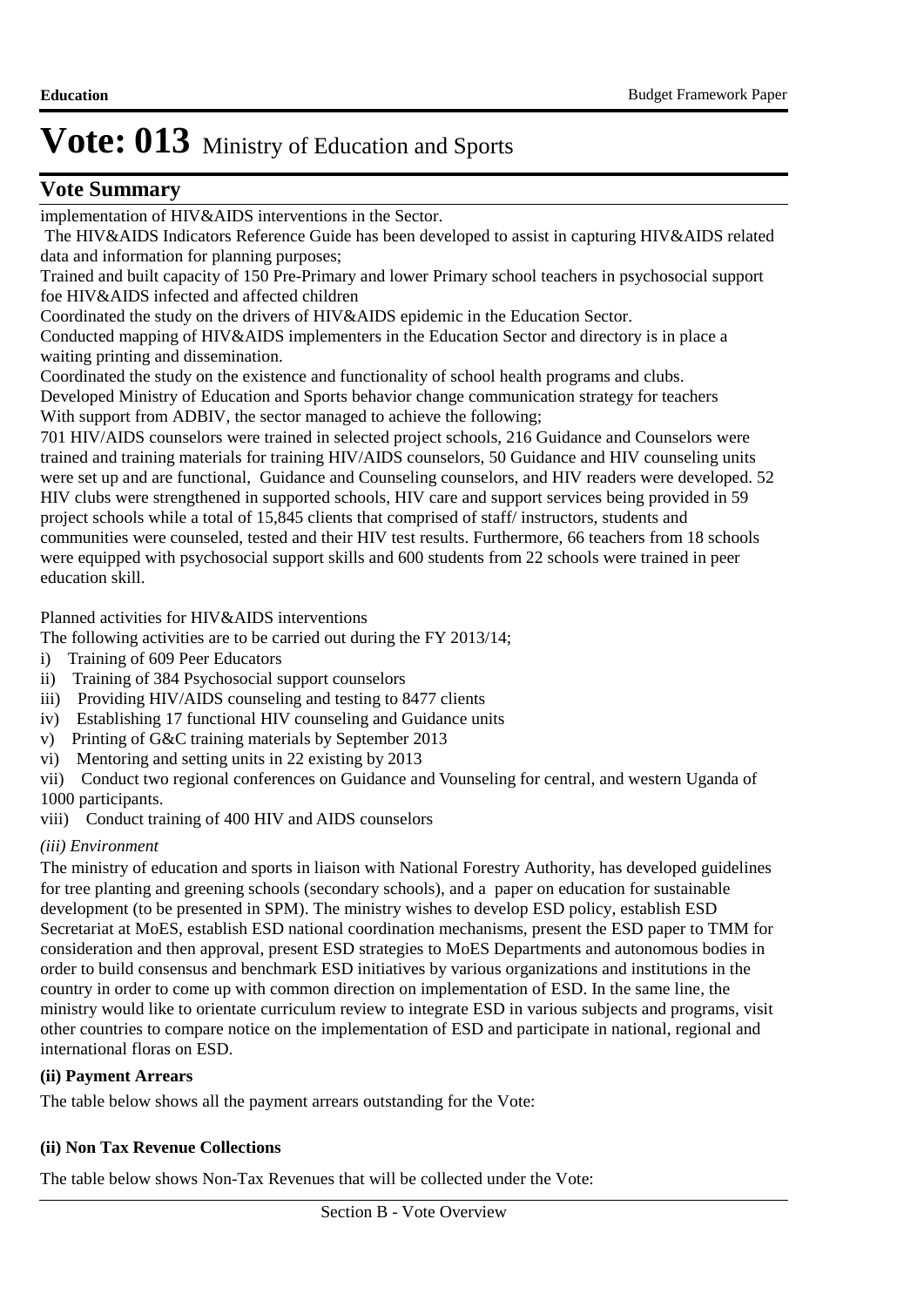# Vote: 013 Ministry of Education and Sports

## Vote Summary

implementation of HIV&AIDS interventions in the Sector.

The HIV&AIDS Indicators Reference Guide has been developed to assist in capturing HIV&AIDS related data and information for planning purposes;

Trained and built capacity of 150 Pre-Primary and lower Primary school teachers in psychosocial support foe HIV&AIDS infected and affected children

Coordinated the study on the drivers of HIV&AIDS epidemic in the Education Sector.

Conducted mapping of HIV&AIDS implementers in the Education Sector and directory is in place a waiting printing and dissemination.

Coordinated the study on the existence and functionality of school health programs and clubs.

Developed Ministry of Education and Sports behavior change communication strategy for teachers

With support from ADBIV, the sector managed to achieve the following;

701 HIV/AIDS counselors were trained in selected project schools, 216 Guidance and Counselors were trained and training materials for training HIV/AIDS counselors, 50 Guidance and HIV counseling units were set up and are functional, Guidance and Counseling counselors, and HIV readers were developed. 52 HIV clubs were strengthened in supported schools, HIV care and support services being provided in 59 project schools while a total of 15,845 clients that comprised of staff/ instructors, students and communities were counseled, tested and their HIV test results. Furthermore, 66 teachers from 18 schools were equipped with psychosocial support skills and 600 students from 22 schools were trained in peer education skill.

Planned activities for HIV&AIDS interventions

The following activities are to be carried out during the FY 2013/14;

i) Training of 609 Peer Educators
ii) Training of 384 Psychosocial support counselors
iii) Providing HIV/AIDS counseling and testing to 8477 clients
iv) Establishing 17 functional HIV counseling and Guidance units
v) Printing of G&C training materials by September 2013
vi) Mentoring and setting units in 22 existing by 2013
vii) Conduct two regional conferences on Guidance and Vounseling for central, and western Uganda of 1000 participants.
viii) Conduct training of 400 HIV and AIDS counselors

*(iii) Environment*

The ministry of education and sports in liaison with National Forestry Authority, has developed guidelines for tree planting and greening schools (secondary schools), and a paper on education for sustainable development (to be presented in SPM). The ministry wishes to develop ESD policy, establish ESD Secretariat at MoES, establish ESD national coordination mechanisms, present the ESD paper to TMM for consideration and then approval, present ESD strategies to MoES Departments and autonomous bodies in order to build consensus and benchmark ESD initiatives by various organizations and institutions in the country in order to come up with common direction on implementation of ESD. In the same line, the ministry would like to orientate curriculum review to integrate ESD in various subjects and programs, visit other countries to compare notice on the implementation of ESD and participate in national, regional and international floras on ESD.

**(ii) Payment Arrears**

The table below shows all the payment arrears outstanding for the Vote:

**(ii) Non Tax Revenue Collections**

The table below shows Non-Tax Revenues that will be collected under the Vote: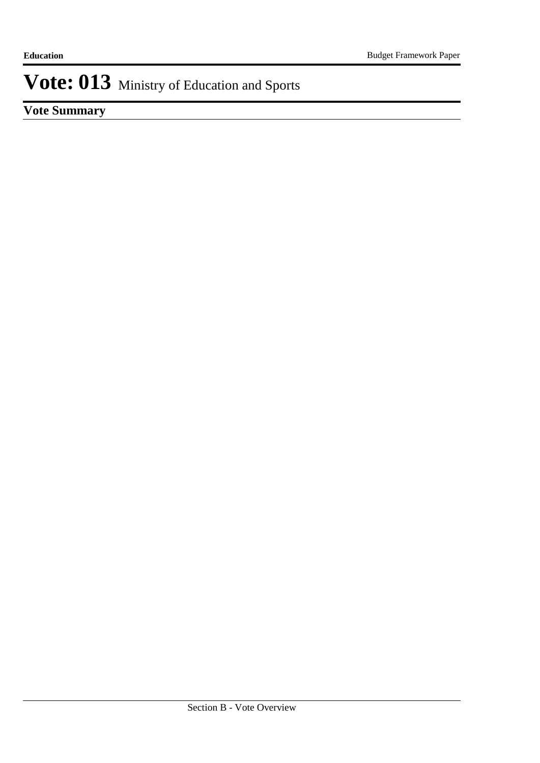# Vote: 013 Ministry of Education and Sports

## Vote Summary